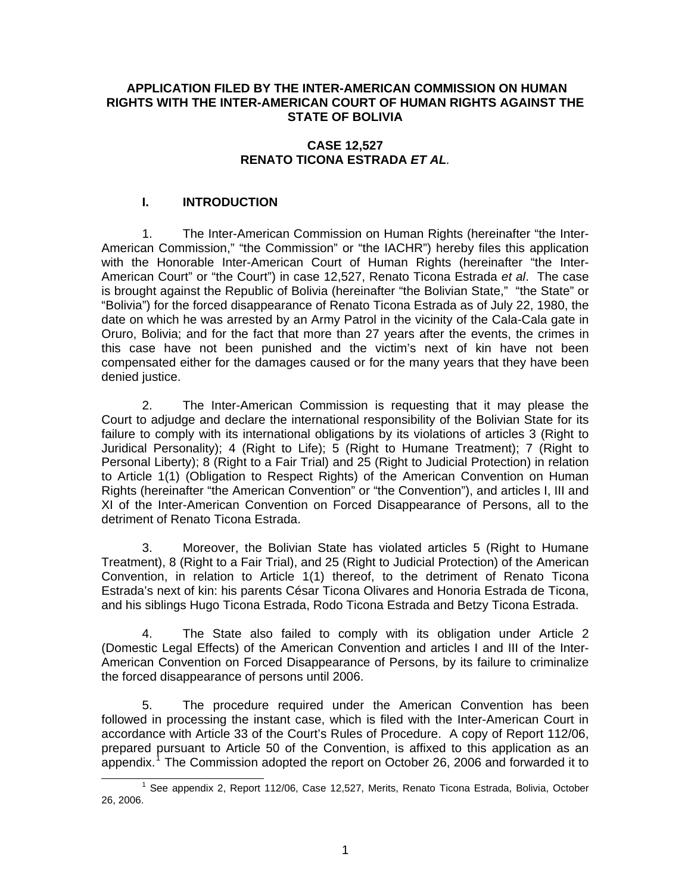**APPLICATION FILED BY THE INTER-AMERICAN COMMISSION ON HUMAN RIGHTS WITH THE INTER-AMERICAN COURT OF HUMAN RIGHTS AGAINST THE STATE OF BOLIVIA**

**CASE 12,527**
**RENATO TICONA ESTRADA *ET AL.***

## I. INTRODUCTION

1. The Inter-American Commission on Human Rights (hereinafter "the Inter-American Commission," "the Commission" or "the IACHR") hereby files this application with the Honorable Inter-American Court of Human Rights (hereinafter "the Inter-American Court" or "the Court") in case 12,527, Renato Ticona Estrada *et al*. The case is brought against the Republic of Bolivia (hereinafter "the Bolivian State," "the State" or "Bolivia") for the forced disappearance of Renato Ticona Estrada as of July 22, 1980, the date on which he was arrested by an Army Patrol in the vicinity of the Cala-Cala gate in Oruro, Bolivia; and for the fact that more than 27 years after the events, the crimes in this case have not been punished and the victim's next of kin have not been compensated either for the damages caused or for the many years that they have been denied justice.

2. The Inter-American Commission is requesting that it may please the Court to adjudge and declare the international responsibility of the Bolivian State for its failure to comply with its international obligations by its violations of articles 3 (Right to Juridical Personality); 4 (Right to Life); 5 (Right to Humane Treatment); 7 (Right to Personal Liberty); 8 (Right to a Fair Trial) and 25 (Right to Judicial Protection) in relation to Article 1(1) (Obligation to Respect Rights) of the American Convention on Human Rights (hereinafter "the American Convention" or "the Convention"), and articles I, III and XI of the Inter-American Convention on Forced Disappearance of Persons, all to the detriment of Renato Ticona Estrada.

3. Moreover, the Bolivian State has violated articles 5 (Right to Humane Treatment), 8 (Right to a Fair Trial), and 25 (Right to Judicial Protection) of the American Convention, in relation to Article 1(1) thereof, to the detriment of Renato Ticona Estrada's next of kin: his parents César Ticona Olivares and Honoria Estrada de Ticona, and his siblings Hugo Ticona Estrada, Rodo Ticona Estrada and Betzy Ticona Estrada.

4. The State also failed to comply with its obligation under Article 2 (Domestic Legal Effects) of the American Convention and articles I and III of the Inter-American Convention on Forced Disappearance of Persons, by its failure to criminalize the forced disappearance of persons until 2006.

5. The procedure required under the American Convention has been followed in processing the instant case, which is filed with the Inter-American Court in accordance with Article 33 of the Court's Rules of Procedure. A copy of Report 112/06, prepared pursuant to Article 50 of the Convention, is affixed to this application as an appendix.[1] The Commission adopted the report on October 26, 2006 and forwarded it to

[1] See appendix 2, Report 112/06, Case 12,527, Merits, Renato Ticona Estrada, Bolivia, October 26, 2006.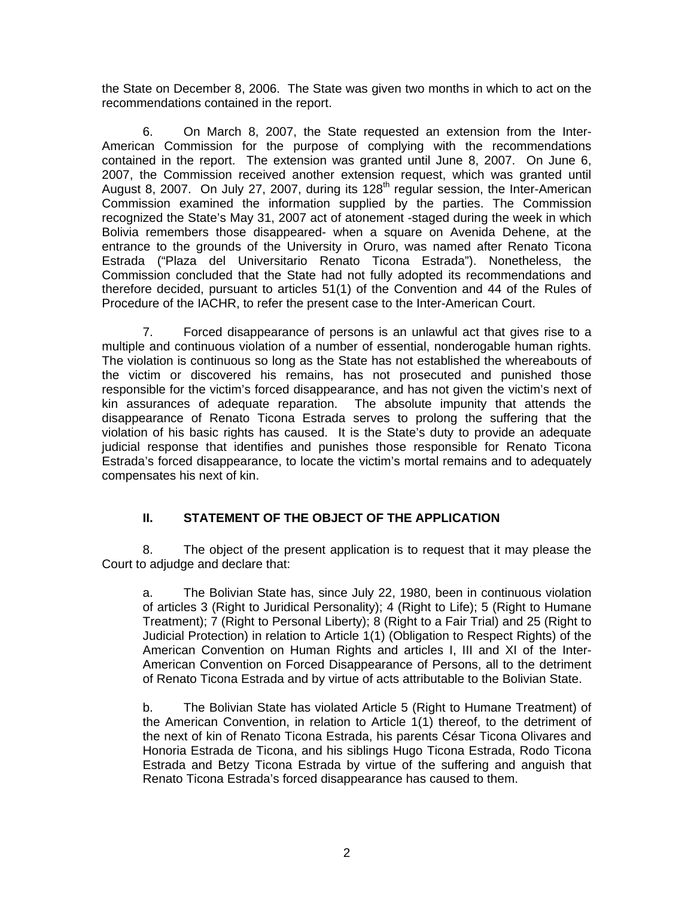the State on December 8, 2006. The State was given two months in which to act on the recommendations contained in the report.

6. On March 8, 2007, the State requested an extension from the Inter-American Commission for the purpose of complying with the recommendations contained in the report. The extension was granted until June 8, 2007. On June 6, 2007, the Commission received another extension request, which was granted until August 8, 2007. On July 27, 2007, during its 128th regular session, the Inter-American Commission examined the information supplied by the parties. The Commission recognized the State's May 31, 2007 act of atonement -staged during the week in which Bolivia remembers those disappeared- when a square on Avenida Dehene, at the entrance to the grounds of the University in Oruro, was named after Renato Ticona Estrada ("Plaza del Universitario Renato Ticona Estrada"). Nonetheless, the Commission concluded that the State had not fully adopted its recommendations and therefore decided, pursuant to articles 51(1) of the Convention and 44 of the Rules of Procedure of the IACHR, to refer the present case to the Inter-American Court.

7. Forced disappearance of persons is an unlawful act that gives rise to a multiple and continuous violation of a number of essential, nonderogable human rights. The violation is continuous so long as the State has not established the whereabouts of the victim or discovered his remains, has not prosecuted and punished those responsible for the victim's forced disappearance, and has not given the victim's next of kin assurances of adequate reparation. The absolute impunity that attends the disappearance of Renato Ticona Estrada serves to prolong the suffering that the violation of his basic rights has caused. It is the State's duty to provide an adequate judicial response that identifies and punishes those responsible for Renato Ticona Estrada's forced disappearance, to locate the victim's mortal remains and to adequately compensates his next of kin.

## II. STATEMENT OF THE OBJECT OF THE APPLICATION

8. The object of the present application is to request that it may please the Court to adjudge and declare that:

a. The Bolivian State has, since July 22, 1980, been in continuous violation of articles 3 (Right to Juridical Personality); 4 (Right to Life); 5 (Right to Humane Treatment); 7 (Right to Personal Liberty); 8 (Right to a Fair Trial) and 25 (Right to Judicial Protection) in relation to Article 1(1) (Obligation to Respect Rights) of the American Convention on Human Rights and articles I, III and XI of the Inter-American Convention on Forced Disappearance of Persons, all to the detriment of Renato Ticona Estrada and by virtue of acts attributable to the Bolivian State.

b. The Bolivian State has violated Article 5 (Right to Humane Treatment) of the American Convention, in relation to Article 1(1) thereof, to the detriment of the next of kin of Renato Ticona Estrada, his parents César Ticona Olivares and Honoria Estrada de Ticona, and his siblings Hugo Ticona Estrada, Rodo Ticona Estrada and Betzy Ticona Estrada by virtue of the suffering and anguish that Renato Ticona Estrada's forced disappearance has caused to them.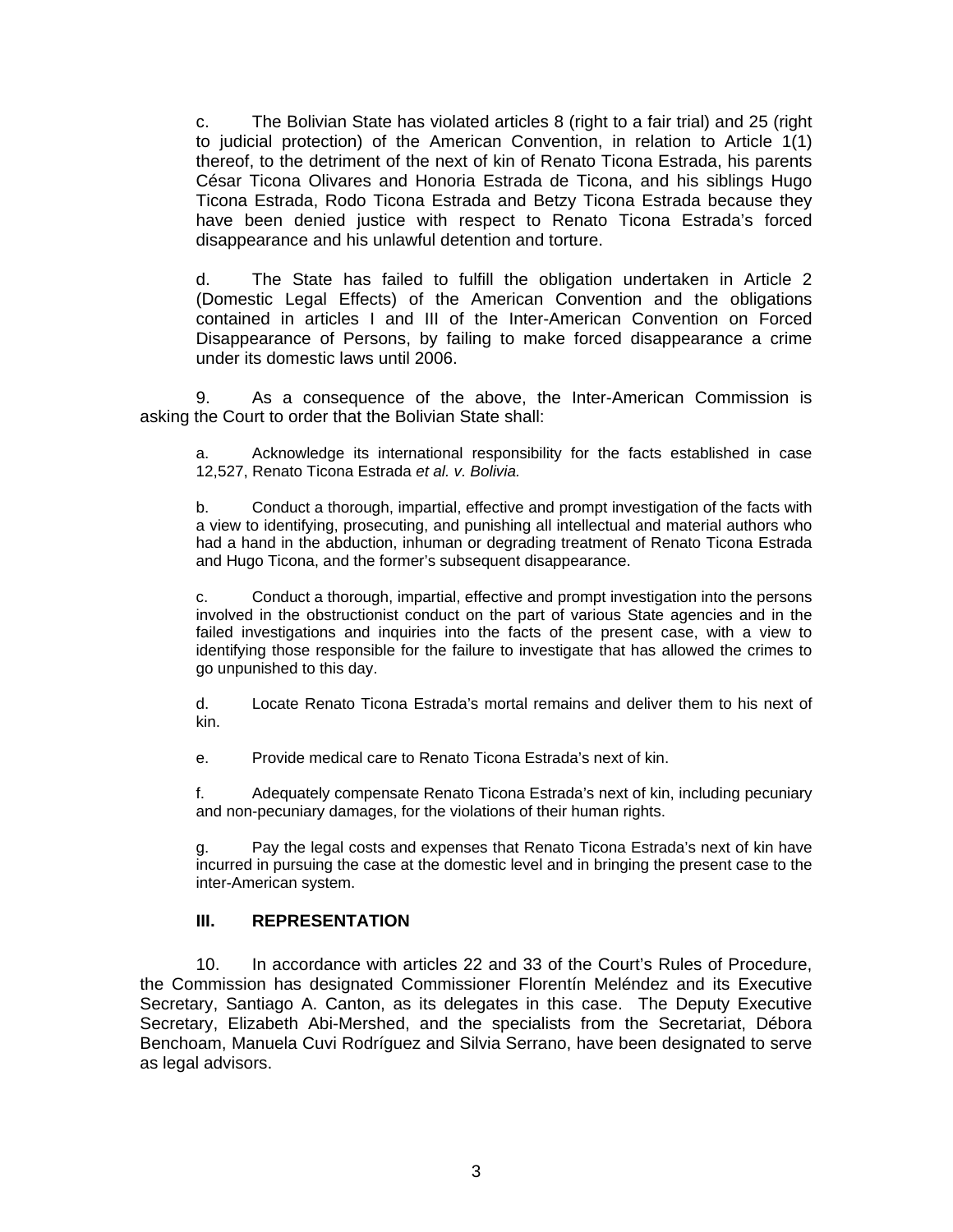c. The Bolivian State has violated articles 8 (right to a fair trial) and 25 (right to judicial protection) of the American Convention, in relation to Article 1(1) thereof, to the detriment of the next of kin of Renato Ticona Estrada, his parents César Ticona Olivares and Honoria Estrada de Ticona, and his siblings Hugo Ticona Estrada, Rodo Ticona Estrada and Betzy Ticona Estrada because they have been denied justice with respect to Renato Ticona Estrada's forced disappearance and his unlawful detention and torture.

d. The State has failed to fulfill the obligation undertaken in Article 2 (Domestic Legal Effects) of the American Convention and the obligations contained in articles I and III of the Inter-American Convention on Forced Disappearance of Persons, by failing to make forced disappearance a crime under its domestic laws until 2006.

9. As a consequence of the above, the Inter-American Commission is asking the Court to order that the Bolivian State shall:

a. Acknowledge its international responsibility for the facts established in case 12,527, Renato Ticona Estrada *et al. v. Bolivia.*

b. Conduct a thorough, impartial, effective and prompt investigation of the facts with a view to identifying, prosecuting, and punishing all intellectual and material authors who had a hand in the abduction, inhuman or degrading treatment of Renato Ticona Estrada and Hugo Ticona, and the former's subsequent disappearance.

c. Conduct a thorough, impartial, effective and prompt investigation into the persons involved in the obstructionist conduct on the part of various State agencies and in the failed investigations and inquiries into the facts of the present case, with a view to identifying those responsible for the failure to investigate that has allowed the crimes to go unpunished to this day.

d. Locate Renato Ticona Estrada's mortal remains and deliver them to his next of kin.

e. Provide medical care to Renato Ticona Estrada's next of kin.

f. Adequately compensate Renato Ticona Estrada's next of kin, including pecuniary and non-pecuniary damages, for the violations of their human rights.

g. Pay the legal costs and expenses that Renato Ticona Estrada's next of kin have incurred in pursuing the case at the domestic level and in bringing the present case to the inter-American system.

## III. REPRESENTATION

10. In accordance with articles 22 and 33 of the Court's Rules of Procedure, the Commission has designated Commissioner Florentín Meléndez and its Executive Secretary, Santiago A. Canton, as its delegates in this case. The Deputy Executive Secretary, Elizabeth Abi-Mershed, and the specialists from the Secretariat, Débora Benchoam, Manuela Cuvi Rodríguez and Silvia Serrano, have been designated to serve as legal advisors.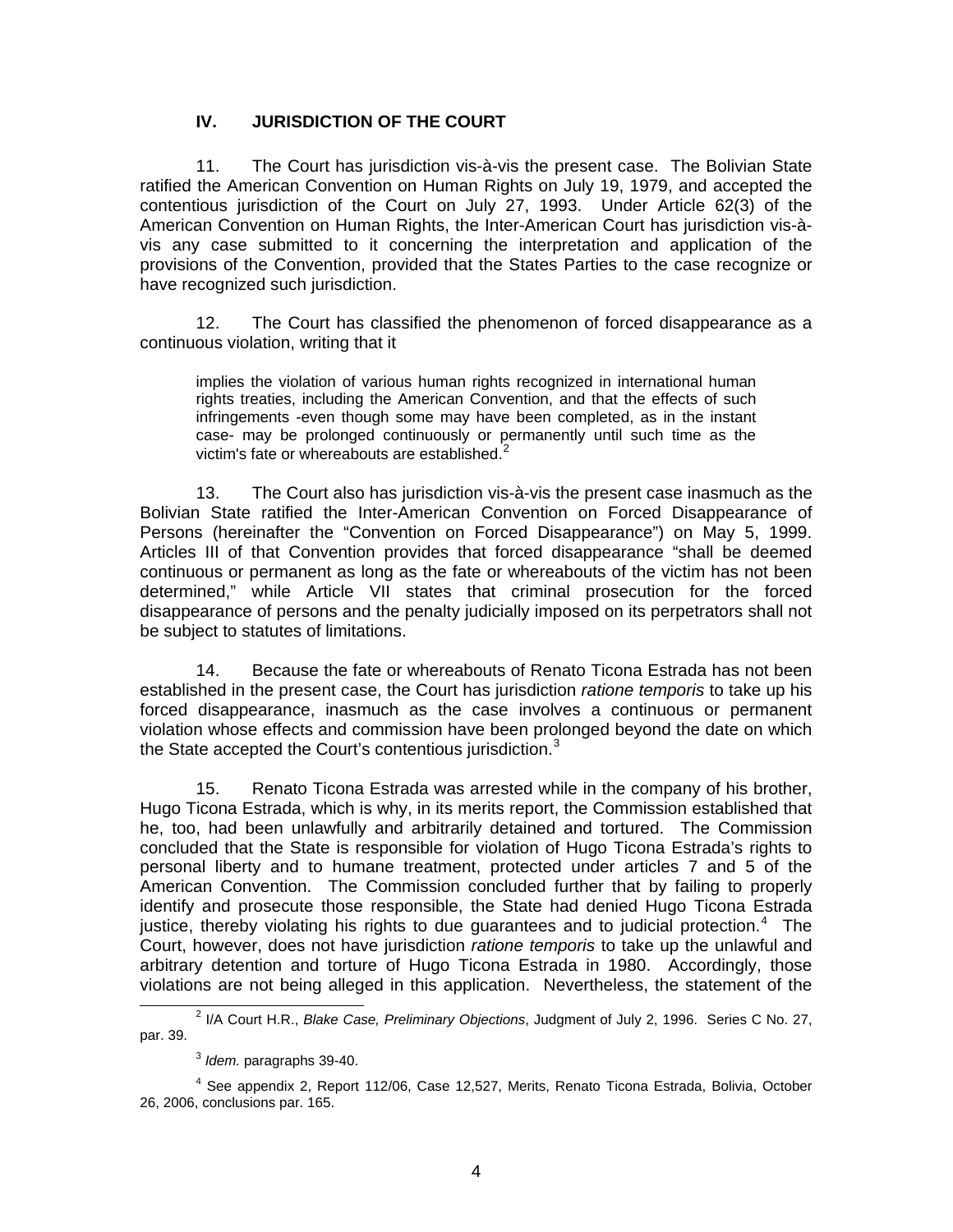## IV. JURISDICTION OF THE COURT

11. The Court has jurisdiction vis-à-vis the present case. The Bolivian State ratified the American Convention on Human Rights on July 19, 1979, and accepted the contentious jurisdiction of the Court on July 27, 1993. Under Article 62(3) of the American Convention on Human Rights, the Inter-American Court has jurisdiction vis-à-vis any case submitted to it concerning the interpretation and application of the provisions of the Convention, provided that the States Parties to the case recognize or have recognized such jurisdiction.

12. The Court has classified the phenomenon of forced disappearance as a continuous violation, writing that it

> implies the violation of various human rights recognized in international human rights treaties, including the American Convention, and that the effects of such infringements -even though some may have been completed, as in the instant case- may be prolonged continuously or permanently until such time as the victim's fate or whereabouts are established.[2]

13. The Court also has jurisdiction vis-à-vis the present case inasmuch as the Bolivian State ratified the Inter-American Convention on Forced Disappearance of Persons (hereinafter the "Convention on Forced Disappearance") on May 5, 1999. Articles III of that Convention provides that forced disappearance "shall be deemed continuous or permanent as long as the fate or whereabouts of the victim has not been determined," while Article VII states that criminal prosecution for the forced disappearance of persons and the penalty judicially imposed on its perpetrators shall not be subject to statutes of limitations.

14. Because the fate or whereabouts of Renato Ticona Estrada has not been established in the present case, the Court has jurisdiction *ratione temporis* to take up his forced disappearance, inasmuch as the case involves a continuous or permanent violation whose effects and commission have been prolonged beyond the date on which the State accepted the Court's contentious jurisdiction.[3]

15. Renato Ticona Estrada was arrested while in the company of his brother, Hugo Ticona Estrada, which is why, in its merits report, the Commission established that he, too, had been unlawfully and arbitrarily detained and tortured. The Commission concluded that the State is responsible for violation of Hugo Ticona Estrada's rights to personal liberty and to humane treatment, protected under articles 7 and 5 of the American Convention. The Commission concluded further that by failing to properly identify and prosecute those responsible, the State had denied Hugo Ticona Estrada justice, thereby violating his rights to due guarantees and to judicial protection.[4] The Court, however, does not have jurisdiction *ratione temporis* to take up the unlawful and arbitrary detention and torture of Hugo Ticona Estrada in 1980. Accordingly, those violations are not being alleged in this application. Nevertheless, the statement of the

---

[2] I/A Court H.R., *Blake Case, Preliminary Objections*, Judgment of July 2, 1996. Series C No. 27, par. 39.

[3] *Idem.* paragraphs 39-40.

[4] See appendix 2, Report 112/06, Case 12,527, Merits, Renato Ticona Estrada, Bolivia, October 26, 2006, conclusions par. 165.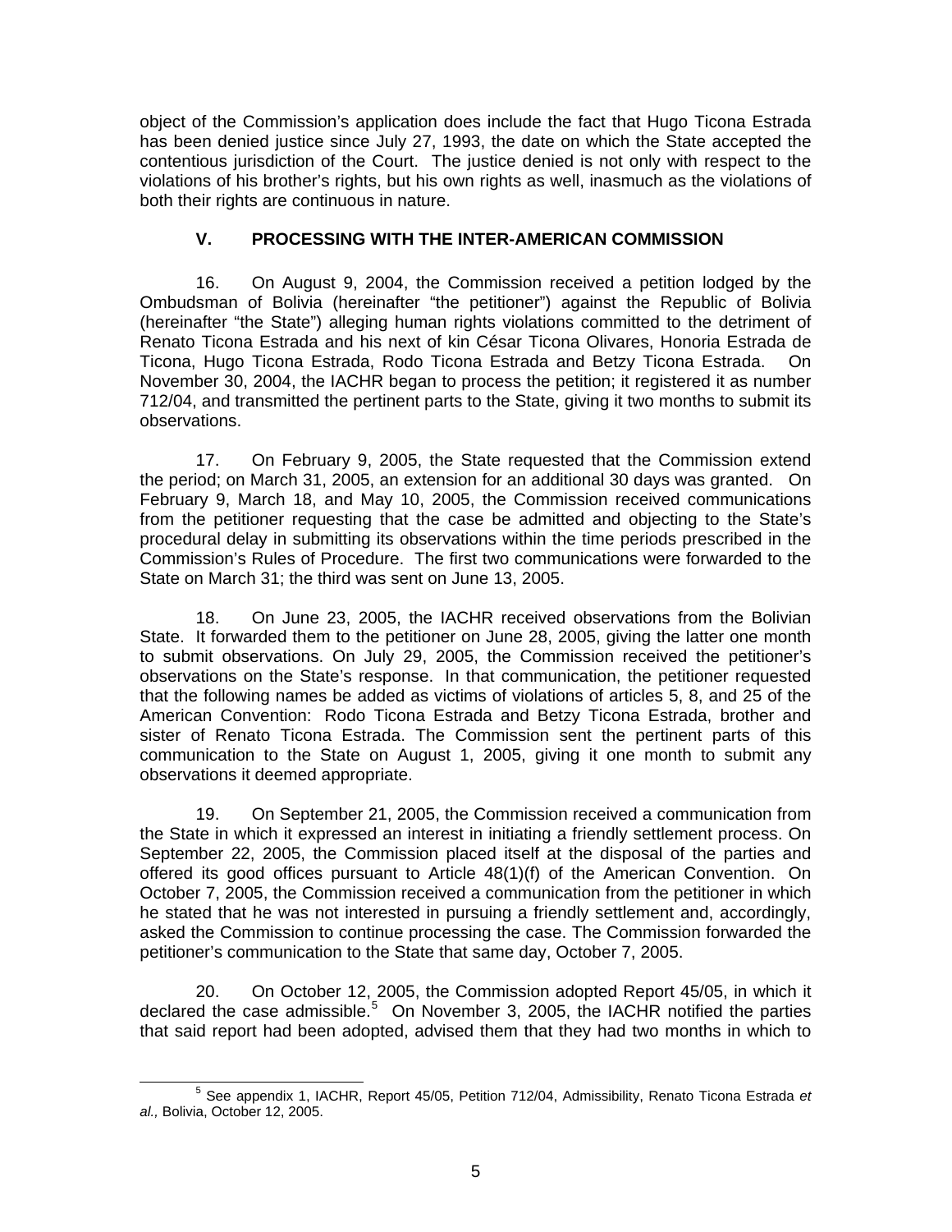object of the Commission's application does include the fact that Hugo Ticona Estrada has been denied justice since July 27, 1993, the date on which the State accepted the contentious jurisdiction of the Court. The justice denied is not only with respect to the violations of his brother's rights, but his own rights as well, inasmuch as the violations of both their rights are continuous in nature.

## V. PROCESSING WITH THE INTER-AMERICAN COMMISSION

16. On August 9, 2004, the Commission received a petition lodged by the Ombudsman of Bolivia (hereinafter "the petitioner") against the Republic of Bolivia (hereinafter "the State") alleging human rights violations committed to the detriment of Renato Ticona Estrada and his next of kin César Ticona Olivares, Honoria Estrada de Ticona, Hugo Ticona Estrada, Rodo Ticona Estrada and Betzy Ticona Estrada. On November 30, 2004, the IACHR began to process the petition; it registered it as number 712/04, and transmitted the pertinent parts to the State, giving it two months to submit its observations.

17. On February 9, 2005, the State requested that the Commission extend the period; on March 31, 2005, an extension for an additional 30 days was granted. On February 9, March 18, and May 10, 2005, the Commission received communications from the petitioner requesting that the case be admitted and objecting to the State's procedural delay in submitting its observations within the time periods prescribed in the Commission's Rules of Procedure. The first two communications were forwarded to the State on March 31; the third was sent on June 13, 2005.

18. On June 23, 2005, the IACHR received observations from the Bolivian State. It forwarded them to the petitioner on June 28, 2005, giving the latter one month to submit observations. On July 29, 2005, the Commission received the petitioner's observations on the State's response. In that communication, the petitioner requested that the following names be added as victims of violations of articles 5, 8, and 25 of the American Convention: Rodo Ticona Estrada and Betzy Ticona Estrada, brother and sister of Renato Ticona Estrada. The Commission sent the pertinent parts of this communication to the State on August 1, 2005, giving it one month to submit any observations it deemed appropriate.

19. On September 21, 2005, the Commission received a communication from the State in which it expressed an interest in initiating a friendly settlement process. On September 22, 2005, the Commission placed itself at the disposal of the parties and offered its good offices pursuant to Article 48(1)(f) of the American Convention. On October 7, 2005, the Commission received a communication from the petitioner in which he stated that he was not interested in pursuing a friendly settlement and, accordingly, asked the Commission to continue processing the case. The Commission forwarded the petitioner's communication to the State that same day, October 7, 2005.

20. On October 12, 2005, the Commission adopted Report 45/05, in which it declared the case admissible.[5] On November 3, 2005, the IACHR notified the parties that said report had been adopted, advised them that they had two months in which to

[5] See appendix 1, IACHR, Report 45/05, Petition 712/04, Admissibility, Renato Ticona Estrada *et al.,* Bolivia, October 12, 2005.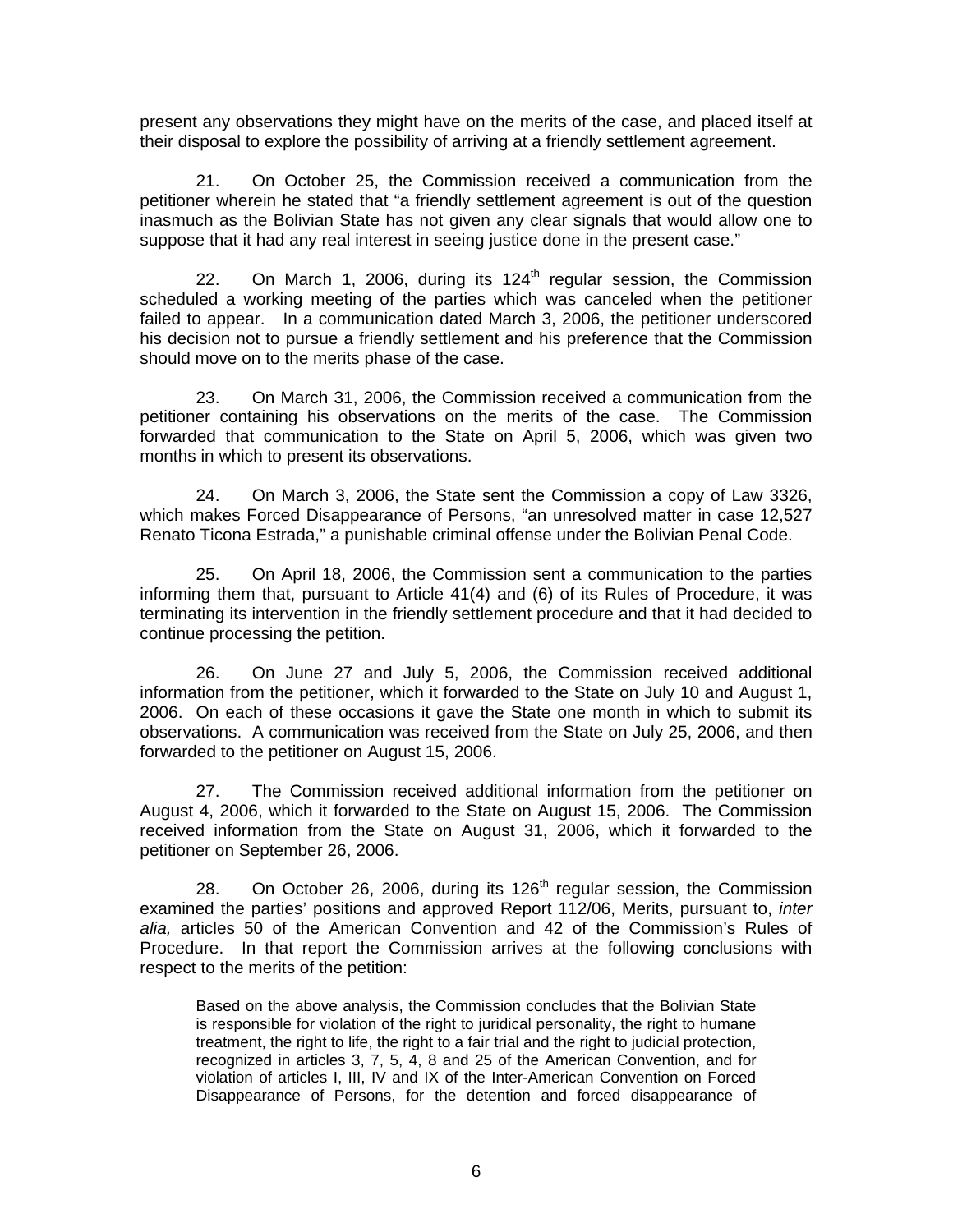present any observations they might have on the merits of the case, and placed itself at their disposal to explore the possibility of arriving at a friendly settlement agreement.

21. On October 25, the Commission received a communication from the petitioner wherein he stated that "a friendly settlement agreement is out of the question inasmuch as the Bolivian State has not given any clear signals that would allow one to suppose that it had any real interest in seeing justice done in the present case."

22. On March 1, 2006, during its 124th regular session, the Commission scheduled a working meeting of the parties which was canceled when the petitioner failed to appear. In a communication dated March 3, 2006, the petitioner underscored his decision not to pursue a friendly settlement and his preference that the Commission should move on to the merits phase of the case.

23. On March 31, 2006, the Commission received a communication from the petitioner containing his observations on the merits of the case. The Commission forwarded that communication to the State on April 5, 2006, which was given two months in which to present its observations.

24. On March 3, 2006, the State sent the Commission a copy of Law 3326, which makes Forced Disappearance of Persons, "an unresolved matter in case 12,527 Renato Ticona Estrada," a punishable criminal offense under the Bolivian Penal Code.

25. On April 18, 2006, the Commission sent a communication to the parties informing them that, pursuant to Article 41(4) and (6) of its Rules of Procedure, it was terminating its intervention in the friendly settlement procedure and that it had decided to continue processing the petition.

26. On June 27 and July 5, 2006, the Commission received additional information from the petitioner, which it forwarded to the State on July 10 and August 1, 2006. On each of these occasions it gave the State one month in which to submit its observations. A communication was received from the State on July 25, 2006, and then forwarded to the petitioner on August 15, 2006.

27. The Commission received additional information from the petitioner on August 4, 2006, which it forwarded to the State on August 15, 2006. The Commission received information from the State on August 31, 2006, which it forwarded to the petitioner on September 26, 2006.

28. On October 26, 2006, during its 126th regular session, the Commission examined the parties' positions and approved Report 112/06, Merits, pursuant to, *inter alia,* articles 50 of the American Convention and 42 of the Commission's Rules of Procedure. In that report the Commission arrives at the following conclusions with respect to the merits of the petition:

> Based on the above analysis, the Commission concludes that the Bolivian State is responsible for violation of the right to juridical personality, the right to humane treatment, the right to life, the right to a fair trial and the right to judicial protection, recognized in articles 3, 7, 5, 4, 8 and 25 of the American Convention, and for violation of articles I, III, IV and IX of the Inter-American Convention on Forced Disappearance of Persons, for the detention and forced disappearance of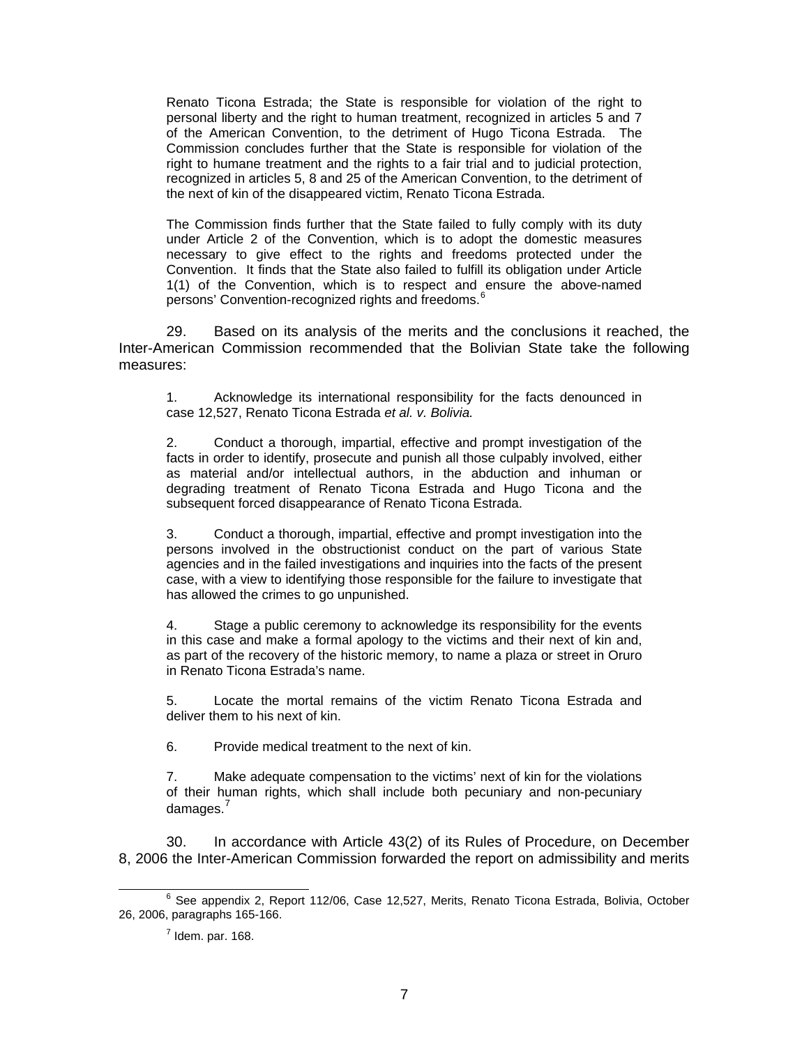> Renato Ticona Estrada; the State is responsible for violation of the right to personal liberty and the right to human treatment, recognized in articles 5 and 7 of the American Convention, to the detriment of Hugo Ticona Estrada. The Commission concludes further that the State is responsible for violation of the right to humane treatment and the rights to a fair trial and to judicial protection, recognized in articles 5, 8 and 25 of the American Convention, to the detriment of the next of kin of the disappeared victim, Renato Ticona Estrada.
>
> The Commission finds further that the State failed to fully comply with its duty under Article 2 of the Convention, which is to adopt the domestic measures necessary to give effect to the rights and freedoms protected under the Convention. It finds that the State also failed to fulfill its obligation under Article 1(1) of the Convention, which is to respect and ensure the above-named persons' Convention-recognized rights and freedoms.[6]

29. Based on its analysis of the merits and the conclusions it reached, the Inter-American Commission recommended that the Bolivian State take the following measures:

> 1. Acknowledge its international responsibility for the facts denounced in case 12,527, Renato Ticona Estrada *et al. v. Bolivia.*
>
> 2. Conduct a thorough, impartial, effective and prompt investigation of the facts in order to identify, prosecute and punish all those culpably involved, either as material and/or intellectual authors, in the abduction and inhuman or degrading treatment of Renato Ticona Estrada and Hugo Ticona and the subsequent forced disappearance of Renato Ticona Estrada.
>
> 3. Conduct a thorough, impartial, effective and prompt investigation into the persons involved in the obstructionist conduct on the part of various State agencies and in the failed investigations and inquiries into the facts of the present case, with a view to identifying those responsible for the failure to investigate that has allowed the crimes to go unpunished.
>
> 4. Stage a public ceremony to acknowledge its responsibility for the events in this case and make a formal apology to the victims and their next of kin and, as part of the recovery of the historic memory, to name a plaza or street in Oruro in Renato Ticona Estrada's name.
>
> 5. Locate the mortal remains of the victim Renato Ticona Estrada and deliver them to his next of kin.
>
> 6. Provide medical treatment to the next of kin.
>
> 7. Make adequate compensation to the victims' next of kin for the violations of their human rights, which shall include both pecuniary and non-pecuniary damages.[7]

30. In accordance with Article 43(2) of its Rules of Procedure, on December 8, 2006 the Inter-American Commission forwarded the report on admissibility and merits

---

[6] See appendix 2, Report 112/06, Case 12,527, Merits, Renato Ticona Estrada, Bolivia, October 26, 2006, paragraphs 165-166.

[7] Idem. par. 168.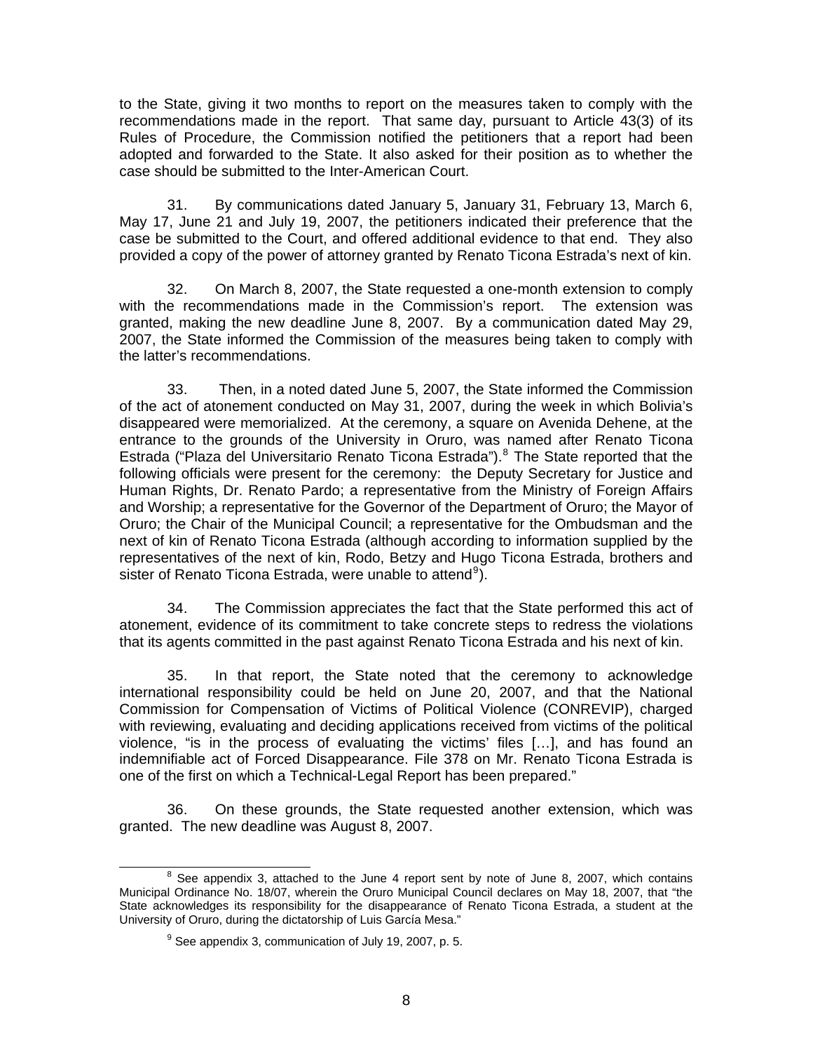to the State, giving it two months to report on the measures taken to comply with the recommendations made in the report. That same day, pursuant to Article 43(3) of its Rules of Procedure, the Commission notified the petitioners that a report had been adopted and forwarded to the State. It also asked for their position as to whether the case should be submitted to the Inter-American Court.

31. By communications dated January 5, January 31, February 13, March 6, May 17, June 21 and July 19, 2007, the petitioners indicated their preference that the case be submitted to the Court, and offered additional evidence to that end. They also provided a copy of the power of attorney granted by Renato Ticona Estrada's next of kin.

32. On March 8, 2007, the State requested a one-month extension to comply with the recommendations made in the Commission's report. The extension was granted, making the new deadline June 8, 2007. By a communication dated May 29, 2007, the State informed the Commission of the measures being taken to comply with the latter's recommendations.

33. Then, in a noted dated June 5, 2007, the State informed the Commission of the act of atonement conducted on May 31, 2007, during the week in which Bolivia's disappeared were memorialized. At the ceremony, a square on Avenida Dehene, at the entrance to the grounds of the University in Oruro, was named after Renato Ticona Estrada ("Plaza del Universitario Renato Ticona Estrada").[8] The State reported that the following officials were present for the ceremony: the Deputy Secretary for Justice and Human Rights, Dr. Renato Pardo; a representative from the Ministry of Foreign Affairs and Worship; a representative for the Governor of the Department of Oruro; the Mayor of Oruro; the Chair of the Municipal Council; a representative for the Ombudsman and the next of kin of Renato Ticona Estrada (although according to information supplied by the representatives of the next of kin, Rodo, Betzy and Hugo Ticona Estrada, brothers and sister of Renato Ticona Estrada, were unable to attend[9]).

34. The Commission appreciates the fact that the State performed this act of atonement, evidence of its commitment to take concrete steps to redress the violations that its agents committed in the past against Renato Ticona Estrada and his next of kin.

35. In that report, the State noted that the ceremony to acknowledge international responsibility could be held on June 20, 2007, and that the National Commission for Compensation of Victims of Political Violence (CONREVIP), charged with reviewing, evaluating and deciding applications received from victims of the political violence, "is in the process of evaluating the victims' files […], and has found an indemnifiable act of Forced Disappearance. File 378 on Mr. Renato Ticona Estrada is one of the first on which a Technical-Legal Report has been prepared."

36. On these grounds, the State requested another extension, which was granted. The new deadline was August 8, 2007.

---

[8] See appendix 3, attached to the June 4 report sent by note of June 8, 2007, which contains Municipal Ordinance No. 18/07, wherein the Oruro Municipal Council declares on May 18, 2007, that "the State acknowledges its responsibility for the disappearance of Renato Ticona Estrada, a student at the University of Oruro, during the dictatorship of Luis García Mesa."

[9] See appendix 3, communication of July 19, 2007, p. 5.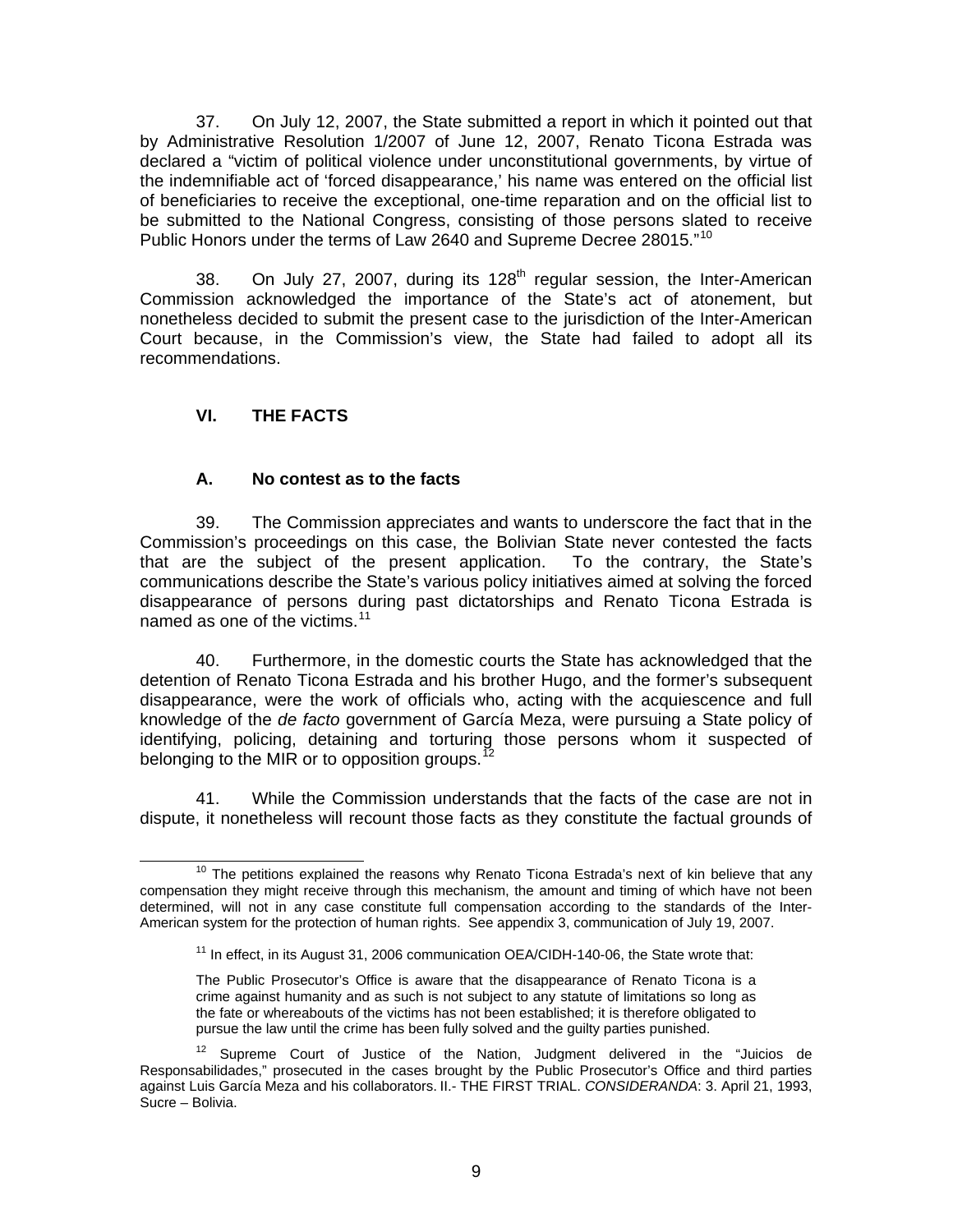37. On July 12, 2007, the State submitted a report in which it pointed out that by Administrative Resolution 1/2007 of June 12, 2007, Renato Ticona Estrada was declared a "victim of political violence under unconstitutional governments, by virtue of the indemnifiable act of 'forced disappearance,' his name was entered on the official list of beneficiaries to receive the exceptional, one-time reparation and on the official list to be submitted to the National Congress, consisting of those persons slated to receive Public Honors under the terms of Law 2640 and Supreme Decree 28015."[10]

38. On July 27, 2007, during its 128th regular session, the Inter-American Commission acknowledged the importance of the State's act of atonement, but nonetheless decided to submit the present case to the jurisdiction of the Inter-American Court because, in the Commission's view, the State had failed to adopt all its recommendations.

## VI. THE FACTS

### A. No contest as to the facts

39. The Commission appreciates and wants to underscore the fact that in the Commission's proceedings on this case, the Bolivian State never contested the facts that are the subject of the present application. To the contrary, the State's communications describe the State's various policy initiatives aimed at solving the forced disappearance of persons during past dictatorships and Renato Ticona Estrada is named as one of the victims.[11]

40. Furthermore, in the domestic courts the State has acknowledged that the detention of Renato Ticona Estrada and his brother Hugo, and the former's subsequent disappearance, were the work of officials who, acting with the acquiescence and full knowledge of the *de facto* government of García Meza, were pursuing a State policy of identifying, policing, detaining and torturing those persons whom it suspected of belonging to the MIR or to opposition groups.[12]

41. While the Commission understands that the facts of the case are not in dispute, it nonetheless will recount those facts as they constitute the factual grounds of

---

[10] The petitions explained the reasons why Renato Ticona Estrada's next of kin believe that any compensation they might receive through this mechanism, the amount and timing of which have not been determined, will not in any case constitute full compensation according to the standards of the Inter-American system for the protection of human rights. See appendix 3, communication of July 19, 2007.

[11] In effect, in its August 31, 2006 communication OEA/CIDH-140-06, the State wrote that:

> The Public Prosecutor's Office is aware that the disappearance of Renato Ticona is a crime against humanity and as such is not subject to any statute of limitations so long as the fate or whereabouts of the victims has not been established; it is therefore obligated to pursue the law until the crime has been fully solved and the guilty parties punished.

[12] Supreme Court of Justice of the Nation, Judgment delivered in the "Juicios de Responsabilidades," prosecuted in the cases brought by the Public Prosecutor's Office and third parties against Luis García Meza and his collaborators. II.- THE FIRST TRIAL. *CONSIDERANDA*: 3. April 21, 1993, Sucre – Bolivia.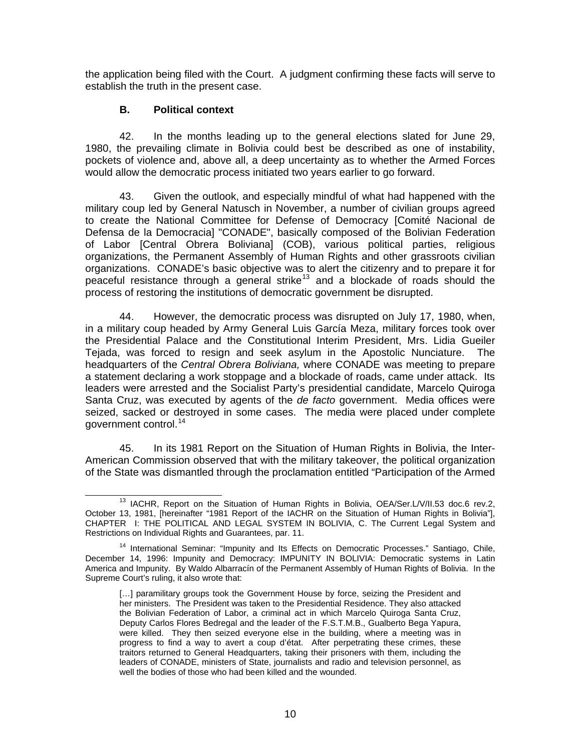the application being filed with the Court. A judgment confirming these facts will serve to establish the truth in the present case.

### B. Political context

42. In the months leading up to the general elections slated for June 29, 1980, the prevailing climate in Bolivia could best be described as one of instability, pockets of violence and, above all, a deep uncertainty as to whether the Armed Forces would allow the democratic process initiated two years earlier to go forward.

43. Given the outlook, and especially mindful of what had happened with the military coup led by General Natusch in November, a number of civilian groups agreed to create the National Committee for Defense of Democracy [Comité Nacional de Defensa de la Democracia] "CONADE", basically composed of the Bolivian Federation of Labor [Central Obrera Boliviana] (COB), various political parties, religious organizations, the Permanent Assembly of Human Rights and other grassroots civilian organizations. CONADE's basic objective was to alert the citizenry and to prepare it for peaceful resistance through a general strike[13] and a blockade of roads should the process of restoring the institutions of democratic government be disrupted.

44. However, the democratic process was disrupted on July 17, 1980, when, in a military coup headed by Army General Luis García Meza, military forces took over the Presidential Palace and the Constitutional Interim President, Mrs. Lidia Gueiler Tejada, was forced to resign and seek asylum in the Apostolic Nunciature. The headquarters of the *Central Obrera Boliviana,* where CONADE was meeting to prepare a statement declaring a work stoppage and a blockade of roads, came under attack. Its leaders were arrested and the Socialist Party's presidential candidate, Marcelo Quiroga Santa Cruz, was executed by agents of the *de facto* government. Media offices were seized, sacked or destroyed in some cases. The media were placed under complete government control.[14]

45. In its 1981 Report on the Situation of Human Rights in Bolivia, the Inter-American Commission observed that with the military takeover, the political organization of the State was dismantled through the proclamation entitled "Participation of the Armed

---

[13] IACHR, Report on the Situation of Human Rights in Bolivia, OEA/Ser.L/V/II.53 doc.6 rev.2, October 13, 1981, [hereinafter "1981 Report of the IACHR on the Situation of Human Rights in Bolivia"], CHAPTER I: THE POLITICAL AND LEGAL SYSTEM IN BOLIVIA, C. The Current Legal System and Restrictions on Individual Rights and Guarantees, par. 11.

[14] International Seminar: "Impunity and Its Effects on Democratic Processes." Santiago, Chile, December 14, 1996: Impunity and Democracy: IMPUNITY IN BOLIVIA: Democratic systems in Latin America and Impunity. By Waldo Albarracín of the Permanent Assembly of Human Rights of Bolivia. In the Supreme Court's ruling, it also wrote that:

> […] paramilitary groups took the Government House by force, seizing the President and her ministers. The President was taken to the Presidential Residence. They also attacked the Bolivian Federation of Labor, a criminal act in which Marcelo Quiroga Santa Cruz, Deputy Carlos Flores Bedregal and the leader of the F.S.T.M.B., Gualberto Bega Yapura, were killed. They then seized everyone else in the building, where a meeting was in progress to find a way to avert a coup d'état. After perpetrating these crimes, these traitors returned to General Headquarters, taking their prisoners with them, including the leaders of CONADE, ministers of State, journalists and radio and television personnel, as well the bodies of those who had been killed and the wounded.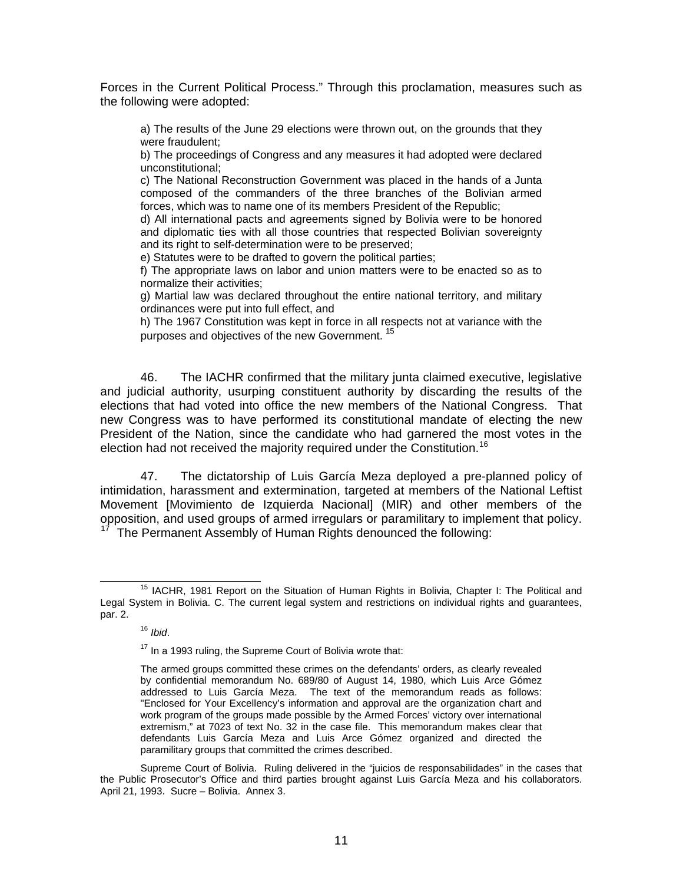Forces in the Current Political Process." Through this proclamation, measures such as the following were adopted:

> a) The results of the June 29 elections were thrown out, on the grounds that they were fraudulent;
>
> b) The proceedings of Congress and any measures it had adopted were declared unconstitutional;
>
> c) The National Reconstruction Government was placed in the hands of a Junta composed of the commanders of the three branches of the Bolivian armed forces, which was to name one of its members President of the Republic;
>
> d) All international pacts and agreements signed by Bolivia were to be honored and diplomatic ties with all those countries that respected Bolivian sovereignty and its right to self-determination were to be preserved;
>
> e) Statutes were to be drafted to govern the political parties;
>
> f) The appropriate laws on labor and union matters were to be enacted so as to normalize their activities;
>
> g) Martial law was declared throughout the entire national territory, and military ordinances were put into full effect, and
>
> h) The 1967 Constitution was kept in force in all respects not at variance with the purposes and objectives of the new Government. [15]

46. The IACHR confirmed that the military junta claimed executive, legislative and judicial authority, usurping constituent authority by discarding the results of the elections that had voted into office the new members of the National Congress. That new Congress was to have performed its constitutional mandate of electing the new President of the Nation, since the candidate who had garnered the most votes in the election had not received the majority required under the Constitution.[16]

47. The dictatorship of Luis García Meza deployed a pre-planned policy of intimidation, harassment and extermination, targeted at members of the National Leftist Movement [Movimiento de Izquierda Nacional] (MIR) and other members of the opposition, and used groups of armed irregulars or paramilitary to implement that policy. [17] The Permanent Assembly of Human Rights denounced the following:

---

[15] IACHR, 1981 Report on the Situation of Human Rights in Bolivia, Chapter I: The Political and Legal System in Bolivia. C. The current legal system and restrictions on individual rights and guarantees, par. 2.

[16] *Ibid*.

[17] In a 1993 ruling, the Supreme Court of Bolivia wrote that:

> The armed groups committed these crimes on the defendants' orders, as clearly revealed by confidential memorandum No. 689/80 of August 14, 1980, which Luis Arce Gómez addressed to Luis García Meza. The text of the memorandum reads as follows: "Enclosed for Your Excellency's information and approval are the organization chart and work program of the groups made possible by the Armed Forces' victory over international extremism," at 7023 of text No. 32 in the case file. This memorandum makes clear that defendants Luis García Meza and Luis Arce Gómez organized and directed the paramilitary groups that committed the crimes described.

Supreme Court of Bolivia. Ruling delivered in the "juicios de responsabilidades" in the cases that the Public Prosecutor's Office and third parties brought against Luis García Meza and his collaborators. April 21, 1993. Sucre – Bolivia. Annex 3.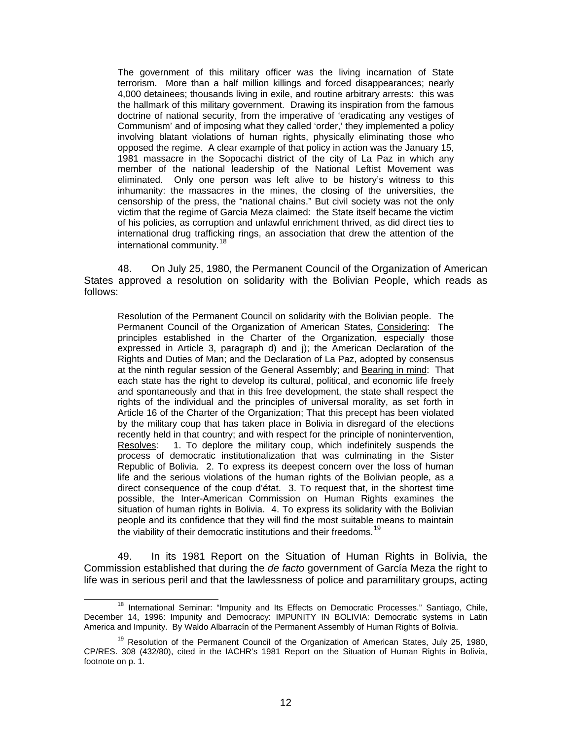> The government of this military officer was the living incarnation of State terrorism. More than a half million killings and forced disappearances; nearly 4,000 detainees; thousands living in exile, and routine arbitrary arrests: this was the hallmark of this military government. Drawing its inspiration from the famous doctrine of national security, from the imperative of 'eradicating any vestiges of Communism' and of imposing what they called 'order,' they implemented a policy involving blatant violations of human rights, physically eliminating those who opposed the regime. A clear example of that policy in action was the January 15, 1981 massacre in the Sopocachi district of the city of La Paz in which any member of the national leadership of the National Leftist Movement was eliminated. Only one person was left alive to be history's witness to this inhumanity: the massacres in the mines, the closing of the universities, the censorship of the press, the "national chains." But civil society was not the only victim that the regime of Garcia Meza claimed: the State itself became the victim of his policies, as corruption and unlawful enrichment thrived, as did direct ties to international drug trafficking rings, an association that drew the attention of the international community.[18]

48. On July 25, 1980, the Permanent Council of the Organization of American States approved a resolution on solidarity with the Bolivian People, which reads as follows:

> Resolution of the Permanent Council on solidarity with the Bolivian people. The Permanent Council of the Organization of American States, Considering: The principles established in the Charter of the Organization, especially those expressed in Article 3, paragraph d) and j); the American Declaration of the Rights and Duties of Man; and the Declaration of La Paz, adopted by consensus at the ninth regular session of the General Assembly; and Bearing in mind: That each state has the right to develop its cultural, political, and economic life freely and spontaneously and that in this free development, the state shall respect the rights of the individual and the principles of universal morality, as set forth in Article 16 of the Charter of the Organization; That this precept has been violated by the military coup that has taken place in Bolivia in disregard of the elections recently held in that country; and with respect for the principle of nonintervention, Resolves: 1. To deplore the military coup, which indefinitely suspends the process of democratic institutionalization that was culminating in the Sister Republic of Bolivia. 2. To express its deepest concern over the loss of human life and the serious violations of the human rights of the Bolivian people, as a direct consequence of the coup d'état. 3. To request that, in the shortest time possible, the Inter-American Commission on Human Rights examines the situation of human rights in Bolivia. 4. To express its solidarity with the Bolivian people and its confidence that they will find the most suitable means to maintain the viability of their democratic institutions and their freedoms.[19]

49. In its 1981 Report on the Situation of Human Rights in Bolivia, the Commission established that during the *de facto* government of García Meza the right to life was in serious peril and that the lawlessness of police and paramilitary groups, acting

---

[18] International Seminar: "Impunity and Its Effects on Democratic Processes." Santiago, Chile, December 14, 1996: Impunity and Democracy: IMPUNITY IN BOLIVIA: Democratic systems in Latin America and Impunity. By Waldo Albarracín of the Permanent Assembly of Human Rights of Bolivia.

[19] Resolution of the Permanent Council of the Organization of American States, July 25, 1980, CP/RES. 308 (432/80), cited in the IACHR's 1981 Report on the Situation of Human Rights in Bolivia, footnote on p. 1.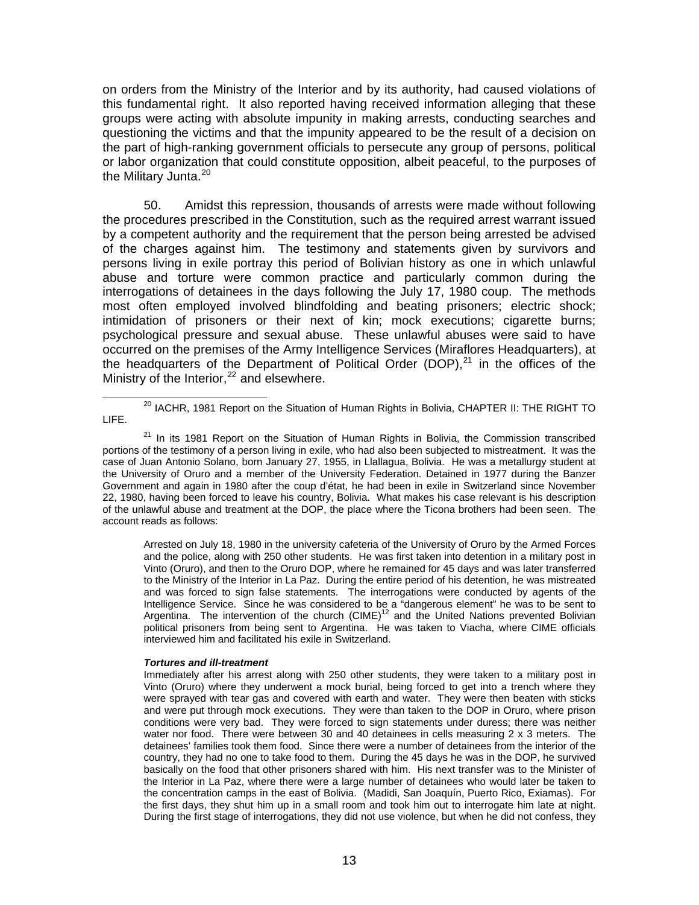on orders from the Ministry of the Interior and by its authority, had caused violations of this fundamental right. It also reported having received information alleging that these groups were acting with absolute impunity in making arrests, conducting searches and questioning the victims and that the impunity appeared to be the result of a decision on the part of high-ranking government officials to persecute any group of persons, political or labor organization that could constitute opposition, albeit peaceful, to the purposes of the Military Junta.[20]

50. Amidst this repression, thousands of arrests were made without following the procedures prescribed in the Constitution, such as the required arrest warrant issued by a competent authority and the requirement that the person being arrested be advised of the charges against him. The testimony and statements given by survivors and persons living in exile portray this period of Bolivian history as one in which unlawful abuse and torture were common practice and particularly common during the interrogations of detainees in the days following the July 17, 1980 coup. The methods most often employed involved blindfolding and beating prisoners; electric shock; intimidation of prisoners or their next of kin; mock executions; cigarette burns; psychological pressure and sexual abuse. These unlawful abuses were said to have occurred on the premises of the Army Intelligence Services (Miraflores Headquarters), at the headquarters of the Department of Political Order (DOP),[21] in the offices of the Ministry of the Interior,[22] and elsewhere.

---

[20] IACHR, 1981 Report on the Situation of Human Rights in Bolivia, CHAPTER II: THE RIGHT TO LIFE.

[21] In its 1981 Report on the Situation of Human Rights in Bolivia, the Commission transcribed portions of the testimony of a person living in exile, who had also been subjected to mistreatment. It was the case of Juan Antonio Solano, born January 27, 1955, in Llallagua, Bolivia. He was a metallurgy student at the University of Oruro and a member of the University Federation. Detained in 1977 during the Banzer Government and again in 1980 after the coup d'état, he had been in exile in Switzerland since November 22, 1980, having been forced to leave his country, Bolivia. What makes his case relevant is his description of the unlawful abuse and treatment at the DOP, the place where the Ticona brothers had been seen. The account reads as follows:

> Arrested on July 18, 1980 in the university cafeteria of the University of Oruro by the Armed Forces and the police, along with 250 other students. He was first taken into detention in a military post in Vinto (Oruro), and then to the Oruro DOP, where he remained for 45 days and was later transferred to the Ministry of the Interior in La Paz. During the entire period of his detention, he was mistreated and was forced to sign false statements. The interrogations were conducted by agents of the Intelligence Service. Since he was considered to be a "dangerous element" he was to be sent to Argentina. The intervention of the church (CIME)[12] and the United Nations prevented Bolivian political prisoners from being sent to Argentina. He was taken to Viacha, where CIME officials interviewed him and facilitated his exile in Switzerland.
>
> ***Tortures and ill-treatment***
>
> Immediately after his arrest along with 250 other students, they were taken to a military post in Vinto (Oruro) where they underwent a mock burial, being forced to get into a trench where they were sprayed with tear gas and covered with earth and water. They were then beaten with sticks and were put through mock executions. They were than taken to the DOP in Oruro, where prison conditions were very bad. They were forced to sign statements under duress; there was neither water nor food. There were between 30 and 40 detainees in cells measuring 2 x 3 meters. The detainees' families took them food. Since there were a number of detainees from the interior of the country, they had no one to take food to them. During the 45 days he was in the DOP, he survived basically on the food that other prisoners shared with him. His next transfer was to the Minister of the Interior in La Paz, where there were a large number of detainees who would later be taken to the concentration camps in the east of Bolivia. (Madidi, San Joaquín, Puerto Rico, Exiamas). For the first days, they shut him up in a small room and took him out to interrogate him late at night. During the first stage of interrogations, they did not use violence, but when he did not confess, they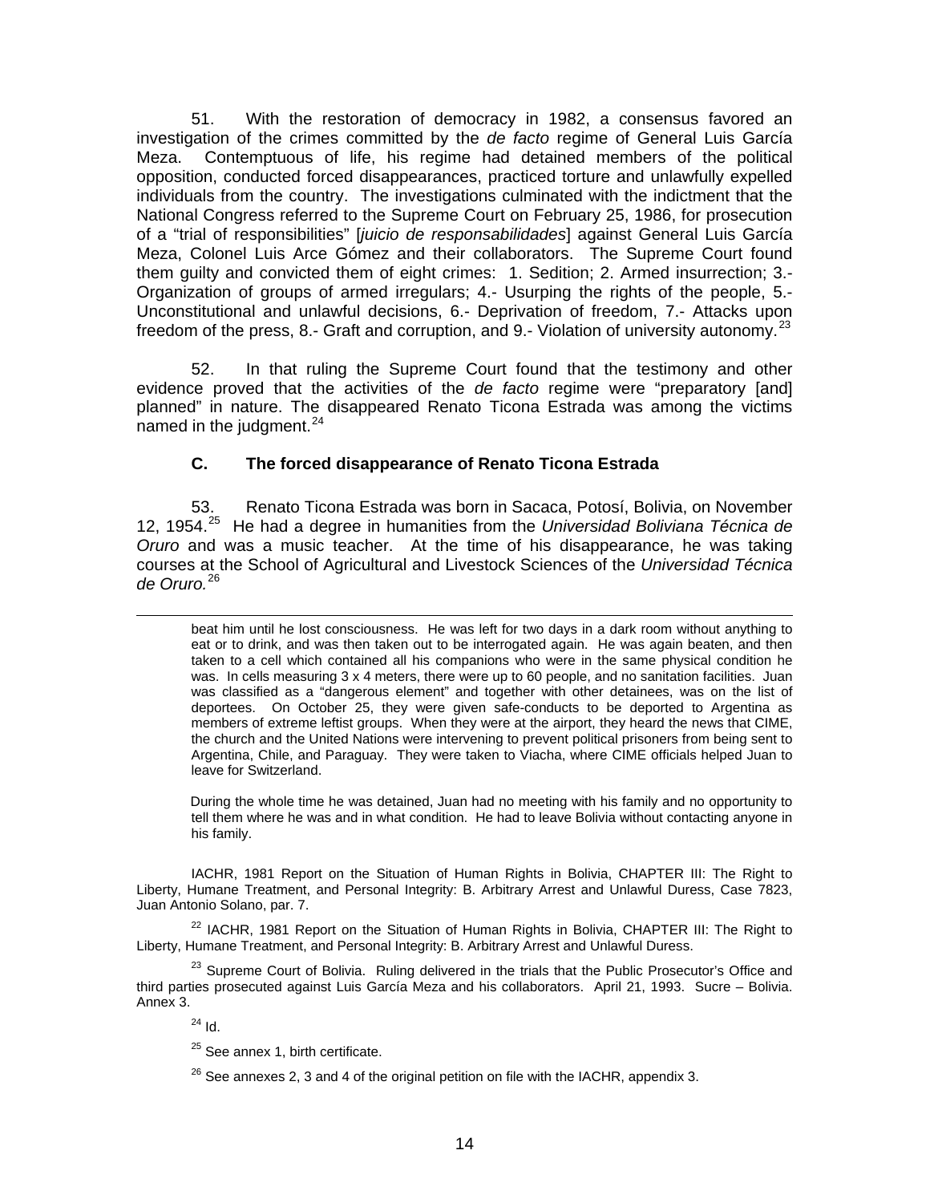51. With the restoration of democracy in 1982, a consensus favored an investigation of the crimes committed by the *de facto* regime of General Luis García Meza. Contemptuous of life, his regime had detained members of the political opposition, conducted forced disappearances, practiced torture and unlawfully expelled individuals from the country. The investigations culminated with the indictment that the National Congress referred to the Supreme Court on February 25, 1986, for prosecution of a "trial of responsibilities" [*juicio de responsabilidades*] against General Luis García Meza, Colonel Luis Arce Gómez and their collaborators. The Supreme Court found them guilty and convicted them of eight crimes: 1. Sedition; 2. Armed insurrection; 3.- Organization of groups of armed irregulars; 4.- Usurping the rights of the people, 5.- Unconstitutional and unlawful decisions, 6.- Deprivation of freedom, 7.- Attacks upon freedom of the press, 8.- Graft and corruption, and 9.- Violation of university autonomy.[23]

52. In that ruling the Supreme Court found that the testimony and other evidence proved that the activities of the *de facto* regime were "preparatory [and] planned" in nature. The disappeared Renato Ticona Estrada was among the victims named in the judgment.[24]

### C. The forced disappearance of Renato Ticona Estrada

53. Renato Ticona Estrada was born in Sacaca, Potosí, Bolivia, on November 12, 1954.[25] He had a degree in humanities from the *Universidad Boliviana Técnica de Oruro* and was a music teacher. At the time of his disappearance, he was taking courses at the School of Agricultural and Livestock Sciences of the *Universidad Técnica de Oruro.*[26]

---

beat him until he lost consciousness. He was left for two days in a dark room without anything to eat or to drink, and was then taken out to be interrogated again. He was again beaten, and then taken to a cell which contained all his companions who were in the same physical condition he was. In cells measuring 3 x 4 meters, there were up to 60 people, and no sanitation facilities. Juan was classified as a "dangerous element" and together with other detainees, was on the list of deportees. On October 25, they were given safe-conducts to be deported to Argentina as members of extreme leftist groups. When they were at the airport, they heard the news that CIME, the church and the United Nations were intervening to prevent political prisoners from being sent to Argentina, Chile, and Paraguay. They were taken to Viacha, where CIME officials helped Juan to leave for Switzerland.

During the whole time he was detained, Juan had no meeting with his family and no opportunity to tell them where he was and in what condition. He had to leave Bolivia without contacting anyone in his family.

IACHR, 1981 Report on the Situation of Human Rights in Bolivia, CHAPTER III: The Right to Liberty, Humane Treatment, and Personal Integrity: B. Arbitrary Arrest and Unlawful Duress, Case 7823, Juan Antonio Solano, par. 7.

[22] IACHR, 1981 Report on the Situation of Human Rights in Bolivia, CHAPTER III: The Right to Liberty, Humane Treatment, and Personal Integrity: B. Arbitrary Arrest and Unlawful Duress.

[23] Supreme Court of Bolivia. Ruling delivered in the trials that the Public Prosecutor's Office and third parties prosecuted against Luis García Meza and his collaborators. April 21, 1993. Sucre – Bolivia. Annex 3.

[24] Id.

[25] See annex 1, birth certificate.

[26] See annexes 2, 3 and 4 of the original petition on file with the IACHR, appendix 3.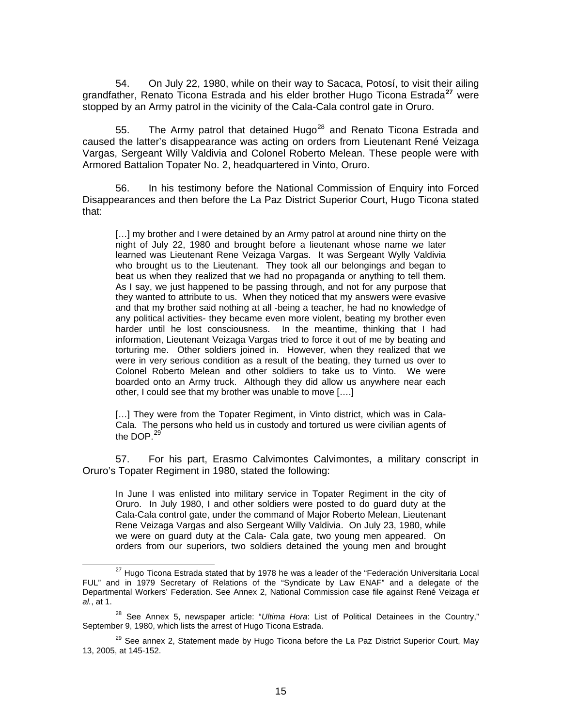54. On July 22, 1980, while on their way to Sacaca, Potosí, to visit their ailing grandfather, Renato Ticona Estrada and his elder brother Hugo Ticona Estrada**[27]** were stopped by an Army patrol in the vicinity of the Cala-Cala control gate in Oruro.

55. The Army patrol that detained Hugo[28] and Renato Ticona Estrada and caused the latter's disappearance was acting on orders from Lieutenant René Veizaga Vargas, Sergeant Willy Valdivia and Colonel Roberto Melean. These people were with Armored Battalion Topater No. 2, headquartered in Vinto, Oruro.

56. In his testimony before the National Commission of Enquiry into Forced Disappearances and then before the La Paz District Superior Court, Hugo Ticona stated that:

> […] my brother and I were detained by an Army patrol at around nine thirty on the night of July 22, 1980 and brought before a lieutenant whose name we later learned was Lieutenant Rene Veizaga Vargas. It was Sergeant Wylly Valdivia who brought us to the Lieutenant. They took all our belongings and began to beat us when they realized that we had no propaganda or anything to tell them. As I say, we just happened to be passing through, and not for any purpose that they wanted to attribute to us. When they noticed that my answers were evasive and that my brother said nothing at all -being a teacher, he had no knowledge of any political activities- they became even more violent, beating my brother even harder until he lost consciousness. In the meantime, thinking that I had information, Lieutenant Veizaga Vargas tried to force it out of me by beating and torturing me. Other soldiers joined in. However, when they realized that we were in very serious condition as a result of the beating, they turned us over to Colonel Roberto Melean and other soldiers to take us to Vinto. We were boarded onto an Army truck. Although they did allow us anywhere near each other, I could see that my brother was unable to move [….]
>
> […] They were from the Topater Regiment, in Vinto district, which was in Cala-Cala. The persons who held us in custody and tortured us were civilian agents of the DOP.[29]

57. For his part, Erasmo Calvimontes Calvimontes, a military conscript in Oruro's Topater Regiment in 1980, stated the following:

> In June I was enlisted into military service in Topater Regiment in the city of Oruro. In July 1980, I and other soldiers were posted to do guard duty at the Cala-Cala control gate, under the command of Major Roberto Melean, Lieutenant Rene Veizaga Vargas and also Sergeant Willy Valdivia. On July 23, 1980, while we were on guard duty at the Cala- Cala gate, two young men appeared. On orders from our superiors, two soldiers detained the young men and brought

---

[27] Hugo Ticona Estrada stated that by 1978 he was a leader of the "Federación Universitaria Local FUL" and in 1979 Secretary of Relations of the "Syndicate by Law ENAF" and a delegate of the Departmental Workers' Federation. See Annex 2, National Commission case file against René Veizaga *et al.*, at 1.

[28] See Annex 5, newspaper article: "*Ultima Hora*: List of Political Detainees in the Country," September 9, 1980, which lists the arrest of Hugo Ticona Estrada.

[29] See annex 2, Statement made by Hugo Ticona before the La Paz District Superior Court, May 13, 2005, at 145-152.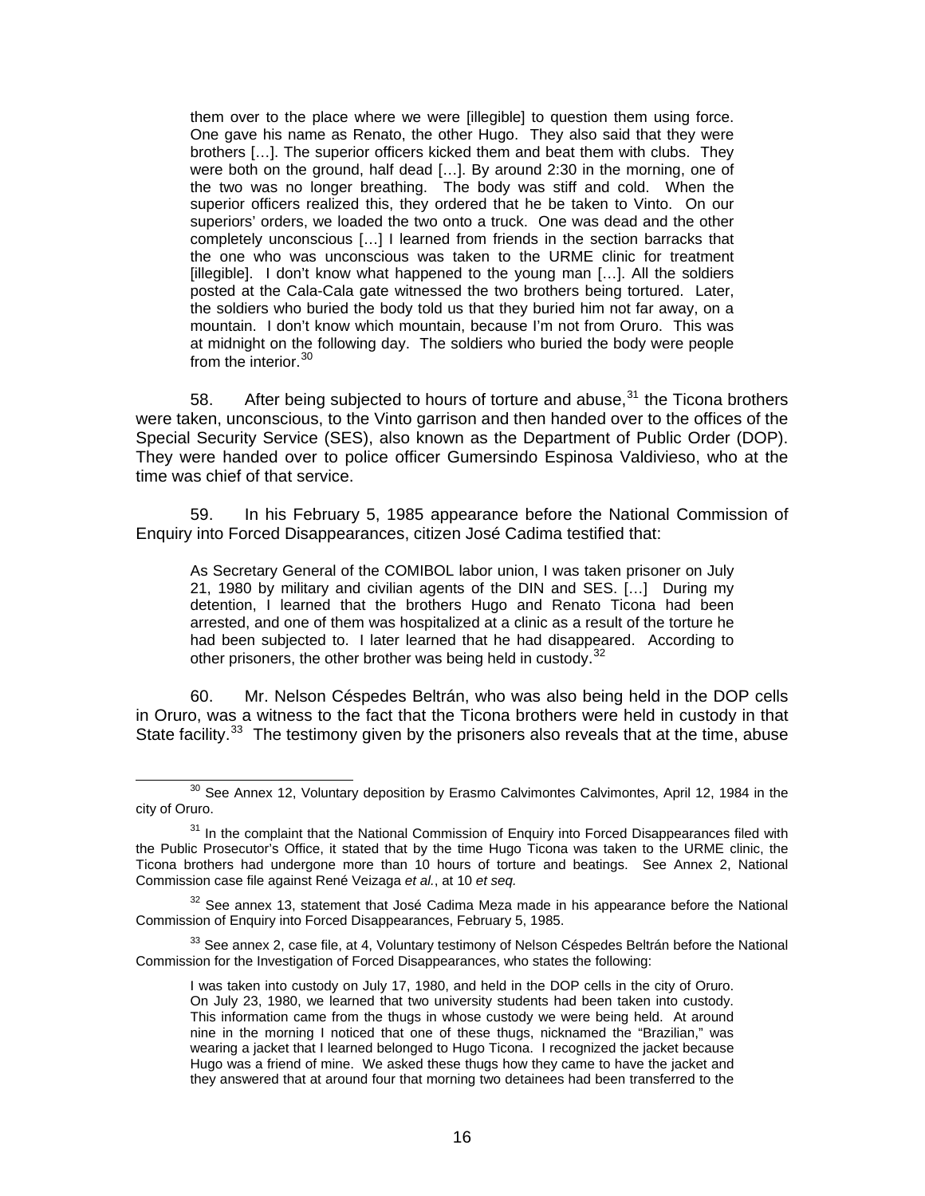> them over to the place where we were [illegible] to question them using force. One gave his name as Renato, the other Hugo. They also said that they were brothers […]. The superior officers kicked them and beat them with clubs. They were both on the ground, half dead […]. By around 2:30 in the morning, one of the two was no longer breathing. The body was stiff and cold. When the superior officers realized this, they ordered that he be taken to Vinto. On our superiors' orders, we loaded the two onto a truck. One was dead and the other completely unconscious […] I learned from friends in the section barracks that the one who was unconscious was taken to the URME clinic for treatment [illegible]. I don't know what happened to the young man […]. All the soldiers posted at the Cala-Cala gate witnessed the two brothers being tortured. Later, the soldiers who buried the body told us that they buried him not far away, on a mountain. I don't know which mountain, because I'm not from Oruro. This was at midnight on the following day. The soldiers who buried the body were people from the interior.[30]

58. After being subjected to hours of torture and abuse,[31] the Ticona brothers were taken, unconscious, to the Vinto garrison and then handed over to the offices of the Special Security Service (SES), also known as the Department of Public Order (DOP). They were handed over to police officer Gumersindo Espinosa Valdivieso, who at the time was chief of that service.

59. In his February 5, 1985 appearance before the National Commission of Enquiry into Forced Disappearances, citizen José Cadima testified that:

> As Secretary General of the COMIBOL labor union, I was taken prisoner on July 21, 1980 by military and civilian agents of the DIN and SES. […] During my detention, I learned that the brothers Hugo and Renato Ticona had been arrested, and one of them was hospitalized at a clinic as a result of the torture he had been subjected to. I later learned that he had disappeared. According to other prisoners, the other brother was being held in custody.[32]

60. Mr. Nelson Céspedes Beltrán, who was also being held in the DOP cells in Oruro, was a witness to the fact that the Ticona brothers were held in custody in that State facility.[33] The testimony given by the prisoners also reveals that at the time, abuse

---

[30] See Annex 12, Voluntary deposition by Erasmo Calvimontes Calvimontes, April 12, 1984 in the city of Oruro.

[31] In the complaint that the National Commission of Enquiry into Forced Disappearances filed with the Public Prosecutor's Office, it stated that by the time Hugo Ticona was taken to the URME clinic, the Ticona brothers had undergone more than 10 hours of torture and beatings. See Annex 2, National Commission case file against René Veizaga *et al.*, at 10 *et seq.*

[32] See annex 13, statement that José Cadima Meza made in his appearance before the National Commission of Enquiry into Forced Disappearances, February 5, 1985.

[33] See annex 2, case file, at 4, Voluntary testimony of Nelson Céspedes Beltrán before the National Commission for the Investigation of Forced Disappearances, who states the following:

> I was taken into custody on July 17, 1980, and held in the DOP cells in the city of Oruro. On July 23, 1980, we learned that two university students had been taken into custody. This information came from the thugs in whose custody we were being held. At around nine in the morning I noticed that one of these thugs, nicknamed the "Brazilian," was wearing a jacket that I learned belonged to Hugo Ticona. I recognized the jacket because Hugo was a friend of mine. We asked these thugs how they came to have the jacket and they answered that at around four that morning two detainees had been transferred to the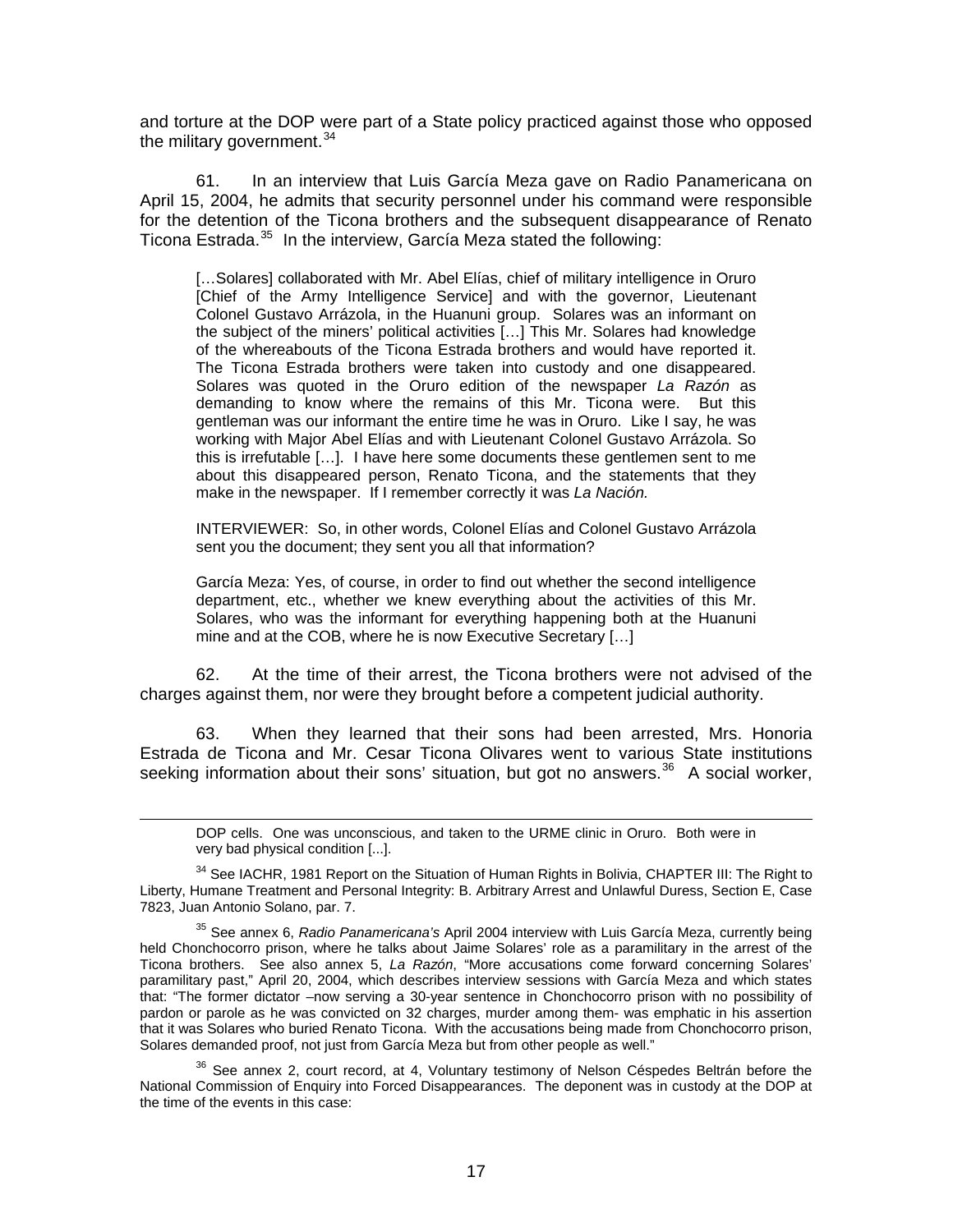and torture at the DOP were part of a State policy practiced against those who opposed the military government.[34]

61. In an interview that Luis García Meza gave on Radio Panamericana on April 15, 2004, he admits that security personnel under his command were responsible for the detention of the Ticona brothers and the subsequent disappearance of Renato Ticona Estrada.[35] In the interview, García Meza stated the following:

> […Solares] collaborated with Mr. Abel Elías, chief of military intelligence in Oruro [Chief of the Army Intelligence Service] and with the governor, Lieutenant Colonel Gustavo Arrázola, in the Huanuni group. Solares was an informant on the subject of the miners' political activities […] This Mr. Solares had knowledge of the whereabouts of the Ticona Estrada brothers and would have reported it. The Ticona Estrada brothers were taken into custody and one disappeared. Solares was quoted in the Oruro edition of the newspaper *La Razón* as demanding to know where the remains of this Mr. Ticona were. But this gentleman was our informant the entire time he was in Oruro. Like I say, he was working with Major Abel Elías and with Lieutenant Colonel Gustavo Arrázola. So this is irrefutable […]. I have here some documents these gentlemen sent to me about this disappeared person, Renato Ticona, and the statements that they make in the newspaper. If I remember correctly it was *La Nación.*
>
> INTERVIEWER: So, in other words, Colonel Elías and Colonel Gustavo Arrázola sent you the document; they sent you all that information?
>
> García Meza: Yes, of course, in order to find out whether the second intelligence department, etc., whether we knew everything about the activities of this Mr. Solares, who was the informant for everything happening both at the Huanuni mine and at the COB, where he is now Executive Secretary […]

62. At the time of their arrest, the Ticona brothers were not advised of the charges against them, nor were they brought before a competent judicial authority.

63. When they learned that their sons had been arrested, Mrs. Honoria Estrada de Ticona and Mr. Cesar Ticona Olivares went to various State institutions seeking information about their sons' situation, but got no answers.[36] A social worker,

---

DOP cells. One was unconscious, and taken to the URME clinic in Oruro. Both were in very bad physical condition [...].

[34] See IACHR, 1981 Report on the Situation of Human Rights in Bolivia, CHAPTER III: The Right to Liberty, Humane Treatment and Personal Integrity: B. Arbitrary Arrest and Unlawful Duress, Section E, Case 7823, Juan Antonio Solano, par. 7.

[35] See annex 6, *Radio Panamericana's* April 2004 interview with Luis García Meza, currently being held Chonchocorro prison, where he talks about Jaime Solares' role as a paramilitary in the arrest of the Ticona brothers. See also annex 5, *La Razón*, "More accusations come forward concerning Solares' paramilitary past," April 20, 2004, which describes interview sessions with García Meza and which states that: "The former dictator –now serving a 30-year sentence in Chonchocorro prison with no possibility of pardon or parole as he was convicted on 32 charges, murder among them- was emphatic in his assertion that it was Solares who buried Renato Ticona. With the accusations being made from Chonchocorro prison, Solares demanded proof, not just from García Meza but from other people as well."

[36] See annex 2, court record, at 4, Voluntary testimony of Nelson Céspedes Beltrán before the National Commission of Enquiry into Forced Disappearances. The deponent was in custody at the DOP at the time of the events in this case: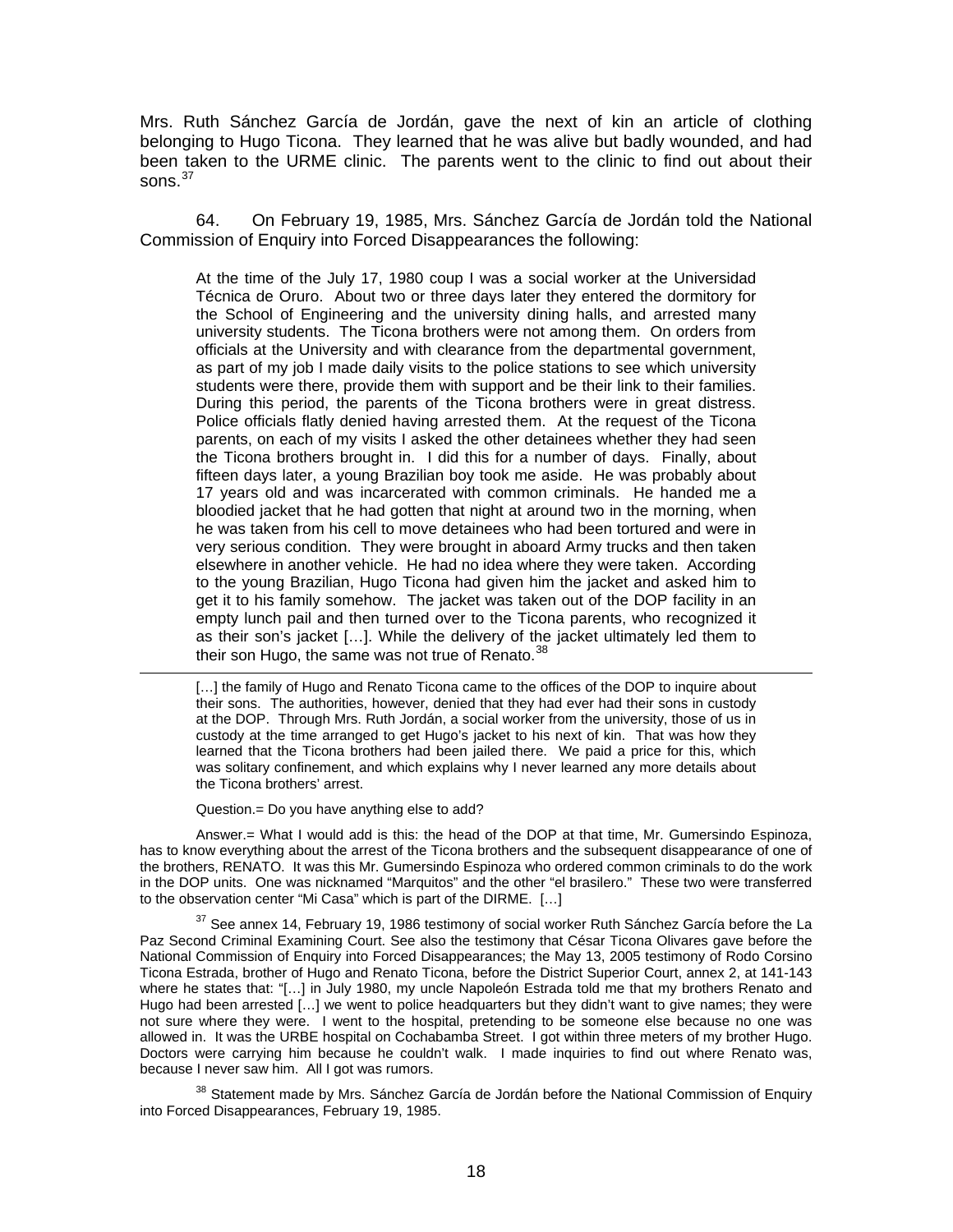Mrs. Ruth Sánchez García de Jordán, gave the next of kin an article of clothing belonging to Hugo Ticona. They learned that he was alive but badly wounded, and had been taken to the URME clinic. The parents went to the clinic to find out about their sons.[37]

64. On February 19, 1985, Mrs. Sánchez García de Jordán told the National Commission of Enquiry into Forced Disappearances the following:

> At the time of the July 17, 1980 coup I was a social worker at the Universidad Técnica de Oruro. About two or three days later they entered the dormitory for the School of Engineering and the university dining halls, and arrested many university students. The Ticona brothers were not among them. On orders from officials at the University and with clearance from the departmental government, as part of my job I made daily visits to the police stations to see which university students were there, provide them with support and be their link to their families. During this period, the parents of the Ticona brothers were in great distress. Police officials flatly denied having arrested them. At the request of the Ticona parents, on each of my visits I asked the other detainees whether they had seen the Ticona brothers brought in. I did this for a number of days. Finally, about fifteen days later, a young Brazilian boy took me aside. He was probably about 17 years old and was incarcerated with common criminals. He handed me a bloodied jacket that he had gotten that night at around two in the morning, when he was taken from his cell to move detainees who had been tortured and were in very serious condition. They were brought in aboard Army trucks and then taken elsewhere in another vehicle. He had no idea where they were taken. According to the young Brazilian, Hugo Ticona had given him the jacket and asked him to get it to his family somehow. The jacket was taken out of the DOP facility in an empty lunch pail and then turned over to the Ticona parents, who recognized it as their son's jacket […]. While the delivery of the jacket ultimately led them to their son Hugo, the same was not true of Renato.[38]

---

> […] the family of Hugo and Renato Ticona came to the offices of the DOP to inquire about their sons. The authorities, however, denied that they had ever had their sons in custody at the DOP. Through Mrs. Ruth Jordán, a social worker from the university, those of us in custody at the time arranged to get Hugo's jacket to his next of kin. That was how they learned that the Ticona brothers had been jailed there. We paid a price for this, which was solitary confinement, and which explains why I never learned any more details about the Ticona brothers' arrest.
>
> Question.= Do you have anything else to add?
>
> Answer.= What I would add is this: the head of the DOP at that time, Mr. Gumersindo Espinoza, has to know everything about the arrest of the Ticona brothers and the subsequent disappearance of one of the brothers, RENATO. It was this Mr. Gumersindo Espinoza who ordered common criminals to do the work in the DOP units. One was nicknamed "Marquitos" and the other "el brasilero." These two were transferred to the observation center "Mi Casa" which is part of the DIRME. […]

[37] See annex 14, February 19, 1986 testimony of social worker Ruth Sánchez García before the La Paz Second Criminal Examining Court. See also the testimony that César Ticona Olivares gave before the National Commission of Enquiry into Forced Disappearances; the May 13, 2005 testimony of Rodo Corsino Ticona Estrada, brother of Hugo and Renato Ticona, before the District Superior Court, annex 2, at 141-143 where he states that: "[…] in July 1980, my uncle Napoleón Estrada told me that my brothers Renato and Hugo had been arrested […] we went to police headquarters but they didn't want to give names; they were not sure where they were. I went to the hospital, pretending to be someone else because no one was allowed in. It was the URBE hospital on Cochabamba Street. I got within three meters of my brother Hugo. Doctors were carrying him because he couldn't walk. I made inquiries to find out where Renato was, because I never saw him. All I got was rumors.

[38] Statement made by Mrs. Sánchez García de Jordán before the National Commission of Enquiry into Forced Disappearances, February 19, 1985.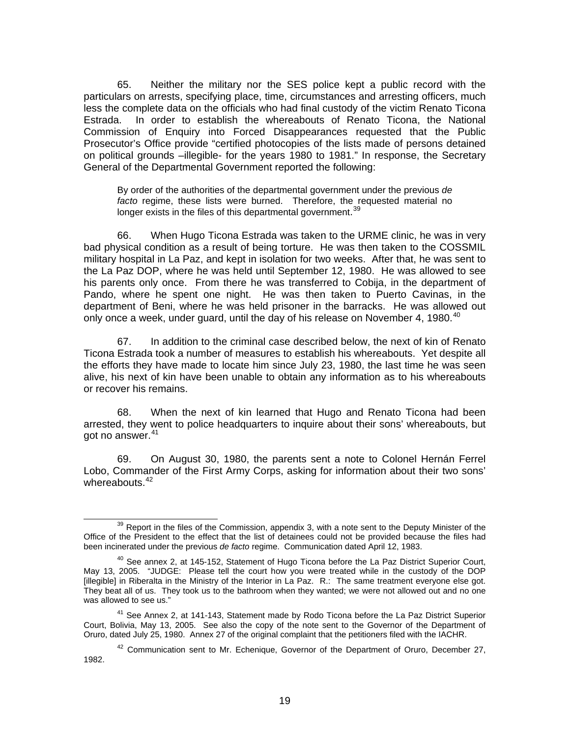65. Neither the military nor the SES police kept a public record with the particulars on arrests, specifying place, time, circumstances and arresting officers, much less the complete data on the officials who had final custody of the victim Renato Ticona Estrada. In order to establish the whereabouts of Renato Ticona, the National Commission of Enquiry into Forced Disappearances requested that the Public Prosecutor's Office provide "certified photocopies of the lists made of persons detained on political grounds –illegible- for the years 1980 to 1981." In response, the Secretary General of the Departmental Government reported the following:

> By order of the authorities of the departmental government under the previous *de facto* regime, these lists were burned. Therefore, the requested material no longer exists in the files of this departmental government.[39]

66. When Hugo Ticona Estrada was taken to the URME clinic, he was in very bad physical condition as a result of being torture. He was then taken to the COSSMIL military hospital in La Paz, and kept in isolation for two weeks. After that, he was sent to the La Paz DOP, where he was held until September 12, 1980. He was allowed to see his parents only once. From there he was transferred to Cobija, in the department of Pando, where he spent one night. He was then taken to Puerto Cavinas, in the department of Beni, where he was held prisoner in the barracks. He was allowed out only once a week, under guard, until the day of his release on November 4, 1980.[40]

67. In addition to the criminal case described below, the next of kin of Renato Ticona Estrada took a number of measures to establish his whereabouts. Yet despite all the efforts they have made to locate him since July 23, 1980, the last time he was seen alive, his next of kin have been unable to obtain any information as to his whereabouts or recover his remains.

68. When the next of kin learned that Hugo and Renato Ticona had been arrested, they went to police headquarters to inquire about their sons' whereabouts, but got no answer.[41]

69. On August 30, 1980, the parents sent a note to Colonel Hernán Ferrel Lobo, Commander of the First Army Corps, asking for information about their two sons' whereabouts.[42]

---

[39] Report in the files of the Commission, appendix 3, with a note sent to the Deputy Minister of the Office of the President to the effect that the list of detainees could not be provided because the files had been incinerated under the previous *de facto* regime. Communication dated April 12, 1983.

[40] See annex 2, at 145-152, Statement of Hugo Ticona before the La Paz District Superior Court, May 13, 2005. "JUDGE: Please tell the court how you were treated while in the custody of the DOP [illegible] in Riberalta in the Ministry of the Interior in La Paz. R.: The same treatment everyone else got. They beat all of us. They took us to the bathroom when they wanted; we were not allowed out and no one was allowed to see us."

[41] See Annex 2, at 141-143, Statement made by Rodo Ticona before the La Paz District Superior Court, Bolivia, May 13, 2005. See also the copy of the note sent to the Governor of the Department of Oruro, dated July 25, 1980. Annex 27 of the original complaint that the petitioners filed with the IACHR.

[42] Communication sent to Mr. Echenique, Governor of the Department of Oruro, December 27, 1982.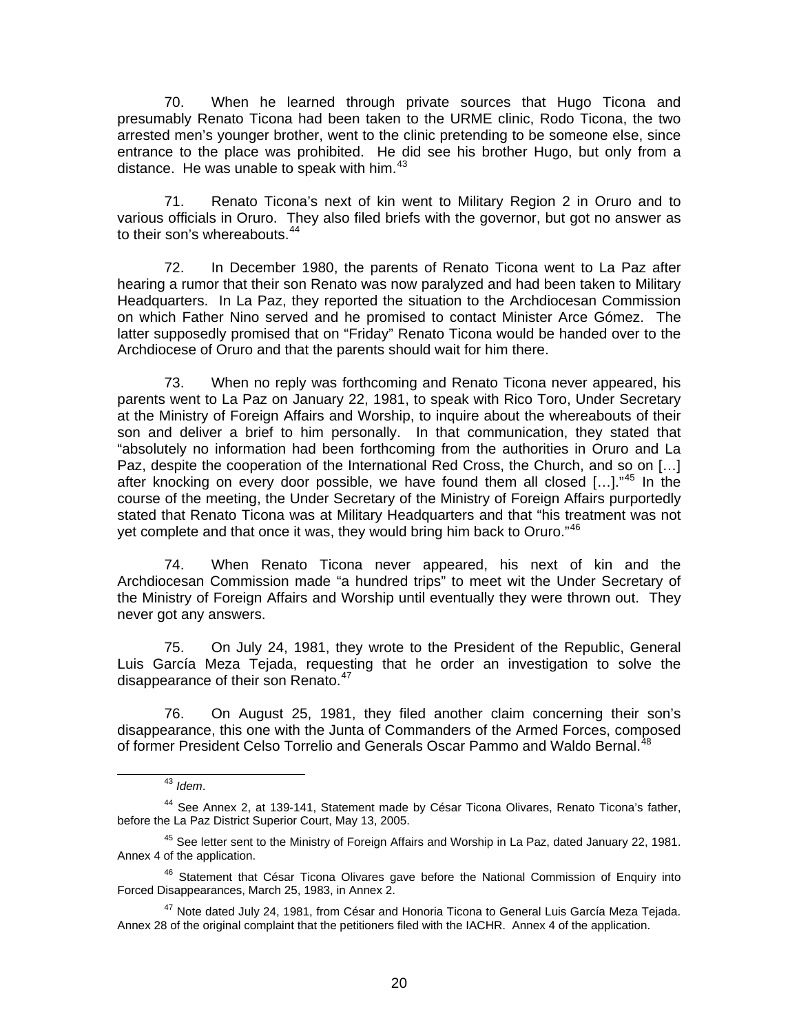70. When he learned through private sources that Hugo Ticona and presumably Renato Ticona had been taken to the URME clinic, Rodo Ticona, the two arrested men's younger brother, went to the clinic pretending to be someone else, since entrance to the place was prohibited. He did see his brother Hugo, but only from a distance. He was unable to speak with him.[43]

71. Renato Ticona's next of kin went to Military Region 2 in Oruro and to various officials in Oruro. They also filed briefs with the governor, but got no answer as to their son's whereabouts.[44]

72. In December 1980, the parents of Renato Ticona went to La Paz after hearing a rumor that their son Renato was now paralyzed and had been taken to Military Headquarters. In La Paz, they reported the situation to the Archdiocesan Commission on which Father Nino served and he promised to contact Minister Arce Gómez. The latter supposedly promised that on "Friday" Renato Ticona would be handed over to the Archdiocese of Oruro and that the parents should wait for him there.

73. When no reply was forthcoming and Renato Ticona never appeared, his parents went to La Paz on January 22, 1981, to speak with Rico Toro, Under Secretary at the Ministry of Foreign Affairs and Worship, to inquire about the whereabouts of their son and deliver a brief to him personally. In that communication, they stated that "absolutely no information had been forthcoming from the authorities in Oruro and La Paz, despite the cooperation of the International Red Cross, the Church, and so on [...] after knocking on every door possible, we have found them all closed [...]."[45] In the course of the meeting, the Under Secretary of the Ministry of Foreign Affairs purportedly stated that Renato Ticona was at Military Headquarters and that "his treatment was not yet complete and that once it was, they would bring him back to Oruro."[46]

74. When Renato Ticona never appeared, his next of kin and the Archdiocesan Commission made "a hundred trips" to meet wit the Under Secretary of the Ministry of Foreign Affairs and Worship until eventually they were thrown out. They never got any answers.

75. On July 24, 1981, they wrote to the President of the Republic, General Luis García Meza Tejada, requesting that he order an investigation to solve the disappearance of their son Renato.[47]

76. On August 25, 1981, they filed another claim concerning their son's disappearance, this one with the Junta of Commanders of the Armed Forces, composed of former President Celso Torrelio and Generals Oscar Pammo and Waldo Bernal.[48]

---

[43] *Idem*.

[44] See Annex 2, at 139-141, Statement made by César Ticona Olivares, Renato Ticona's father, before the La Paz District Superior Court, May 13, 2005.

[45] See letter sent to the Ministry of Foreign Affairs and Worship in La Paz, dated January 22, 1981. Annex 4 of the application.

[46] Statement that César Ticona Olivares gave before the National Commission of Enquiry into Forced Disappearances, March 25, 1983, in Annex 2.

[47] Note dated July 24, 1981, from César and Honoria Ticona to General Luis García Meza Tejada. Annex 28 of the original complaint that the petitioners filed with the IACHR. Annex 4 of the application.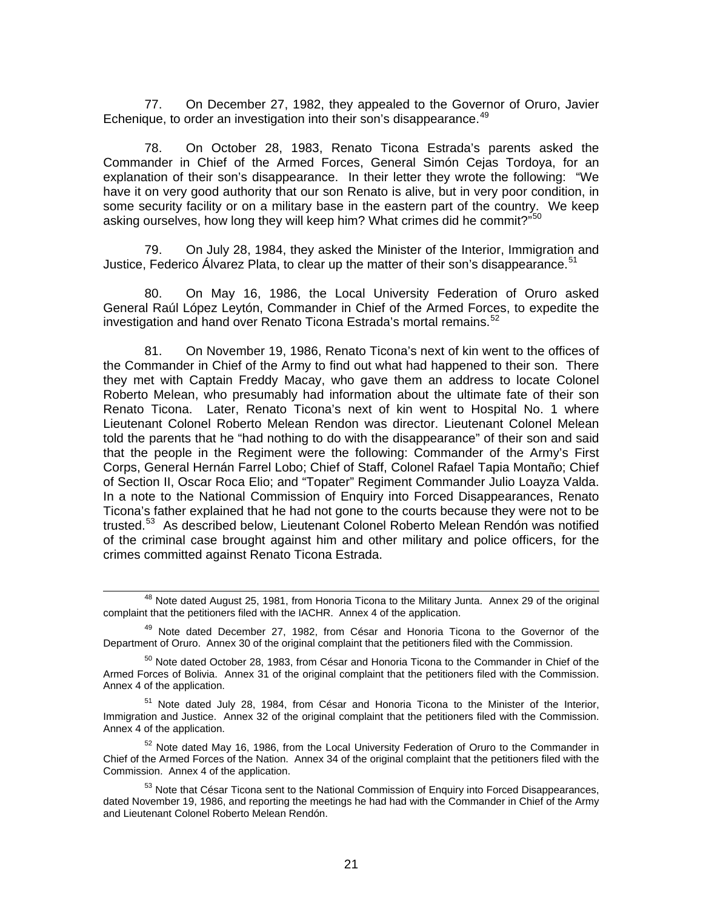77. On December 27, 1982, they appealed to the Governor of Oruro, Javier Echenique, to order an investigation into their son's disappearance.[49]

78. On October 28, 1983, Renato Ticona Estrada's parents asked the Commander in Chief of the Armed Forces, General Simón Cejas Tordoya, for an explanation of their son's disappearance. In their letter they wrote the following: "We have it on very good authority that our son Renato is alive, but in very poor condition, in some security facility or on a military base in the eastern part of the country. We keep asking ourselves, how long they will keep him? What crimes did he commit?"[50]

79. On July 28, 1984, they asked the Minister of the Interior, Immigration and Justice, Federico Álvarez Plata, to clear up the matter of their son's disappearance.[51]

80. On May 16, 1986, the Local University Federation of Oruro asked General Raúl López Leytón, Commander in Chief of the Armed Forces, to expedite the investigation and hand over Renato Ticona Estrada's mortal remains.[52]

81. On November 19, 1986, Renato Ticona's next of kin went to the offices of the Commander in Chief of the Army to find out what had happened to their son. There they met with Captain Freddy Macay, who gave them an address to locate Colonel Roberto Melean, who presumably had information about the ultimate fate of their son Renato Ticona. Later, Renato Ticona's next of kin went to Hospital No. 1 where Lieutenant Colonel Roberto Melean Rendon was director. Lieutenant Colonel Melean told the parents that he "had nothing to do with the disappearance" of their son and said that the people in the Regiment were the following: Commander of the Army's First Corps, General Hernán Farrel Lobo; Chief of Staff, Colonel Rafael Tapia Montaño; Chief of Section II, Oscar Roca Elio; and "Topater" Regiment Commander Julio Loayza Valda. In a note to the National Commission of Enquiry into Forced Disappearances, Renato Ticona's father explained that he had not gone to the courts because they were not to be trusted.[53] As described below, Lieutenant Colonel Roberto Melean Rendón was notified of the criminal case brought against him and other military and police officers, for the crimes committed against Renato Ticona Estrada.

---

[48] Note dated August 25, 1981, from Honoria Ticona to the Military Junta. Annex 29 of the original complaint that the petitioners filed with the IACHR. Annex 4 of the application.

[49] Note dated December 27, 1982, from César and Honoria Ticona to the Governor of the Department of Oruro. Annex 30 of the original complaint that the petitioners filed with the Commission.

[50] Note dated October 28, 1983, from César and Honoria Ticona to the Commander in Chief of the Armed Forces of Bolivia. Annex 31 of the original complaint that the petitioners filed with the Commission. Annex 4 of the application.

[51] Note dated July 28, 1984, from César and Honoria Ticona to the Minister of the Interior, Immigration and Justice. Annex 32 of the original complaint that the petitioners filed with the Commission. Annex 4 of the application.

[52] Note dated May 16, 1986, from the Local University Federation of Oruro to the Commander in Chief of the Armed Forces of the Nation. Annex 34 of the original complaint that the petitioners filed with the Commission. Annex 4 of the application.

[53] Note that César Ticona sent to the National Commission of Enquiry into Forced Disappearances, dated November 19, 1986, and reporting the meetings he had had with the Commander in Chief of the Army and Lieutenant Colonel Roberto Melean Rendón.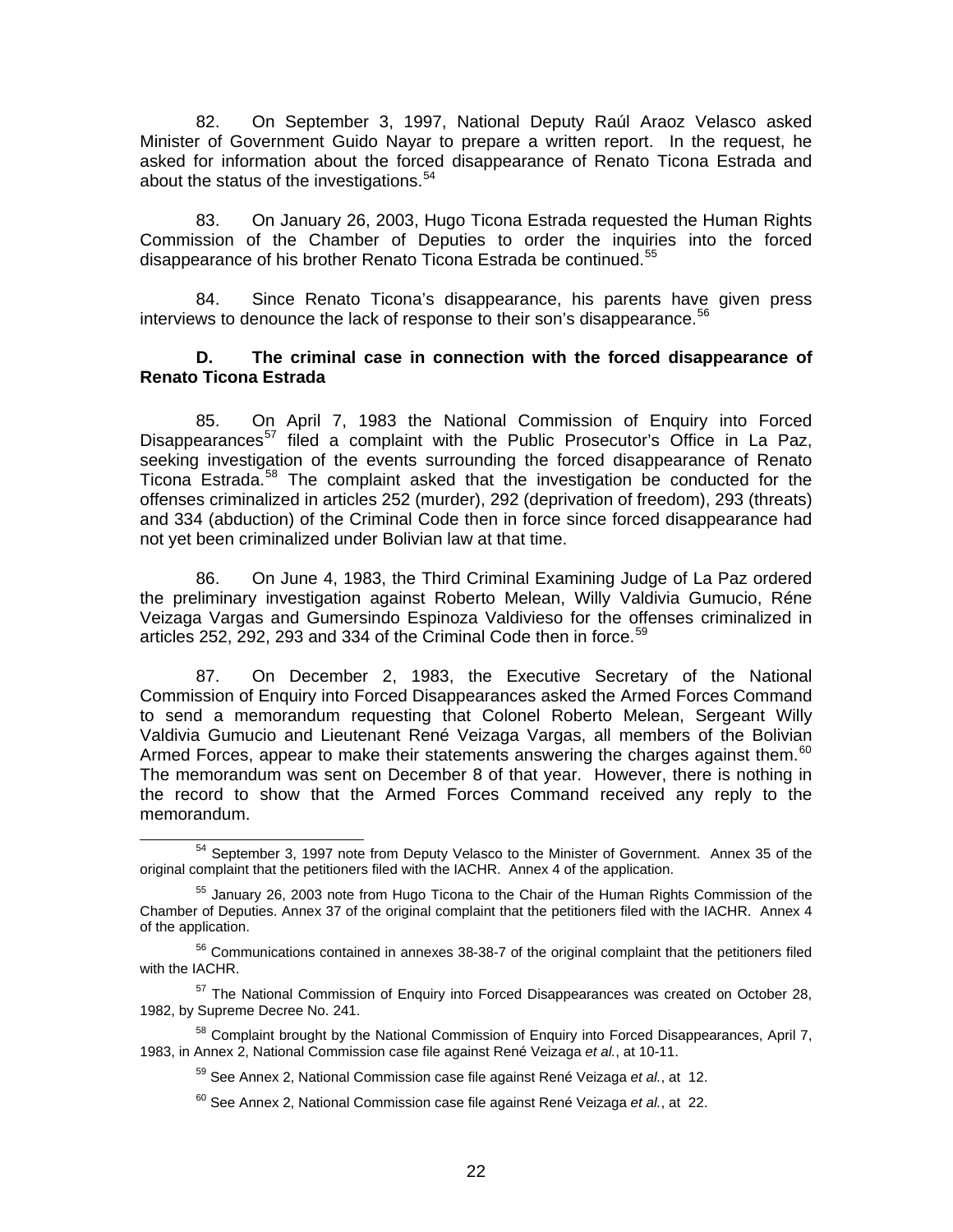82. On September 3, 1997, National Deputy Raúl Araoz Velasco asked Minister of Government Guido Nayar to prepare a written report. In the request, he asked for information about the forced disappearance of Renato Ticona Estrada and about the status of the investigations.[54]

83. On January 26, 2003, Hugo Ticona Estrada requested the Human Rights Commission of the Chamber of Deputies to order the inquiries into the forced disappearance of his brother Renato Ticona Estrada be continued.[55]

84. Since Renato Ticona's disappearance, his parents have given press interviews to denounce the lack of response to their son's disappearance.[56]

### D. The criminal case in connection with the forced disappearance of Renato Ticona Estrada

85. On April 7, 1983 the National Commission of Enquiry into Forced Disappearances[57] filed a complaint with the Public Prosecutor's Office in La Paz, seeking investigation of the events surrounding the forced disappearance of Renato Ticona Estrada.[58] The complaint asked that the investigation be conducted for the offenses criminalized in articles 252 (murder), 292 (deprivation of freedom), 293 (threats) and 334 (abduction) of the Criminal Code then in force since forced disappearance had not yet been criminalized under Bolivian law at that time.

86. On June 4, 1983, the Third Criminal Examining Judge of La Paz ordered the preliminary investigation against Roberto Melean, Willy Valdivia Gumucio, Réne Veizaga Vargas and Gumersindo Espinoza Valdivieso for the offenses criminalized in articles 252, 292, 293 and 334 of the Criminal Code then in force.[59]

87. On December 2, 1983, the Executive Secretary of the National Commission of Enquiry into Forced Disappearances asked the Armed Forces Command to send a memorandum requesting that Colonel Roberto Melean, Sergeant Willy Valdivia Gumucio and Lieutenant René Veizaga Vargas, all members of the Bolivian Armed Forces, appear to make their statements answering the charges against them.[60] The memorandum was sent on December 8 of that year. However, there is nothing in the record to show that the Armed Forces Command received any reply to the memorandum.

---

[54] September 3, 1997 note from Deputy Velasco to the Minister of Government. Annex 35 of the original complaint that the petitioners filed with the IACHR. Annex 4 of the application.

[55] January 26, 2003 note from Hugo Ticona to the Chair of the Human Rights Commission of the Chamber of Deputies. Annex 37 of the original complaint that the petitioners filed with the IACHR. Annex 4 of the application.

[56] Communications contained in annexes 38-38-7 of the original complaint that the petitioners filed with the IACHR.

[57] The National Commission of Enquiry into Forced Disappearances was created on October 28, 1982, by Supreme Decree No. 241.

[58] Complaint brought by the National Commission of Enquiry into Forced Disappearances, April 7, 1983, in Annex 2, National Commission case file against René Veizaga *et al.*, at 10-11.

[59] See Annex 2, National Commission case file against René Veizaga *et al.*, at 12.

[60] See Annex 2, National Commission case file against René Veizaga *et al.*, at 22.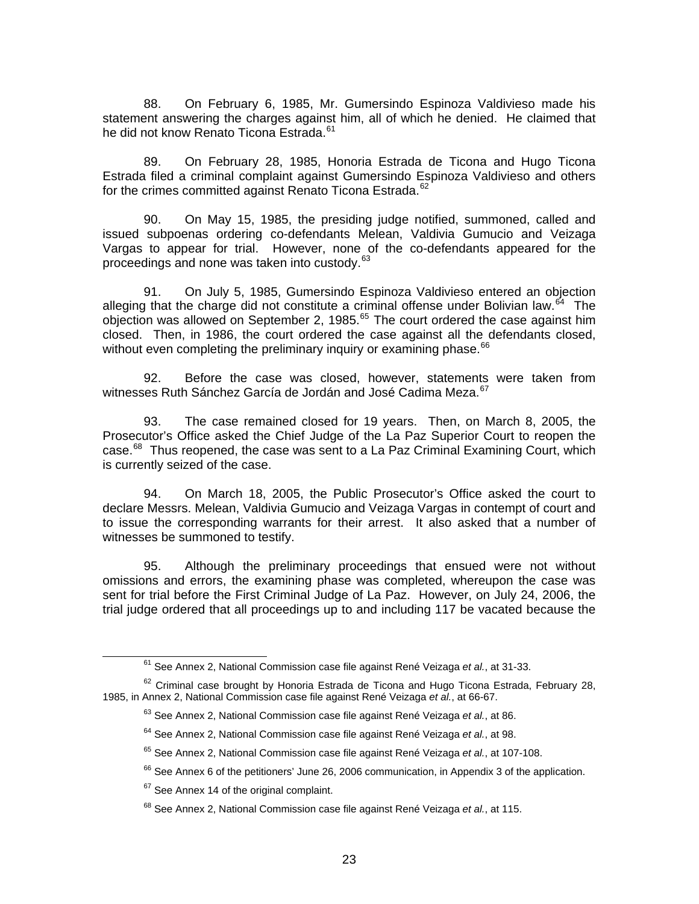88. On February 6, 1985, Mr. Gumersindo Espinoza Valdivieso made his statement answering the charges against him, all of which he denied. He claimed that he did not know Renato Ticona Estrada.[61]

89. On February 28, 1985, Honoria Estrada de Ticona and Hugo Ticona Estrada filed a criminal complaint against Gumersindo Espinoza Valdivieso and others for the crimes committed against Renato Ticona Estrada.[62]

90. On May 15, 1985, the presiding judge notified, summoned, called and issued subpoenas ordering co-defendants Melean, Valdivia Gumucio and Veizaga Vargas to appear for trial. However, none of the co-defendants appeared for the proceedings and none was taken into custody.[63]

91. On July 5, 1985, Gumersindo Espinoza Valdivieso entered an objection alleging that the charge did not constitute a criminal offense under Bolivian law.[64] The objection was allowed on September 2, 1985.[65] The court ordered the case against him closed. Then, in 1986, the court ordered the case against all the defendants closed, without even completing the preliminary inquiry or examining phase.[66]

92. Before the case was closed, however, statements were taken from witnesses Ruth Sánchez García de Jordán and José Cadima Meza.[67]

93. The case remained closed for 19 years. Then, on March 8, 2005, the Prosecutor's Office asked the Chief Judge of the La Paz Superior Court to reopen the case.[68] Thus reopened, the case was sent to a La Paz Criminal Examining Court, which is currently seized of the case.

94. On March 18, 2005, the Public Prosecutor's Office asked the court to declare Messrs. Melean, Valdivia Gumucio and Veizaga Vargas in contempt of court and to issue the corresponding warrants for their arrest. It also asked that a number of witnesses be summoned to testify.

95. Although the preliminary proceedings that ensued were not without omissions and errors, the examining phase was completed, whereupon the case was sent for trial before the First Criminal Judge of La Paz. However, on July 24, 2006, the trial judge ordered that all proceedings up to and including 117 be vacated because the

---

[61] See Annex 2, National Commission case file against René Veizaga *et al.*, at 31-33.

[62] Criminal case brought by Honoria Estrada de Ticona and Hugo Ticona Estrada, February 28, 1985, in Annex 2, National Commission case file against René Veizaga *et al.*, at 66-67.

[63] See Annex 2, National Commission case file against René Veizaga *et al.*, at 86.

[64] See Annex 2, National Commission case file against René Veizaga *et al.*, at 98.

[65] See Annex 2, National Commission case file against René Veizaga *et al.*, at 107-108.

[66] See Annex 6 of the petitioners' June 26, 2006 communication, in Appendix 3 of the application.

[67] See Annex 14 of the original complaint.

[68] See Annex 2, National Commission case file against René Veizaga *et al.*, at 115.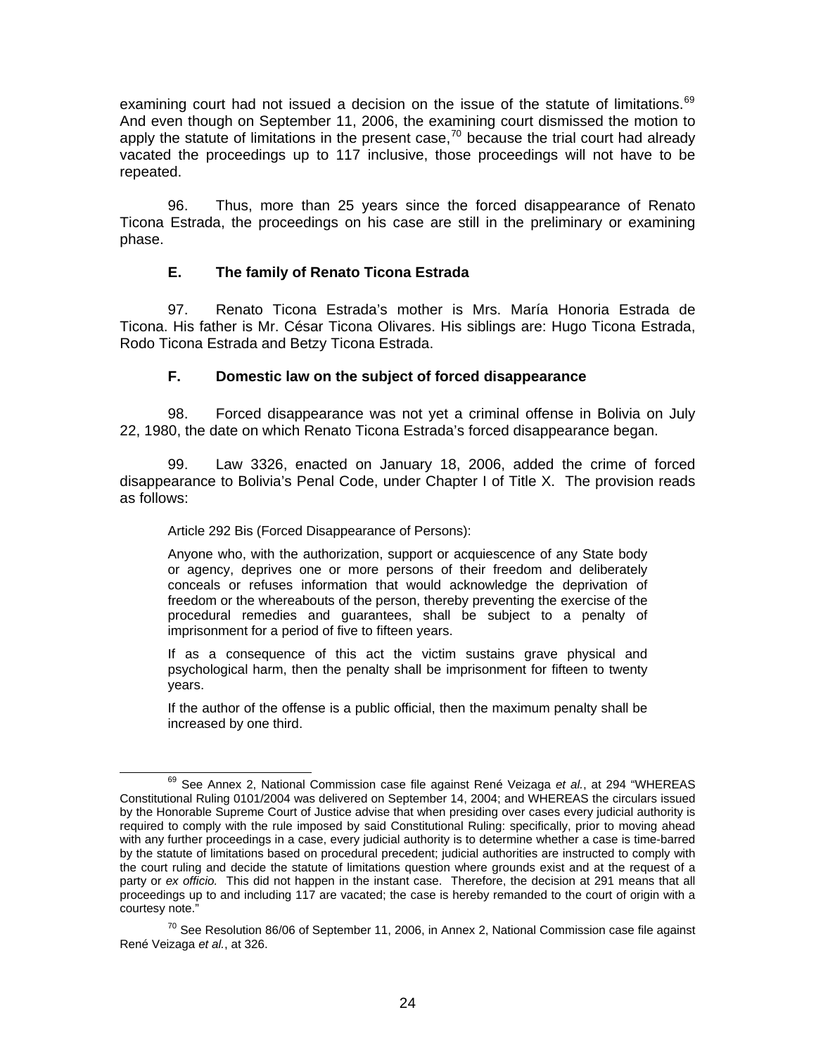examining court had not issued a decision on the issue of the statute of limitations.[69] And even though on September 11, 2006, the examining court dismissed the motion to apply the statute of limitations in the present case,[70] because the trial court had already vacated the proceedings up to 117 inclusive, those proceedings will not have to be repeated.

96. Thus, more than 25 years since the forced disappearance of Renato Ticona Estrada, the proceedings on his case are still in the preliminary or examining phase.

### E. The family of Renato Ticona Estrada

97. Renato Ticona Estrada's mother is Mrs. María Honoria Estrada de Ticona. His father is Mr. César Ticona Olivares. His siblings are: Hugo Ticona Estrada, Rodo Ticona Estrada and Betzy Ticona Estrada.

### F. Domestic law on the subject of forced disappearance

98. Forced disappearance was not yet a criminal offense in Bolivia on July 22, 1980, the date on which Renato Ticona Estrada's forced disappearance began.

99. Law 3326, enacted on January 18, 2006, added the crime of forced disappearance to Bolivia's Penal Code, under Chapter I of Title X. The provision reads as follows:

> Article 292 Bis (Forced Disappearance of Persons):
>
> Anyone who, with the authorization, support or acquiescence of any State body or agency, deprives one or more persons of their freedom and deliberately conceals or refuses information that would acknowledge the deprivation of freedom or the whereabouts of the person, thereby preventing the exercise of the procedural remedies and guarantees, shall be subject to a penalty of imprisonment for a period of five to fifteen years.
>
> If as a consequence of this act the victim sustains grave physical and psychological harm, then the penalty shall be imprisonment for fifteen to twenty years.
>
> If the author of the offense is a public official, then the maximum penalty shall be increased by one third.

---

[69] See Annex 2, National Commission case file against René Veizaga *et al.*, at 294 "WHEREAS Constitutional Ruling 0101/2004 was delivered on September 14, 2004; and WHEREAS the circulars issued by the Honorable Supreme Court of Justice advise that when presiding over cases every judicial authority is required to comply with the rule imposed by said Constitutional Ruling: specifically, prior to moving ahead with any further proceedings in a case, every judicial authority is to determine whether a case is time-barred by the statute of limitations based on procedural precedent; judicial authorities are instructed to comply with the court ruling and decide the statute of limitations question where grounds exist and at the request of a party or *ex officio.* This did not happen in the instant case. Therefore, the decision at 291 means that all proceedings up to and including 117 are vacated; the case is hereby remanded to the court of origin with a courtesy note."

[70] See Resolution 86/06 of September 11, 2006, in Annex 2, National Commission case file against René Veizaga *et al.*, at 326.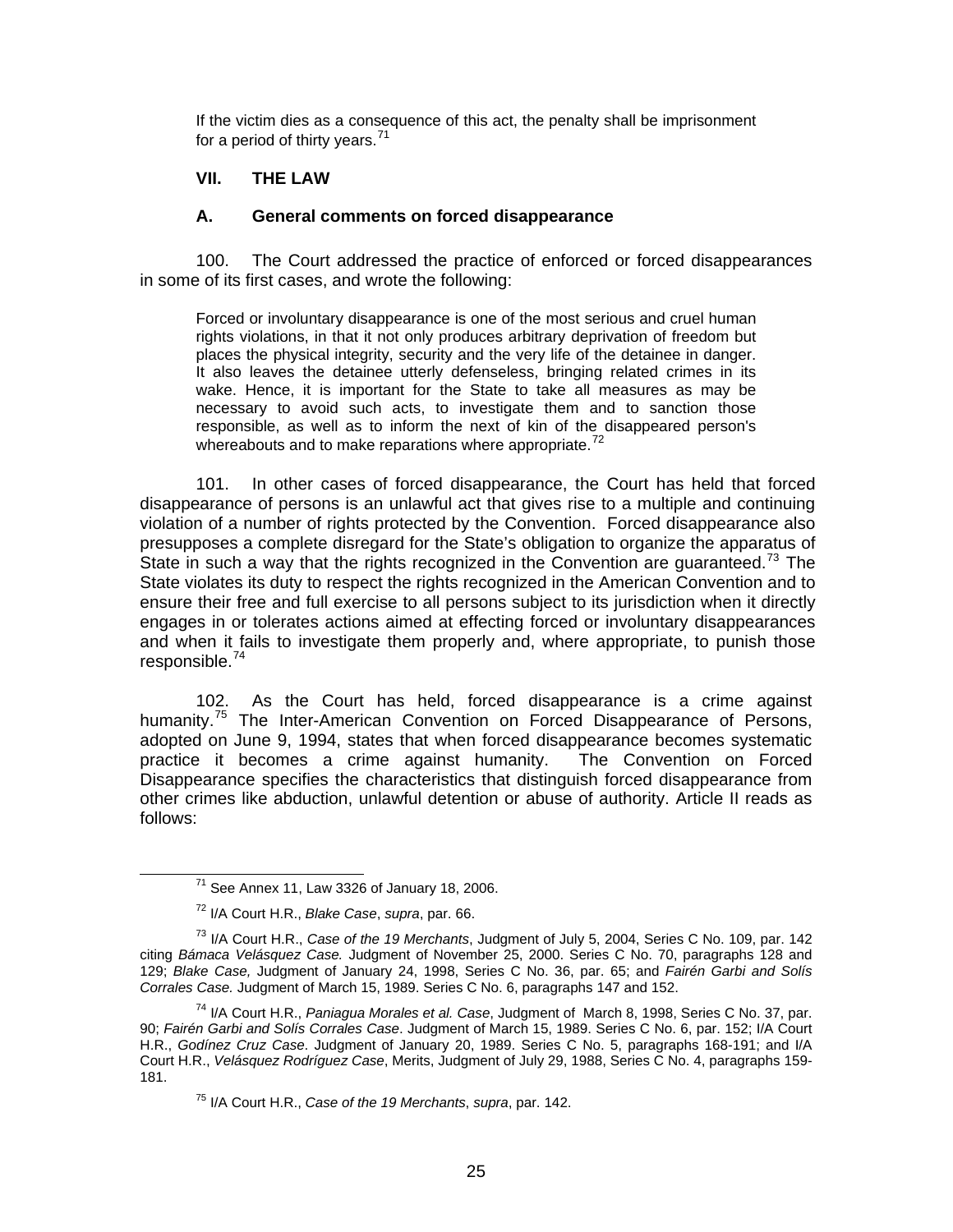> If the victim dies as a consequence of this act, the penalty shall be imprisonment for a period of thirty years.[71]

## VII. THE LAW

### A. General comments on forced disappearance

100. The Court addressed the practice of enforced or forced disappearances in some of its first cases, and wrote the following:

> Forced or involuntary disappearance is one of the most serious and cruel human rights violations, in that it not only produces arbitrary deprivation of freedom but places the physical integrity, security and the very life of the detainee in danger. It also leaves the detainee utterly defenseless, bringing related crimes in its wake. Hence, it is important for the State to take all measures as may be necessary to avoid such acts, to investigate them and to sanction those responsible, as well as to inform the next of kin of the disappeared person's whereabouts and to make reparations where appropriate.[72]

101. In other cases of forced disappearance, the Court has held that forced disappearance of persons is an unlawful act that gives rise to a multiple and continuing violation of a number of rights protected by the Convention. Forced disappearance also presupposes a complete disregard for the State's obligation to organize the apparatus of State in such a way that the rights recognized in the Convention are guaranteed.[73] The State violates its duty to respect the rights recognized in the American Convention and to ensure their free and full exercise to all persons subject to its jurisdiction when it directly engages in or tolerates actions aimed at effecting forced or involuntary disappearances and when it fails to investigate them properly and, where appropriate, to punish those responsible.[74]

102. As the Court has held, forced disappearance is a crime against humanity.[75] The Inter-American Convention on Forced Disappearance of Persons, adopted on June 9, 1994, states that when forced disappearance becomes systematic practice it becomes a crime against humanity. The Convention on Forced Disappearance specifies the characteristics that distinguish forced disappearance from other crimes like abduction, unlawful detention or abuse of authority. Article II reads as follows:

---

[71] See Annex 11, Law 3326 of January 18, 2006.

[72] I/A Court H.R., *Blake Case*, *supra*, par. 66.

[73] I/A Court H.R., *Case of the 19 Merchants*, Judgment of July 5, 2004, Series C No. 109, par. 142 citing *Bámaca Velásquez Case.* Judgment of November 25, 2000. Series C No. 70, paragraphs 128 and 129; *Blake Case,* Judgment of January 24, 1998, Series C No. 36, par. 65; and *Fairén Garbi and Solís Corrales Case.* Judgment of March 15, 1989. Series C No. 6, paragraphs 147 and 152.

[74] I/A Court H.R., *Paniagua Morales et al. Case*, Judgment of March 8, 1998, Series C No. 37, par. 90; *Fairén Garbi and Solís Corrales Case*. Judgment of March 15, 1989. Series C No. 6, par. 152; I/A Court H.R., *Godínez Cruz Case*. Judgment of January 20, 1989. Series C No. 5, paragraphs 168-191; and I/A Court H.R., *Velásquez Rodríguez Case*, Merits, Judgment of July 29, 1988, Series C No. 4, paragraphs 159-181.

[75] I/A Court H.R., *Case of the 19 Merchants*, *supra*, par. 142.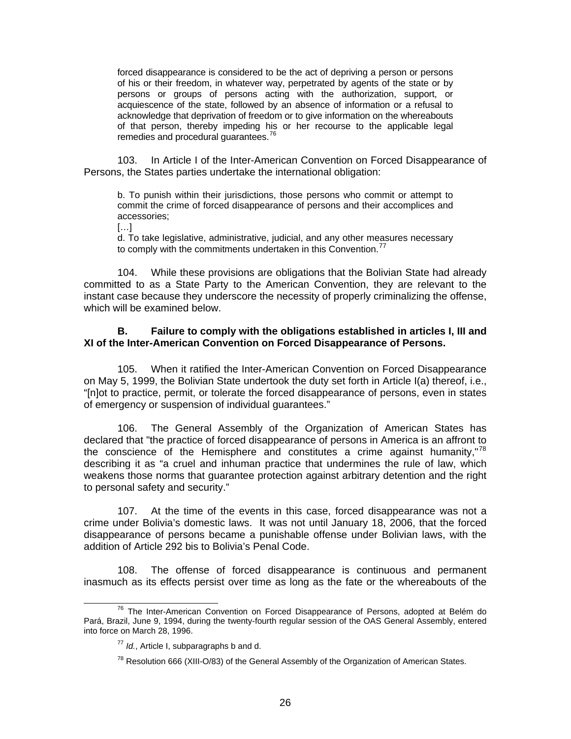> forced disappearance is considered to be the act of depriving a person or persons of his or their freedom, in whatever way, perpetrated by agents of the state or by persons or groups of persons acting with the authorization, support, or acquiescence of the state, followed by an absence of information or a refusal to acknowledge that deprivation of freedom or to give information on the whereabouts of that person, thereby impeding his or her recourse to the applicable legal remedies and procedural guarantees.[76]

103. In Article I of the Inter-American Convention on Forced Disappearance of Persons, the States parties undertake the international obligation:

> b. To punish within their jurisdictions, those persons who commit or attempt to commit the crime of forced disappearance of persons and their accomplices and accessories;
>
> […]
>
> d. To take legislative, administrative, judicial, and any other measures necessary to comply with the commitments undertaken in this Convention.[77]

104. While these provisions are obligations that the Bolivian State had already committed to as a State Party to the American Convention, they are relevant to the instant case because they underscore the necessity of properly criminalizing the offense, which will be examined below.

### B. Failure to comply with the obligations established in articles I, III and XI of the Inter-American Convention on Forced Disappearance of Persons.

105. When it ratified the Inter-American Convention on Forced Disappearance on May 5, 1999, the Bolivian State undertook the duty set forth in Article I(a) thereof, i.e., "[n]ot to practice, permit, or tolerate the forced disappearance of persons, even in states of emergency or suspension of individual guarantees."

106. The General Assembly of the Organization of American States has declared that "the practice of forced disappearance of persons in America is an affront to the conscience of the Hemisphere and constitutes a crime against humanity,"[78] describing it as "a cruel and inhuman practice that undermines the rule of law, which weakens those norms that guarantee protection against arbitrary detention and the right to personal safety and security."

107. At the time of the events in this case, forced disappearance was not a crime under Bolivia's domestic laws. It was not until January 18, 2006, that the forced disappearance of persons became a punishable offense under Bolivian laws, with the addition of Article 292 bis to Bolivia's Penal Code.

108. The offense of forced disappearance is continuous and permanent inasmuch as its effects persist over time as long as the fate or the whereabouts of the

---

[76] The Inter-American Convention on Forced Disappearance of Persons, adopted at Belém do Pará, Brazil, June 9, 1994, during the twenty-fourth regular session of the OAS General Assembly, entered into force on March 28, 1996.

[77] *Id.*, Article I, subparagraphs b and d.

[78] Resolution 666 (XIII-O/83) of the General Assembly of the Organization of American States.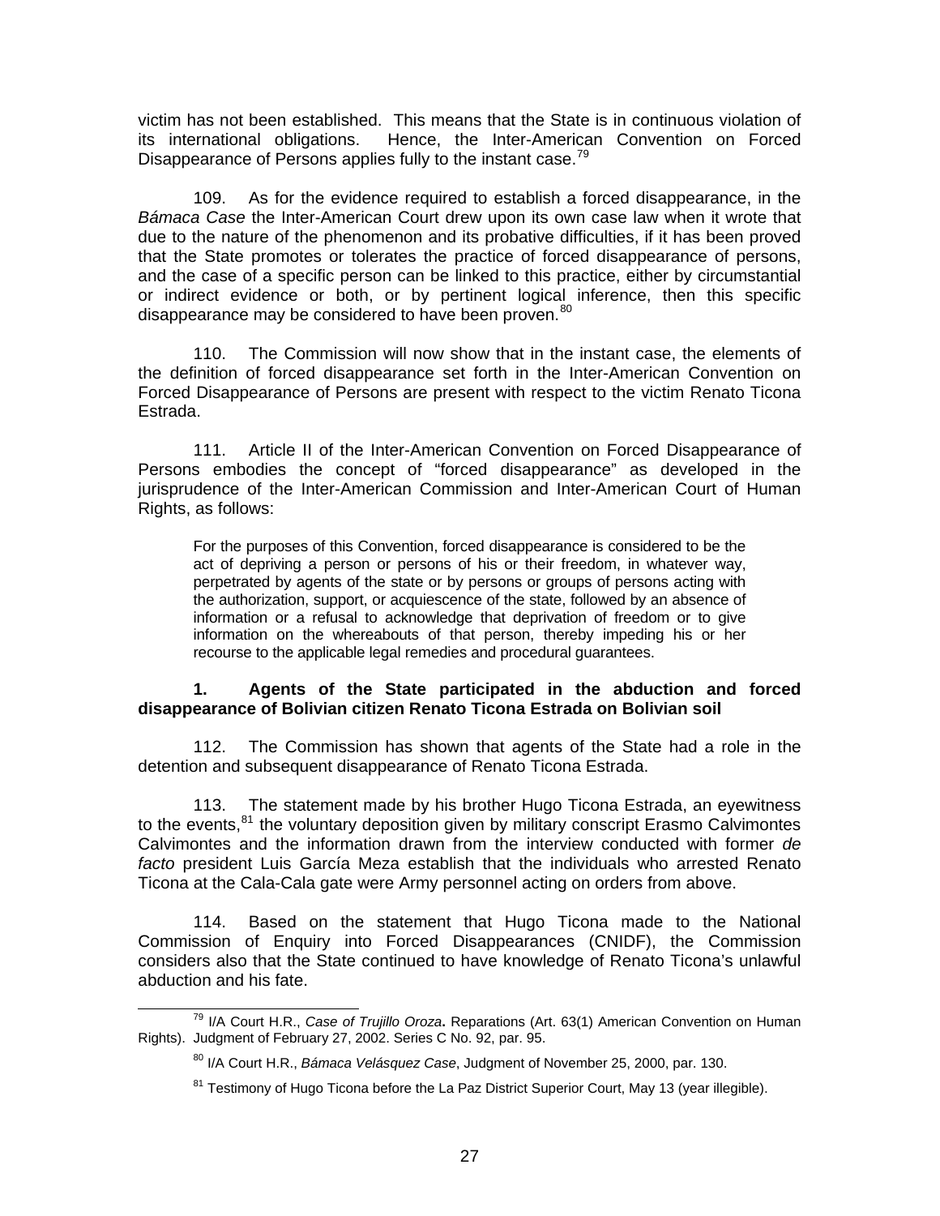victim has not been established. This means that the State is in continuous violation of its international obligations. Hence, the Inter-American Convention on Forced Disappearance of Persons applies fully to the instant case.[79]

109. As for the evidence required to establish a forced disappearance, in the *Bámaca Case* the Inter-American Court drew upon its own case law when it wrote that due to the nature of the phenomenon and its probative difficulties, if it has been proved that the State promotes or tolerates the practice of forced disappearance of persons, and the case of a specific person can be linked to this practice, either by circumstantial or indirect evidence or both, or by pertinent logical inference, then this specific disappearance may be considered to have been proven.[80]

110. The Commission will now show that in the instant case, the elements of the definition of forced disappearance set forth in the Inter-American Convention on Forced Disappearance of Persons are present with respect to the victim Renato Ticona Estrada.

111. Article II of the Inter-American Convention on Forced Disappearance of Persons embodies the concept of "forced disappearance" as developed in the jurisprudence of the Inter-American Commission and Inter-American Court of Human Rights, as follows:

> For the purposes of this Convention, forced disappearance is considered to be the act of depriving a person or persons of his or their freedom, in whatever way, perpetrated by agents of the state or by persons or groups of persons acting with the authorization, support, or acquiescence of the state, followed by an absence of information or a refusal to acknowledge that deprivation of freedom or to give information on the whereabouts of that person, thereby impeding his or her recourse to the applicable legal remedies and procedural guarantees.

### 1. Agents of the State participated in the abduction and forced disappearance of Bolivian citizen Renato Ticona Estrada on Bolivian soil

112. The Commission has shown that agents of the State had a role in the detention and subsequent disappearance of Renato Ticona Estrada.

113. The statement made by his brother Hugo Ticona Estrada, an eyewitness to the events,[81] the voluntary deposition given by military conscript Erasmo Calvimontes Calvimontes and the information drawn from the interview conducted with former *de facto* president Luis García Meza establish that the individuals who arrested Renato Ticona at the Cala-Cala gate were Army personnel acting on orders from above.

114. Based on the statement that Hugo Ticona made to the National Commission of Enquiry into Forced Disappearances (CNIDF), the Commission considers also that the State continued to have knowledge of Renato Ticona's unlawful abduction and his fate.

---

[79] I/A Court H.R., *Case of Trujillo Oroza***.** Reparations (Art. 63(1) American Convention on Human Rights). Judgment of February 27, 2002. Series C No. 92, par. 95.

[80] I/A Court H.R., *Bámaca Velásquez Case*, Judgment of November 25, 2000, par. 130.

[81] Testimony of Hugo Ticona before the La Paz District Superior Court, May 13 (year illegible).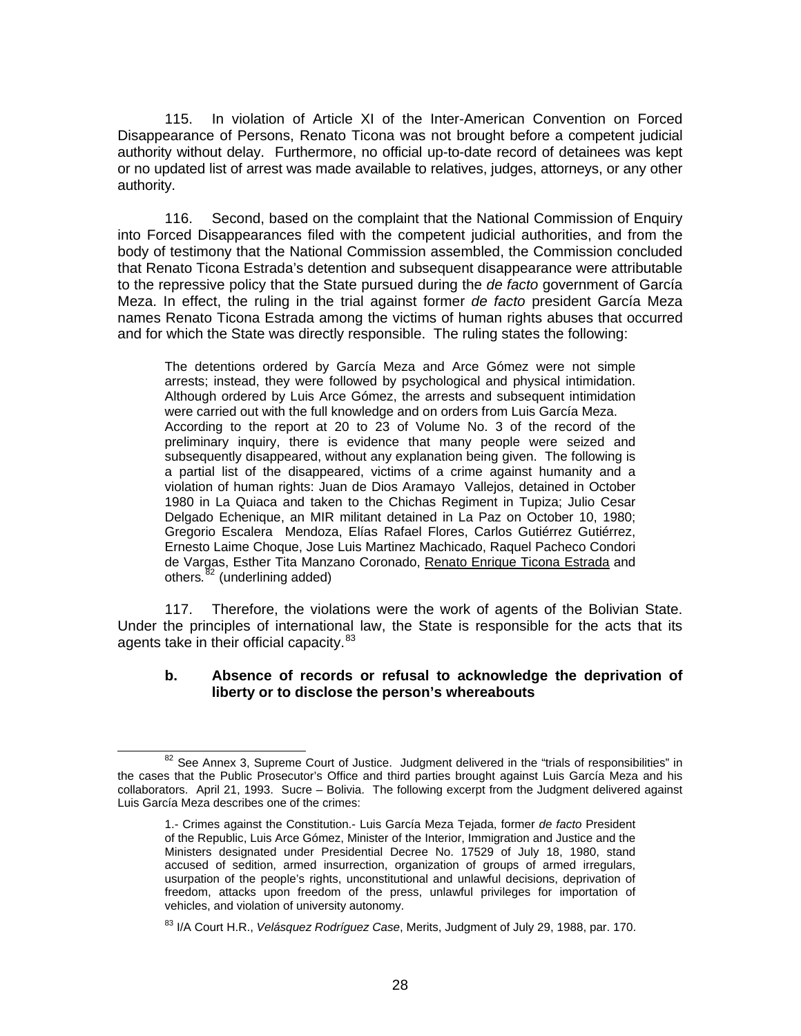115. In violation of Article XI of the Inter-American Convention on Forced Disappearance of Persons, Renato Ticona was not brought before a competent judicial authority without delay. Furthermore, no official up-to-date record of detainees was kept or no updated list of arrest was made available to relatives, judges, attorneys, or any other authority.

116. Second, based on the complaint that the National Commission of Enquiry into Forced Disappearances filed with the competent judicial authorities, and from the body of testimony that the National Commission assembled, the Commission concluded that Renato Ticona Estrada's detention and subsequent disappearance were attributable to the repressive policy that the State pursued during the *de facto* government of García Meza. In effect, the ruling in the trial against former *de facto* president García Meza names Renato Ticona Estrada among the victims of human rights abuses that occurred and for which the State was directly responsible. The ruling states the following:

> The detentions ordered by García Meza and Arce Gómez were not simple arrests; instead, they were followed by psychological and physical intimidation. Although ordered by Luis Arce Gómez, the arrests and subsequent intimidation were carried out with the full knowledge and on orders from Luis García Meza.
> According to the report at 20 to 23 of Volume No. 3 of the record of the preliminary inquiry, there is evidence that many people were seized and subsequently disappeared, without any explanation being given. The following is a partial list of the disappeared, victims of a crime against humanity and a violation of human rights: Juan de Dios Aramayo Vallejos, detained in October 1980 in La Quiaca and taken to the Chichas Regiment in Tupiza; Julio Cesar Delgado Echenique, an MIR militant detained in La Paz on October 10, 1980; Gregorio Escalera Mendoza, Elías Rafael Flores, Carlos Gutiérrez Gutiérrez, Ernesto Laime Choque, Jose Luis Martinez Machicado, Raquel Pacheco Condori de Vargas, Esther Tita Manzano Coronado, <u>Renato Enrique Ticona Estrada</u> and others.[82] (underlining added)

117. Therefore, the violations were the work of agents of the Bolivian State. Under the principles of international law, the State is responsible for the acts that its agents take in their official capacity.[83]

#### b. Absence of records or refusal to acknowledge the deprivation of liberty or to disclose the person's whereabouts

---

[82] See Annex 3, Supreme Court of Justice. Judgment delivered in the "trials of responsibilities" in the cases that the Public Prosecutor's Office and third parties brought against Luis García Meza and his collaborators. April 21, 1993. Sucre – Bolivia. The following excerpt from the Judgment delivered against Luis García Meza describes one of the crimes:

> 1.- Crimes against the Constitution.- Luis García Meza Tejada, former *de facto* President of the Republic, Luis Arce Gómez, Minister of the Interior, Immigration and Justice and the Ministers designated under Presidential Decree No. 17529 of July 18, 1980, stand accused of sedition, armed insurrection, organization of groups of armed irregulars, usurpation of the people's rights, unconstitutional and unlawful decisions, deprivation of freedom, attacks upon freedom of the press, unlawful privileges for importation of vehicles, and violation of university autonomy.

[83] I/A Court H.R., *Velásquez Rodríguez Case*, Merits, Judgment of July 29, 1988, par. 170.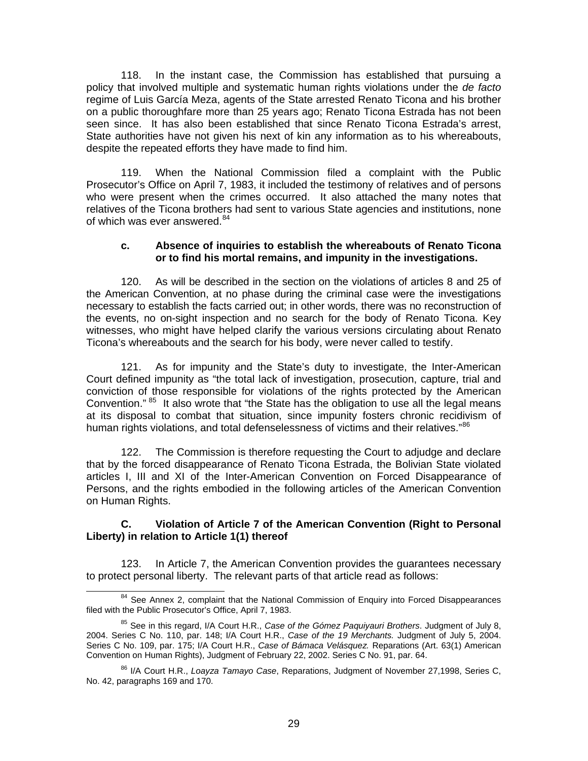118. In the instant case, the Commission has established that pursuing a policy that involved multiple and systematic human rights violations under the *de facto* regime of Luis García Meza, agents of the State arrested Renato Ticona and his brother on a public thoroughfare more than 25 years ago; Renato Ticona Estrada has not been seen since. It has also been established that since Renato Ticona Estrada's arrest, State authorities have not given his next of kin any information as to his whereabouts, despite the repeated efforts they have made to find him.

119. When the National Commission filed a complaint with the Public Prosecutor's Office on April 7, 1983, it included the testimony of relatives and of persons who were present when the crimes occurred. It also attached the many notes that relatives of the Ticona brothers had sent to various State agencies and institutions, none of which was ever answered.[84]

#### c. Absence of inquiries to establish the whereabouts of Renato Ticona or to find his mortal remains, and impunity in the investigations.

120. As will be described in the section on the violations of articles 8 and 25 of the American Convention, at no phase during the criminal case were the investigations necessary to establish the facts carried out; in other words, there was no reconstruction of the events, no on-sight inspection and no search for the body of Renato Ticona. Key witnesses, who might have helped clarify the various versions circulating about Renato Ticona's whereabouts and the search for his body, were never called to testify.

121. As for impunity and the State's duty to investigate, the Inter-American Court defined impunity as "the total lack of investigation, prosecution, capture, trial and conviction of those responsible for violations of the rights protected by the American Convention." [85] It also wrote that "the State has the obligation to use all the legal means at its disposal to combat that situation, since impunity fosters chronic recidivism of human rights violations, and total defenselessness of victims and their relatives."[86]

122. The Commission is therefore requesting the Court to adjudge and declare that by the forced disappearance of Renato Ticona Estrada, the Bolivian State violated articles I, III and XI of the Inter-American Convention on Forced Disappearance of Persons, and the rights embodied in the following articles of the American Convention on Human Rights.

### C. Violation of Article 7 of the American Convention (Right to Personal Liberty) in relation to Article 1(1) thereof

123. In Article 7, the American Convention provides the guarantees necessary to protect personal liberty. The relevant parts of that article read as follows:

---

[84] See Annex 2, complaint that the National Commission of Enquiry into Forced Disappearances filed with the Public Prosecutor's Office, April 7, 1983.

[85] See in this regard, I/A Court H.R., *Case of the Gómez Paquiyauri Brothers*. Judgment of July 8, 2004. Series C No. 110, par. 148; I/A Court H.R., *Case of the 19 Merchants.* Judgment of July 5, 2004. Series C No. 109, par. 175; I/A Court H.R., *Case of Bámaca Velásquez.* Reparations (Art. 63(1) American Convention on Human Rights), Judgment of February 22, 2002. Series C No. 91, par. 64.

[86] I/A Court H.R., *Loayza Tamayo Case*, Reparations, Judgment of November 27,1998, Series C, No. 42, paragraphs 169 and 170.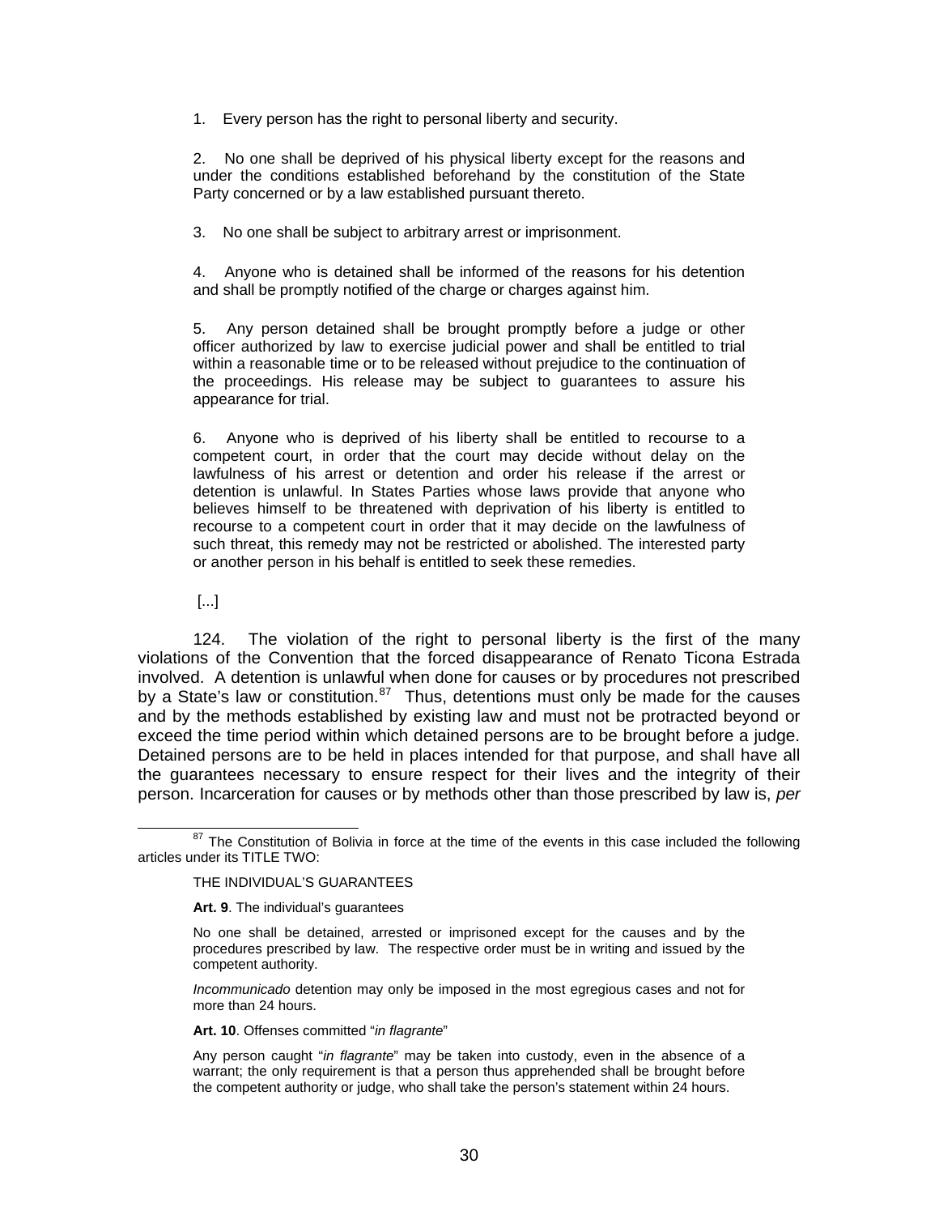1. Every person has the right to personal liberty and security.

2. No one shall be deprived of his physical liberty except for the reasons and under the conditions established beforehand by the constitution of the State Party concerned or by a law established pursuant thereto.

3. No one shall be subject to arbitrary arrest or imprisonment.

4. Anyone who is detained shall be informed of the reasons for his detention and shall be promptly notified of the charge or charges against him.

5. Any person detained shall be brought promptly before a judge or other officer authorized by law to exercise judicial power and shall be entitled to trial within a reasonable time or to be released without prejudice to the continuation of the proceedings. His release may be subject to guarantees to assure his appearance for trial.

6. Anyone who is deprived of his liberty shall be entitled to recourse to a competent court, in order that the court may decide without delay on the lawfulness of his arrest or detention and order his release if the arrest or detention is unlawful. In States Parties whose laws provide that anyone who believes himself to be threatened with deprivation of his liberty is entitled to recourse to a competent court in order that it may decide on the lawfulness of such threat, this remedy may not be restricted or abolished. The interested party or another person in his behalf is entitled to seek these remedies.

[...]

124. The violation of the right to personal liberty is the first of the many violations of the Convention that the forced disappearance of Renato Ticona Estrada involved. A detention is unlawful when done for causes or by procedures not prescribed by a State's law or constitution.[87] Thus, detentions must only be made for the causes and by the methods established by existing law and must not be protracted beyond or exceed the time period within which detained persons are to be brought before a judge. Detained persons are to be held in places intended for that purpose, and shall have all the guarantees necessary to ensure respect for their lives and the integrity of their person. Incarceration for causes or by methods other than those prescribed by law is, *per*

---

[87] The Constitution of Bolivia in force at the time of the events in this case included the following articles under its TITLE TWO:

THE INDIVIDUAL'S GUARANTEES

**Art. 9**. The individual's guarantees

No one shall be detained, arrested or imprisoned except for the causes and by the procedures prescribed by law. The respective order must be in writing and issued by the competent authority.

*Incommunicado* detention may only be imposed in the most egregious cases and not for more than 24 hours.

**Art. 10**. Offenses committed "*in flagrante*"

Any person caught "*in flagrante*" may be taken into custody, even in the absence of a warrant; the only requirement is that a person thus apprehended shall be brought before the competent authority or judge, who shall take the person's statement within 24 hours.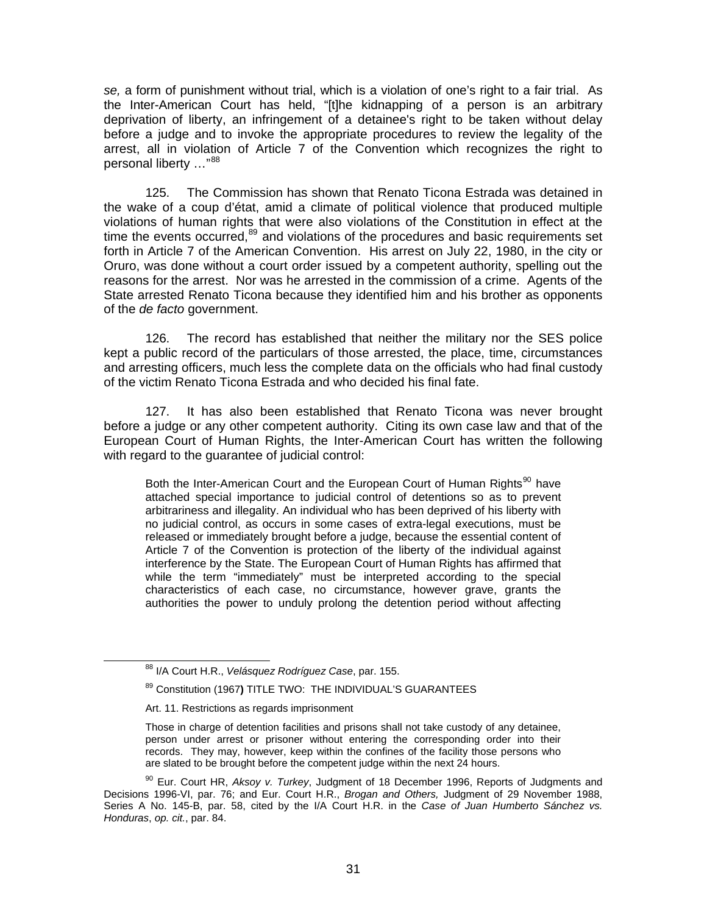*se,* a form of punishment without trial, which is a violation of one's right to a fair trial. As the Inter-American Court has held, "[t]he kidnapping of a person is an arbitrary deprivation of liberty, an infringement of a detainee's right to be taken without delay before a judge and to invoke the appropriate procedures to review the legality of the arrest, all in violation of Article 7 of the Convention which recognizes the right to personal liberty ..."[88]

125. The Commission has shown that Renato Ticona Estrada was detained in the wake of a coup d'état, amid a climate of political violence that produced multiple violations of human rights that were also violations of the Constitution in effect at the time the events occurred,[89] and violations of the procedures and basic requirements set forth in Article 7 of the American Convention. His arrest on July 22, 1980, in the city or Oruro, was done without a court order issued by a competent authority, spelling out the reasons for the arrest. Nor was he arrested in the commission of a crime. Agents of the State arrested Renato Ticona because they identified him and his brother as opponents of the *de facto* government.

126. The record has established that neither the military nor the SES police kept a public record of the particulars of those arrested, the place, time, circumstances and arresting officers, much less the complete data on the officials who had final custody of the victim Renato Ticona Estrada and who decided his final fate.

127. It has also been established that Renato Ticona was never brought before a judge or any other competent authority. Citing its own case law and that of the European Court of Human Rights, the Inter-American Court has written the following with regard to the guarantee of judicial control:

> Both the Inter-American Court and the European Court of Human Rights[90] have attached special importance to judicial control of detentions so as to prevent arbitrariness and illegality. An individual who has been deprived of his liberty with no judicial control, as occurs in some cases of extra-legal executions, must be released or immediately brought before a judge, because the essential content of Article 7 of the Convention is protection of the liberty of the individual against interference by the State. The European Court of Human Rights has affirmed that while the term "immediately" must be interpreted according to the special characteristics of each case, no circumstance, however grave, grants the authorities the power to unduly prolong the detention period without affecting

---

[88] I/A Court H.R., *Velásquez Rodríguez Case*, par. 155.

[89] Constitution (1967**)** TITLE TWO: THE INDIVIDUAL'S GUARANTEES

Art. 11. Restrictions as regards imprisonment

Those in charge of detention facilities and prisons shall not take custody of any detainee, person under arrest or prisoner without entering the corresponding order into their records. They may, however, keep within the confines of the facility those persons who are slated to be brought before the competent judge within the next 24 hours.

[90] Eur. Court HR, *Aksoy v. Turkey*, Judgment of 18 December 1996, Reports of Judgments and Decisions 1996-VI, par. 76; and Eur. Court H.R., *Brogan and Others,* Judgment of 29 November 1988, Series A No. 145-B, par. 58, cited by the I/A Court H.R. in the *Case of Juan Humberto Sánchez vs. Honduras*, *op. cit.*, par. 84.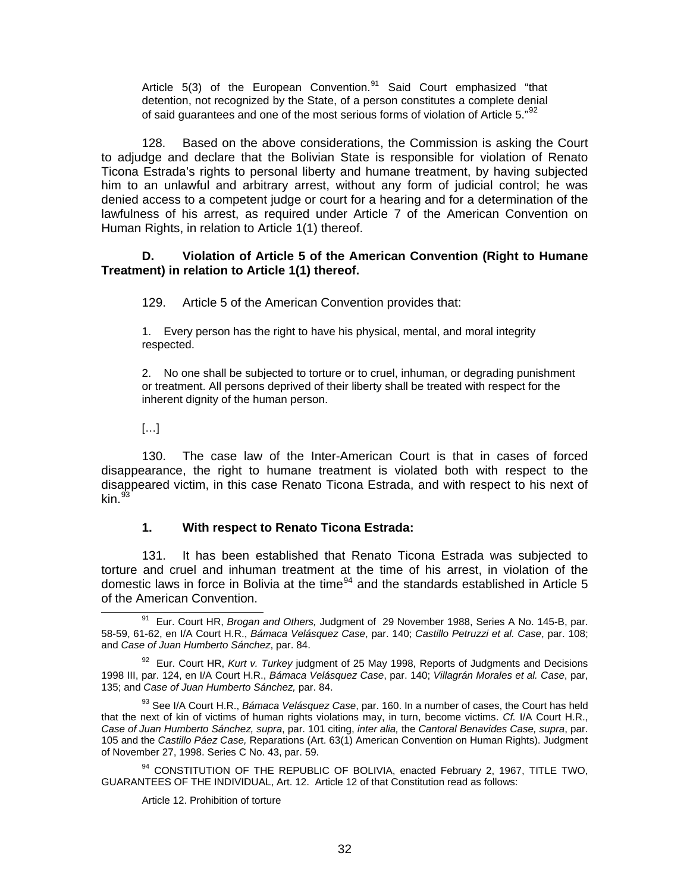Article 5(3) of the European Convention.[91] Said Court emphasized "that detention, not recognized by the State, of a person constitutes a complete denial of said guarantees and one of the most serious forms of violation of Article 5."[92]

128. Based on the above considerations, the Commission is asking the Court to adjudge and declare that the Bolivian State is responsible for violation of Renato Ticona Estrada's rights to personal liberty and humane treatment, by having subjected him to an unlawful and arbitrary arrest, without any form of judicial control; he was denied access to a competent judge or court for a hearing and for a determination of the lawfulness of his arrest, as required under Article 7 of the American Convention on Human Rights, in relation to Article 1(1) thereof.

**D. Violation of Article 5 of the American Convention (Right to Humane Treatment) in relation to Article 1(1) thereof.**

129. Article 5 of the American Convention provides that:

> 1. Every person has the right to have his physical, mental, and moral integrity respected.
>
> 2. No one shall be subjected to torture or to cruel, inhuman, or degrading punishment or treatment. All persons deprived of their liberty shall be treated with respect for the inherent dignity of the human person.
>
> […]

130. The case law of the Inter-American Court is that in cases of forced disappearance, the right to humane treatment is violated both with respect to the disappeared victim, in this case Renato Ticona Estrada, and with respect to his next of kin.[93]

**1. With respect to Renato Ticona Estrada:**

131. It has been established that Renato Ticona Estrada was subjected to torture and cruel and inhuman treatment at the time of his arrest, in violation of the domestic laws in force in Bolivia at the time[94] and the standards established in Article 5 of the American Convention.

---

[91] Eur. Court HR, *Brogan and Others,* Judgment of 29 November 1988, Series A No. 145-B, par. 58-59, 61-62, en I/A Court H.R., *Bámaca Velásquez Case*, par. 140; *Castillo Petruzzi et al. Case*, par. 108; and *Case of Juan Humberto Sánchez*, par. 84.

[92] Eur. Court HR, *Kurt v. Turkey* judgment of 25 May 1998, Reports of Judgments and Decisions 1998 III, par. 124, en I/A Court H.R., *Bámaca Velásquez Case*, par. 140; *Villagrán Morales et al. Case*, par, 135; and *Case of Juan Humberto Sánchez,* par. 84.

[93] See I/A Court H.R., *Bámaca Velásquez Case*, par. 160. In a number of cases, the Court has held that the next of kin of victims of human rights violations may, in turn, become victims. *Cf.* I/A Court H.R., *Case of Juan Humberto Sánchez, supra*, par. 101 citing, *inter alia,* the *Cantoral Benavides Case, supra*, par. 105 and the *Castillo Páez Case,* Reparations (Art. 63(1) American Convention on Human Rights). Judgment of November 27, 1998. Series C No. 43, par. 59.

[94] CONSTITUTION OF THE REPUBLIC OF BOLIVIA, enacted February 2, 1967, TITLE TWO, GUARANTEES OF THE INDIVIDUAL, Art. 12. Article 12 of that Constitution read as follows:

> Article 12. Prohibition of torture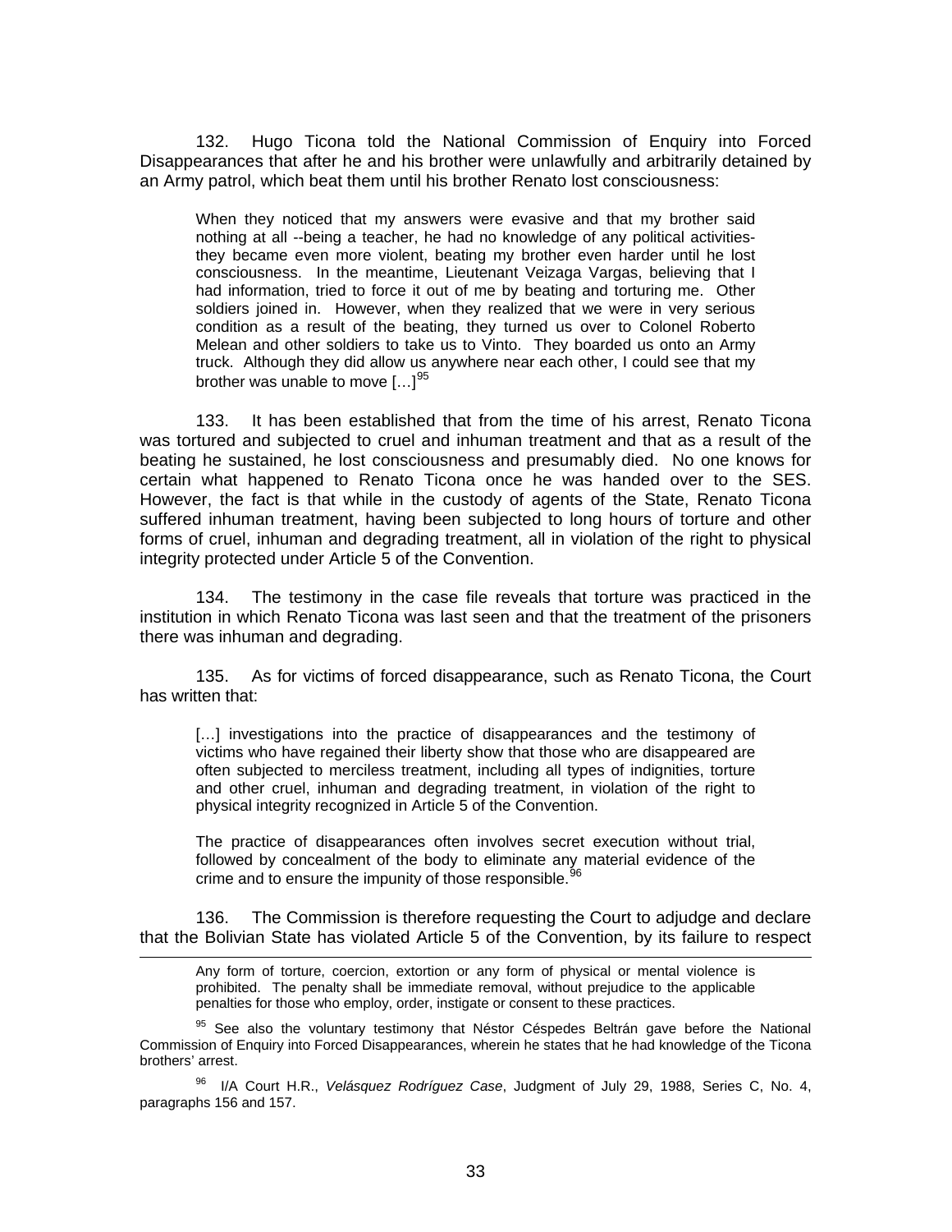132. Hugo Ticona told the National Commission of Enquiry into Forced Disappearances that after he and his brother were unlawfully and arbitrarily detained by an Army patrol, which beat them until his brother Renato lost consciousness:

> When they noticed that my answers were evasive and that my brother said nothing at all --being a teacher, he had no knowledge of any political activities- they became even more violent, beating my brother even harder until he lost consciousness. In the meantime, Lieutenant Veizaga Vargas, believing that I had information, tried to force it out of me by beating and torturing me. Other soldiers joined in. However, when they realized that we were in very serious condition as a result of the beating, they turned us over to Colonel Roberto Melean and other soldiers to take us to Vinto. They boarded us onto an Army truck. Although they did allow us anywhere near each other, I could see that my brother was unable to move […][95]

133. It has been established that from the time of his arrest, Renato Ticona was tortured and subjected to cruel and inhuman treatment and that as a result of the beating he sustained, he lost consciousness and presumably died. No one knows for certain what happened to Renato Ticona once he was handed over to the SES. However, the fact is that while in the custody of agents of the State, Renato Ticona suffered inhuman treatment, having been subjected to long hours of torture and other forms of cruel, inhuman and degrading treatment, all in violation of the right to physical integrity protected under Article 5 of the Convention.

134. The testimony in the case file reveals that torture was practiced in the institution in which Renato Ticona was last seen and that the treatment of the prisoners there was inhuman and degrading.

135. As for victims of forced disappearance, such as Renato Ticona, the Court has written that:

> […] investigations into the practice of disappearances and the testimony of victims who have regained their liberty show that those who are disappeared are often subjected to merciless treatment, including all types of indignities, torture and other cruel, inhuman and degrading treatment, in violation of the right to physical integrity recognized in Article 5 of the Convention.
>
> The practice of disappearances often involves secret execution without trial, followed by concealment of the body to eliminate any material evidence of the crime and to ensure the impunity of those responsible.[96]

136. The Commission is therefore requesting the Court to adjudge and declare that the Bolivian State has violated Article 5 of the Convention, by its failure to respect

---

> Any form of torture, coercion, extortion or any form of physical or mental violence is prohibited. The penalty shall be immediate removal, without prejudice to the applicable penalties for those who employ, order, instigate or consent to these practices.

[95] See also the voluntary testimony that Néstor Céspedes Beltrán gave before the National Commission of Enquiry into Forced Disappearances, wherein he states that he had knowledge of the Ticona brothers' arrest.

[96] I/A Court H.R., *Velásquez Rodríguez Case*, Judgment of July 29, 1988, Series C, No. 4, paragraphs 156 and 157.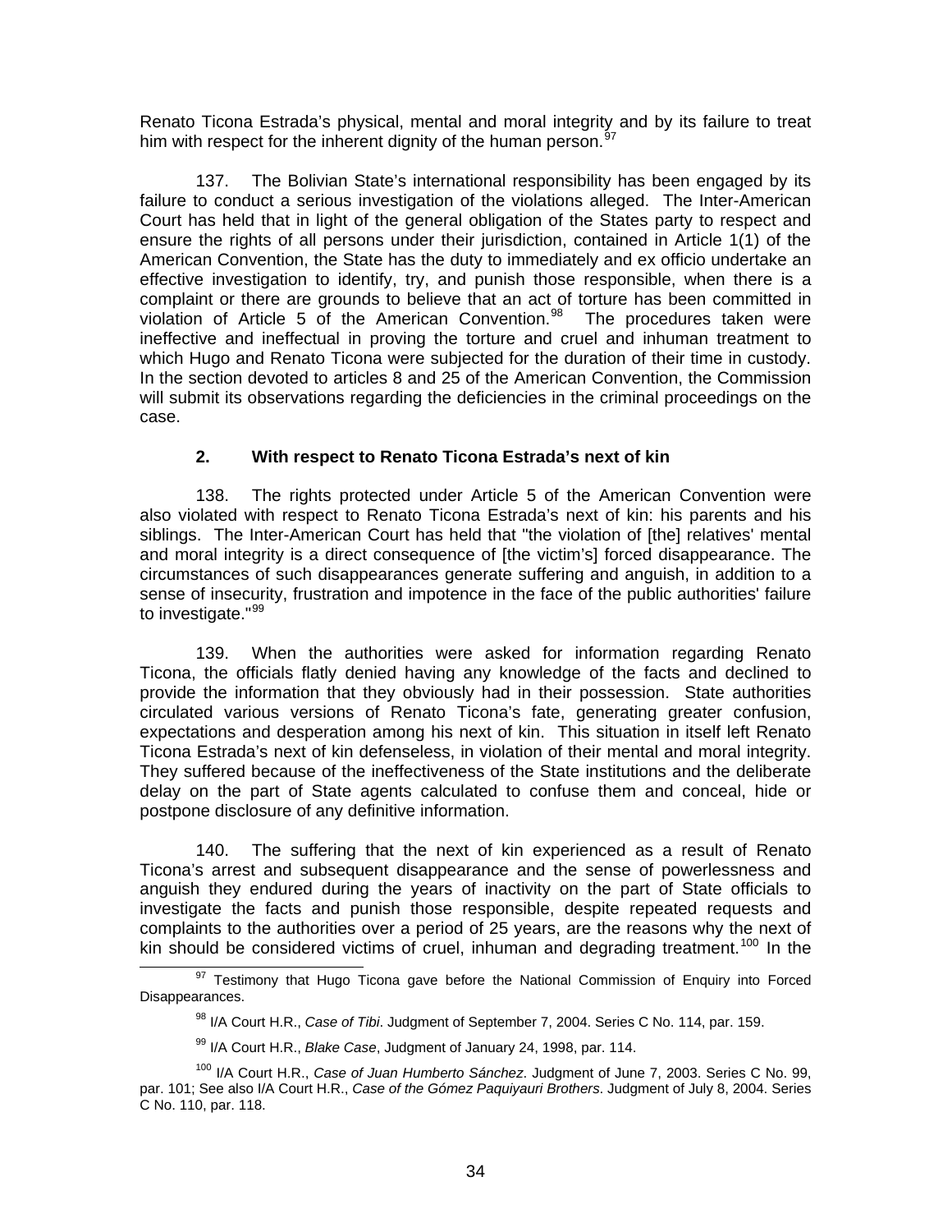Renato Ticona Estrada's physical, mental and moral integrity and by its failure to treat him with respect for the inherent dignity of the human person.[97]

137. The Bolivian State's international responsibility has been engaged by its failure to conduct a serious investigation of the violations alleged. The Inter-American Court has held that in light of the general obligation of the States party to respect and ensure the rights of all persons under their jurisdiction, contained in Article 1(1) of the American Convention, the State has the duty to immediately and ex officio undertake an effective investigation to identify, try, and punish those responsible, when there is a complaint or there are grounds to believe that an act of torture has been committed in violation of Article 5 of the American Convention.[98] The procedures taken were ineffective and ineffectual in proving the torture and cruel and inhuman treatment to which Hugo and Renato Ticona were subjected for the duration of their time in custody. In the section devoted to articles 8 and 25 of the American Convention, the Commission will submit its observations regarding the deficiencies in the criminal proceedings on the case.

### 2. With respect to Renato Ticona Estrada's next of kin

138. The rights protected under Article 5 of the American Convention were also violated with respect to Renato Ticona Estrada's next of kin: his parents and his siblings. The Inter-American Court has held that "the violation of [the] relatives' mental and moral integrity is a direct consequence of [the victim's] forced disappearance. The circumstances of such disappearances generate suffering and anguish, in addition to a sense of insecurity, frustration and impotence in the face of the public authorities' failure to investigate."[99]

139. When the authorities were asked for information regarding Renato Ticona, the officials flatly denied having any knowledge of the facts and declined to provide the information that they obviously had in their possession. State authorities circulated various versions of Renato Ticona's fate, generating greater confusion, expectations and desperation among his next of kin. This situation in itself left Renato Ticona Estrada's next of kin defenseless, in violation of their mental and moral integrity. They suffered because of the ineffectiveness of the State institutions and the deliberate delay on the part of State agents calculated to confuse them and conceal, hide or postpone disclosure of any definitive information.

140. The suffering that the next of kin experienced as a result of Renato Ticona's arrest and subsequent disappearance and the sense of powerlessness and anguish they endured during the years of inactivity on the part of State officials to investigate the facts and punish those responsible, despite repeated requests and complaints to the authorities over a period of 25 years, are the reasons why the next of kin should be considered victims of cruel, inhuman and degrading treatment.[100] In the

---

[97] Testimony that Hugo Ticona gave before the National Commission of Enquiry into Forced Disappearances.

[98] I/A Court H.R., *Case of Tibi*. Judgment of September 7, 2004. Series C No. 114, par. 159.

[99] I/A Court H.R., *Blake Case*, Judgment of January 24, 1998, par. 114.

[100] I/A Court H.R., *Case of Juan Humberto Sánchez*. Judgment of June 7, 2003. Series C No. 99, par. 101; See also I/A Court H.R., *Case of the Gómez Paquiyauri Brothers*. Judgment of July 8, 2004. Series C No. 110, par. 118.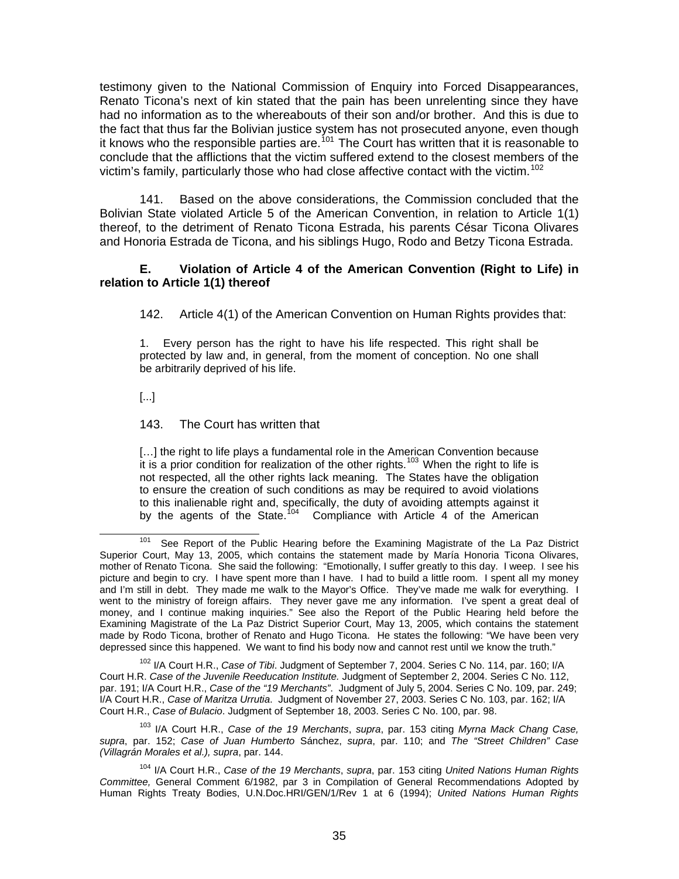testimony given to the National Commission of Enquiry into Forced Disappearances, Renato Ticona's next of kin stated that the pain has been unrelenting since they have had no information as to the whereabouts of their son and/or brother. And this is due to the fact that thus far the Bolivian justice system has not prosecuted anyone, even though it knows who the responsible parties are.[101] The Court has written that it is reasonable to conclude that the afflictions that the victim suffered extend to the closest members of the victim's family, particularly those who had close affective contact with the victim.[102]

141. Based on the above considerations, the Commission concluded that the Bolivian State violated Article 5 of the American Convention, in relation to Article 1(1) thereof, to the detriment of Renato Ticona Estrada, his parents César Ticona Olivares and Honoria Estrada de Ticona, and his siblings Hugo, Rodo and Betzy Ticona Estrada.

### E. Violation of Article 4 of the American Convention (Right to Life) in relation to Article 1(1) thereof

142. Article 4(1) of the American Convention on Human Rights provides that:

> 1. Every person has the right to have his life respected. This right shall be protected by law and, in general, from the moment of conception. No one shall be arbitrarily deprived of his life.
>
> [...]

143. The Court has written that

> […] the right to life plays a fundamental role in the American Convention because it is a prior condition for realization of the other rights.[103] When the right to life is not respected, all the other rights lack meaning. The States have the obligation to ensure the creation of such conditions as may be required to avoid violations to this inalienable right and, specifically, the duty of avoiding attempts against it by the agents of the State.[104] Compliance with Article 4 of the American

---

[101] See Report of the Public Hearing before the Examining Magistrate of the La Paz District Superior Court, May 13, 2005, which contains the statement made by María Honoria Ticona Olivares, mother of Renato Ticona. She said the following: "Emotionally, I suffer greatly to this day. I weep. I see his picture and begin to cry. I have spent more than I have. I had to build a little room. I spent all my money and I'm still in debt. They made me walk to the Mayor's Office. They've made me walk for everything. I went to the ministry of foreign affairs. They never gave me any information. I've spent a great deal of money, and I continue making inquiries." See also the Report of the Public Hearing held before the Examining Magistrate of the La Paz District Superior Court, May 13, 2005, which contains the statement made by Rodo Ticona, brother of Renato and Hugo Ticona. He states the following: "We have been very depressed since this happened. We want to find his body now and cannot rest until we know the truth."

[102] I/A Court H.R., *Case of Tibi*. Judgment of September 7, 2004. Series C No. 114, par. 160; I/A Court H.R. *Case of the Juvenile Reeducation Institute.* Judgment of September 2, 2004. Series C No. 112, par. 191; I/A Court H.R., *Case of the "19 Merchants"*. Judgment of July 5, 2004. Series C No. 109, par. 249; I/A Court H.R., *Case of Maritza Urrutia*. Judgment of November 27, 2003. Series C No. 103, par. 162; I/A Court H.R., *Case of Bulacio*. Judgment of September 18, 2003. Series C No. 100, par. 98.

[103] I/A Court H.R., *Case of the 19 Merchants*, *supra*, par. 153 citing *Myrna Mack Chang Case, supra*, par. 152; *Case of Juan Humberto* Sánchez, *supra*, par. 110; and *The "Street Children" Case (Villagrán Morales et al.), supra*, par. 144.

[104] I/A Court H.R., *Case of the 19 Merchants*, *supra*, par. 153 citing *United Nations Human Rights Committee,* General Comment 6/1982, par 3 in Compilation of General Recommendations Adopted by Human Rights Treaty Bodies, U.N.Doc.HRI/GEN/1/Rev 1 at 6 (1994); *United Nations Human Rights*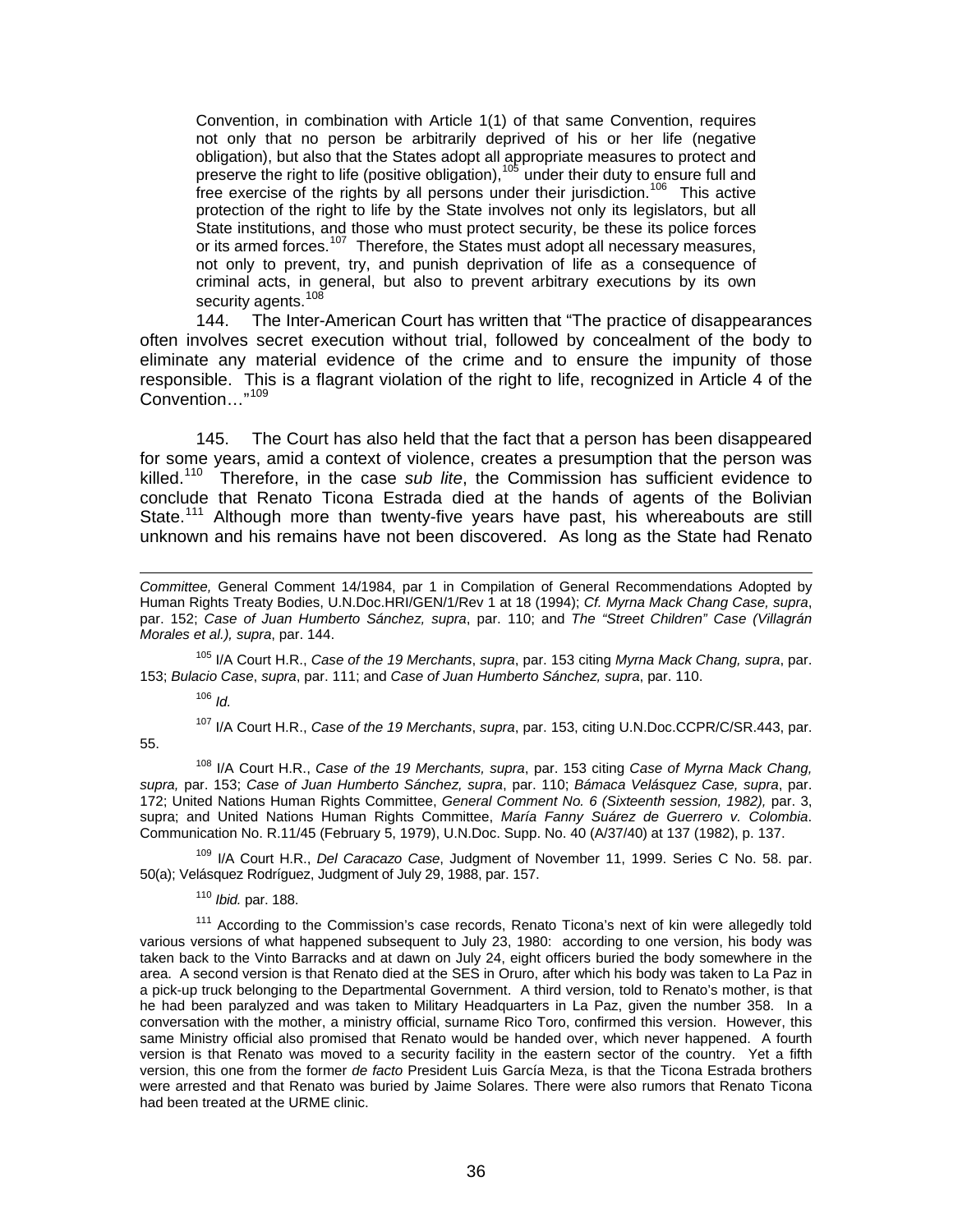> Convention, in combination with Article 1(1) of that same Convention, requires not only that no person be arbitrarily deprived of his or her life (negative obligation), but also that the States adopt all appropriate measures to protect and preserve the right to life (positive obligation),[105] under their duty to ensure full and free exercise of the rights by all persons under their jurisdiction.[106] This active protection of the right to life by the State involves not only its legislators, but all State institutions, and those who must protect security, be these its police forces or its armed forces.[107] Therefore, the States must adopt all necessary measures, not only to prevent, try, and punish deprivation of life as a consequence of criminal acts, in general, but also to prevent arbitrary executions by its own security agents.[108]

144. The Inter-American Court has written that "The practice of disappearances often involves secret execution without trial, followed by concealment of the body to eliminate any material evidence of the crime and to ensure the impunity of those responsible. This is a flagrant violation of the right to life, recognized in Article 4 of the Convention…"[109]

145. The Court has also held that the fact that a person has been disappeared for some years, amid a context of violence, creates a presumption that the person was killed.[110] Therefore, in the case *sub lite*, the Commission has sufficient evidence to conclude that Renato Ticona Estrada died at the hands of agents of the Bolivian State.[111] Although more than twenty-five years have past, his whereabouts are still unknown and his remains have not been discovered. As long as the State had Renato

---

*Committee,* General Comment 14/1984, par 1 in Compilation of General Recommendations Adopted by Human Rights Treaty Bodies, U.N.Doc.HRI/GEN/1/Rev 1 at 18 (1994); *Cf. Myrna Mack Chang Case, supra*, par. 152; *Case of Juan Humberto Sánchez, supra*, par. 110; and *The "Street Children" Case (Villagrán Morales et al.), supra*, par. 144.

[105] I/A Court H.R., *Case of the 19 Merchants*, *supra*, par. 153 citing *Myrna Mack Chang, supra*, par. 153; *Bulacio Case*, *supra*, par. 111; and *Case of Juan Humberto Sánchez, supra*, par. 110.

[106] *Id.*

[107] I/A Court H.R., *Case of the 19 Merchants*, *supra*, par. 153, citing U.N.Doc.CCPR/C/SR.443, par. 55.

[108] I/A Court H.R., *Case of the 19 Merchants, supra*, par. 153 citing *Case of Myrna Mack Chang, supra,* par. 153; *Case of Juan Humberto Sánchez, supra*, par. 110; *Bámaca Velásquez Case, supra*, par. 172; United Nations Human Rights Committee, *General Comment No. 6 (Sixteenth session, 1982),* par. 3, supra; and United Nations Human Rights Committee, *María Fanny Suárez de Guerrero v. Colombia*. Communication No. R.11/45 (February 5, 1979), U.N.Doc. Supp. No. 40 (A/37/40) at 137 (1982), p. 137.

[109] I/A Court H.R., *Del Caracazo Case*, Judgment of November 11, 1999. Series C No. 58. par. 50(a); Velásquez Rodríguez, Judgment of July 29, 1988, par. 157.

[110] *Ibid.* par. 188.

[111] According to the Commission's case records, Renato Ticona's next of kin were allegedly told various versions of what happened subsequent to July 23, 1980: according to one version, his body was taken back to the Vinto Barracks and at dawn on July 24, eight officers buried the body somewhere in the area. A second version is that Renato died at the SES in Oruro, after which his body was taken to La Paz in a pick-up truck belonging to the Departmental Government. A third version, told to Renato's mother, is that he had been paralyzed and was taken to Military Headquarters in La Paz, given the number 358. In a conversation with the mother, a ministry official, surname Rico Toro, confirmed this version. However, this same Ministry official also promised that Renato would be handed over, which never happened. A fourth version is that Renato was moved to a security facility in the eastern sector of the country. Yet a fifth version, this one from the former *de facto* President Luis García Meza, is that the Ticona Estrada brothers were arrested and that Renato was buried by Jaime Solares. There were also rumors that Renato Ticona had been treated at the URME clinic.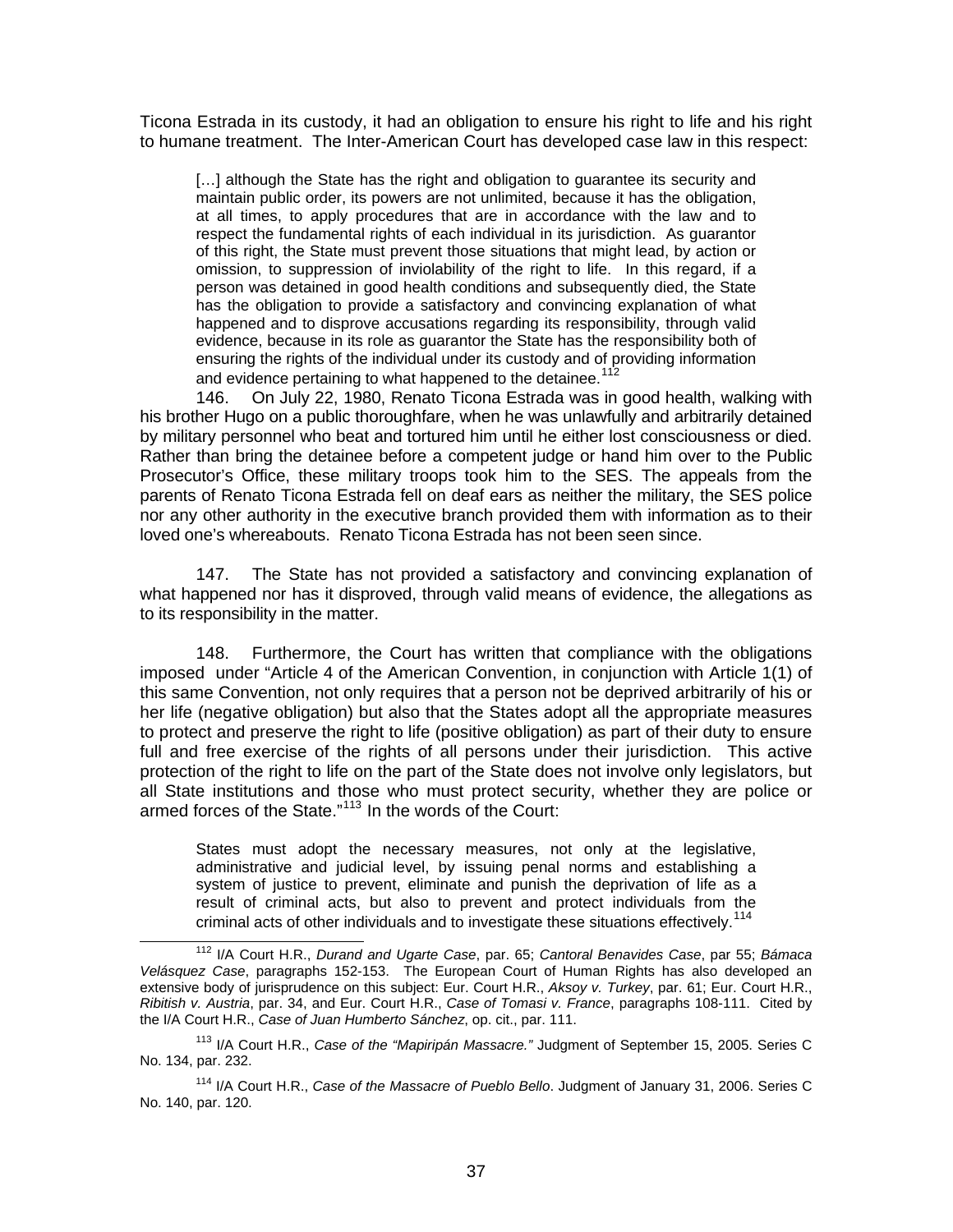Ticona Estrada in its custody, it had an obligation to ensure his right to life and his right to humane treatment. The Inter-American Court has developed case law in this respect:

> […] although the State has the right and obligation to guarantee its security and maintain public order, its powers are not unlimited, because it has the obligation, at all times, to apply procedures that are in accordance with the law and to respect the fundamental rights of each individual in its jurisdiction. As guarantor of this right, the State must prevent those situations that might lead, by action or omission, to suppression of inviolability of the right to life. In this regard, if a person was detained in good health conditions and subsequently died, the State has the obligation to provide a satisfactory and convincing explanation of what happened and to disprove accusations regarding its responsibility, through valid evidence, because in its role as guarantor the State has the responsibility both of ensuring the rights of the individual under its custody and of providing information and evidence pertaining to what happened to the detainee.[112]

146. On July 22, 1980, Renato Ticona Estrada was in good health, walking with his brother Hugo on a public thoroughfare, when he was unlawfully and arbitrarily detained by military personnel who beat and tortured him until he either lost consciousness or died. Rather than bring the detainee before a competent judge or hand him over to the Public Prosecutor's Office, these military troops took him to the SES. The appeals from the parents of Renato Ticona Estrada fell on deaf ears as neither the military, the SES police nor any other authority in the executive branch provided them with information as to their loved one's whereabouts. Renato Ticona Estrada has not been seen since.

147. The State has not provided a satisfactory and convincing explanation of what happened nor has it disproved, through valid means of evidence, the allegations as to its responsibility in the matter.

148. Furthermore, the Court has written that compliance with the obligations imposed under "Article 4 of the American Convention, in conjunction with Article 1(1) of this same Convention, not only requires that a person not be deprived arbitrarily of his or her life (negative obligation) but also that the States adopt all the appropriate measures to protect and preserve the right to life (positive obligation) as part of their duty to ensure full and free exercise of the rights of all persons under their jurisdiction. This active protection of the right to life on the part of the State does not involve only legislators, but all State institutions and those who must protect security, whether they are police or armed forces of the State."[113] In the words of the Court:

> States must adopt the necessary measures, not only at the legislative, administrative and judicial level, by issuing penal norms and establishing a system of justice to prevent, eliminate and punish the deprivation of life as a result of criminal acts, but also to prevent and protect individuals from the criminal acts of other individuals and to investigate these situations effectively.[114]

---

[112] I/A Court H.R., *Durand and Ugarte Case*, par. 65; *Cantoral Benavides Case*, par 55; *Bámaca Velásquez Case*, paragraphs 152-153. The European Court of Human Rights has also developed an extensive body of jurisprudence on this subject: Eur. Court H.R., *Aksoy v. Turkey*, par. 61; Eur. Court H.R., *Ribitish v. Austria*, par. 34, and Eur. Court H.R., *Case of Tomasi v. France*, paragraphs 108-111. Cited by the I/A Court H.R., *Case of Juan Humberto Sánchez*, op. cit., par. 111.

[113] I/A Court H.R., *Case of the "Mapiripán Massacre."* Judgment of September 15, 2005. Series C No. 134, par. 232.

[114] I/A Court H.R., *Case of the Massacre of Pueblo Bello*. Judgment of January 31, 2006. Series C No. 140, par. 120.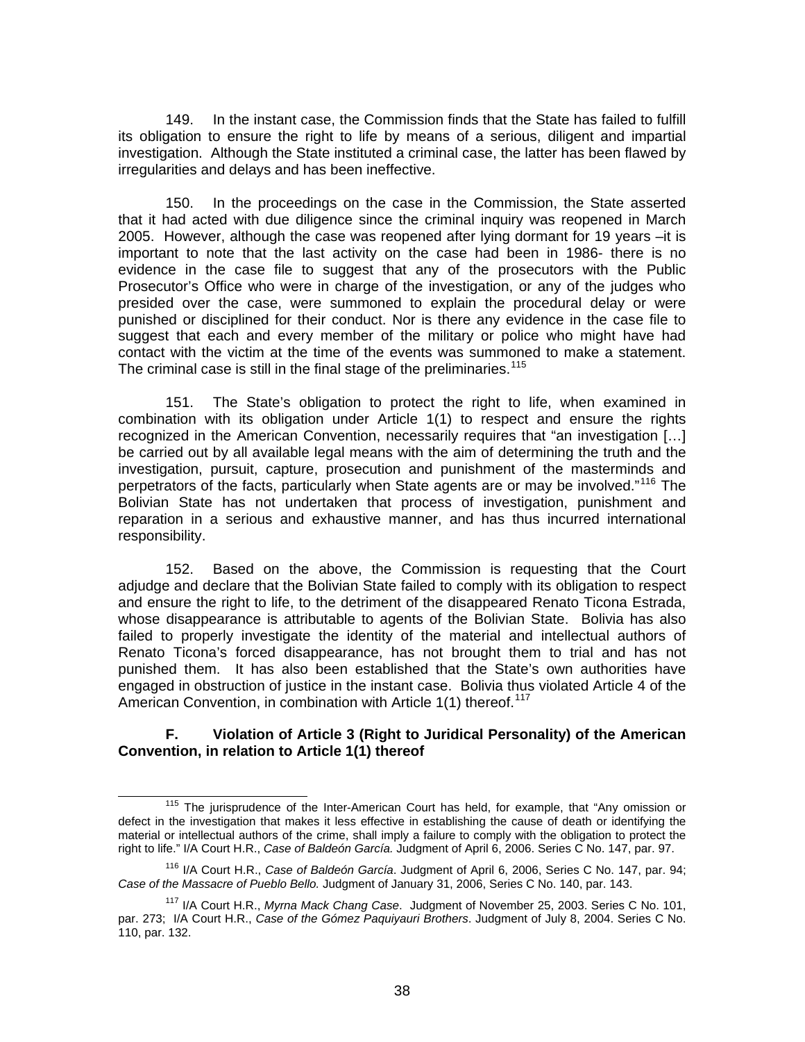149. In the instant case, the Commission finds that the State has failed to fulfill its obligation to ensure the right to life by means of a serious, diligent and impartial investigation. Although the State instituted a criminal case, the latter has been flawed by irregularities and delays and has been ineffective.

150. In the proceedings on the case in the Commission, the State asserted that it had acted with due diligence since the criminal inquiry was reopened in March 2005. However, although the case was reopened after lying dormant for 19 years –it is important to note that the last activity on the case had been in 1986- there is no evidence in the case file to suggest that any of the prosecutors with the Public Prosecutor's Office who were in charge of the investigation, or any of the judges who presided over the case, were summoned to explain the procedural delay or were punished or disciplined for their conduct. Nor is there any evidence in the case file to suggest that each and every member of the military or police who might have had contact with the victim at the time of the events was summoned to make a statement. The criminal case is still in the final stage of the preliminaries.[115]

151. The State's obligation to protect the right to life, when examined in combination with its obligation under Article 1(1) to respect and ensure the rights recognized in the American Convention, necessarily requires that "an investigation […] be carried out by all available legal means with the aim of determining the truth and the investigation, pursuit, capture, prosecution and punishment of the masterminds and perpetrators of the facts, particularly when State agents are or may be involved."[116] The Bolivian State has not undertaken that process of investigation, punishment and reparation in a serious and exhaustive manner, and has thus incurred international responsibility.

152. Based on the above, the Commission is requesting that the Court adjudge and declare that the Bolivian State failed to comply with its obligation to respect and ensure the right to life, to the detriment of the disappeared Renato Ticona Estrada, whose disappearance is attributable to agents of the Bolivian State. Bolivia has also failed to properly investigate the identity of the material and intellectual authors of Renato Ticona's forced disappearance, has not brought them to trial and has not punished them. It has also been established that the State's own authorities have engaged in obstruction of justice in the instant case. Bolivia thus violated Article 4 of the American Convention, in combination with Article 1(1) thereof.[117]

### F. Violation of Article 3 (Right to Juridical Personality) of the American Convention, in relation to Article 1(1) thereof

---

[115] The jurisprudence of the Inter-American Court has held, for example, that "Any omission or defect in the investigation that makes it less effective in establishing the cause of death or identifying the material or intellectual authors of the crime, shall imply a failure to comply with the obligation to protect the right to life." I/A Court H.R., *Case of Baldeón García.* Judgment of April 6, 2006. Series C No. 147, par. 97.

[116] I/A Court H.R., *Case of Baldeón García*. Judgment of April 6, 2006, Series C No. 147, par. 94; *Case of the Massacre of Pueblo Bello.* Judgment of January 31, 2006, Series C No. 140, par. 143.

[117] I/A Court H.R., *Myrna Mack Chang Case*. Judgment of November 25, 2003. Series C No. 101, par. 273; I/A Court H.R., *Case of the Gómez Paquiyauri Brothers*. Judgment of July 8, 2004. Series C No. 110, par. 132.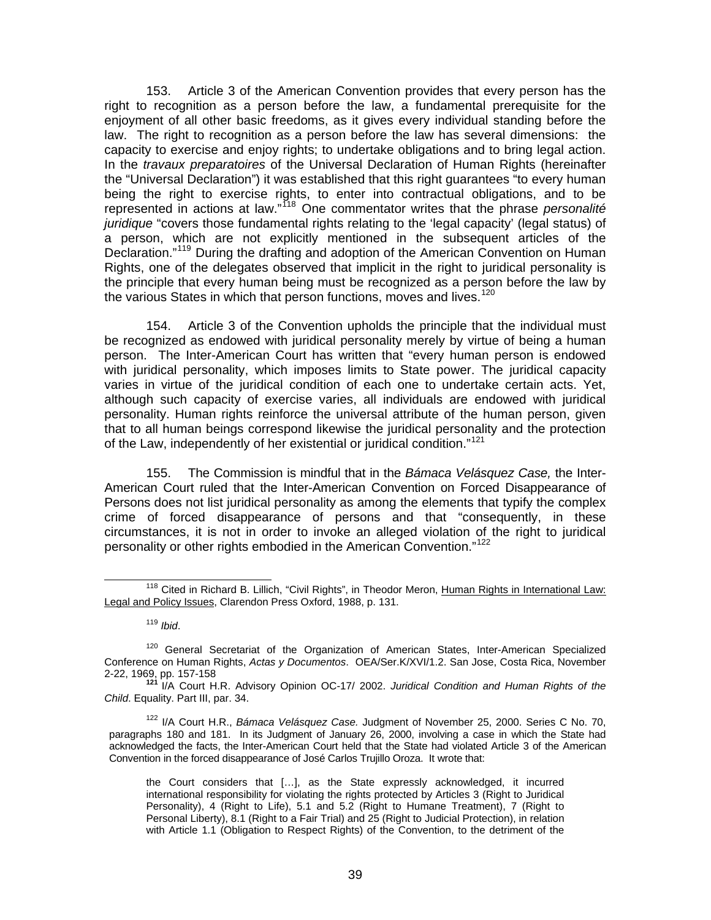153. Article 3 of the American Convention provides that every person has the right to recognition as a person before the law, a fundamental prerequisite for the enjoyment of all other basic freedoms, as it gives every individual standing before the law. The right to recognition as a person before the law has several dimensions: the capacity to exercise and enjoy rights; to undertake obligations and to bring legal action. In the *travaux preparatoires* of the Universal Declaration of Human Rights (hereinafter the "Universal Declaration") it was established that this right guarantees "to every human being the right to exercise rights, to enter into contractual obligations, and to be represented in actions at law."[118] One commentator writes that the phrase *personalité juridique* "covers those fundamental rights relating to the 'legal capacity' (legal status) of a person, which are not explicitly mentioned in the subsequent articles of the Declaration."[119] During the drafting and adoption of the American Convention on Human Rights, one of the delegates observed that implicit in the right to juridical personality is the principle that every human being must be recognized as a person before the law by the various States in which that person functions, moves and lives.[120]

154. Article 3 of the Convention upholds the principle that the individual must be recognized as endowed with juridical personality merely by virtue of being a human person. The Inter-American Court has written that "every human person is endowed with juridical personality, which imposes limits to State power. The juridical capacity varies in virtue of the juridical condition of each one to undertake certain acts. Yet, although such capacity of exercise varies, all individuals are endowed with juridical personality. Human rights reinforce the universal attribute of the human person, given that to all human beings correspond likewise the juridical personality and the protection of the Law, independently of her existential or juridical condition."[121]

155. The Commission is mindful that in the *Bámaca Velásquez Case,* the Inter-American Court ruled that the Inter-American Convention on Forced Disappearance of Persons does not list juridical personality as among the elements that typify the complex crime of forced disappearance of persons and that "consequently, in these circumstances, it is not in order to invoke an alleged violation of the right to juridical personality or other rights embodied in the American Convention."[122]

---

[118] Cited in Richard B. Lillich, "Civil Rights", in Theodor Meron, Human Rights in International Law: Legal and Policy Issues, Clarendon Press Oxford, 1988, p. 131.

[119] *Ibid*.

[120] General Secretariat of the Organization of American States, Inter-American Specialized Conference on Human Rights, *Actas y Documentos*. OEA/Ser.K/XVI/1.2. San Jose, Costa Rica, November 2-22, 1969, pp. 157-158

**[121]** I/A Court H.R. Advisory Opinion OC-17/ 2002. *Juridical Condition and Human Rights of the Child*. Equality. Part III, par. 34.

[122] I/A Court H.R., *Bámaca Velásquez Case.* Judgment of November 25, 2000. Series C No. 70, paragraphs 180 and 181. In its Judgment of January 26, 2000, involving a case in which the State had acknowledged the facts, the Inter-American Court held that the State had violated Article 3 of the American Convention in the forced disappearance of José Carlos Trujillo Oroza. It wrote that:

> the Court considers that […], as the State expressly acknowledged, it incurred international responsibility for violating the rights protected by Articles 3 (Right to Juridical Personality), 4 (Right to Life), 5.1 and 5.2 (Right to Humane Treatment), 7 (Right to Personal Liberty), 8.1 (Right to a Fair Trial) and 25 (Right to Judicial Protection), in relation with Article 1.1 (Obligation to Respect Rights) of the Convention, to the detriment of the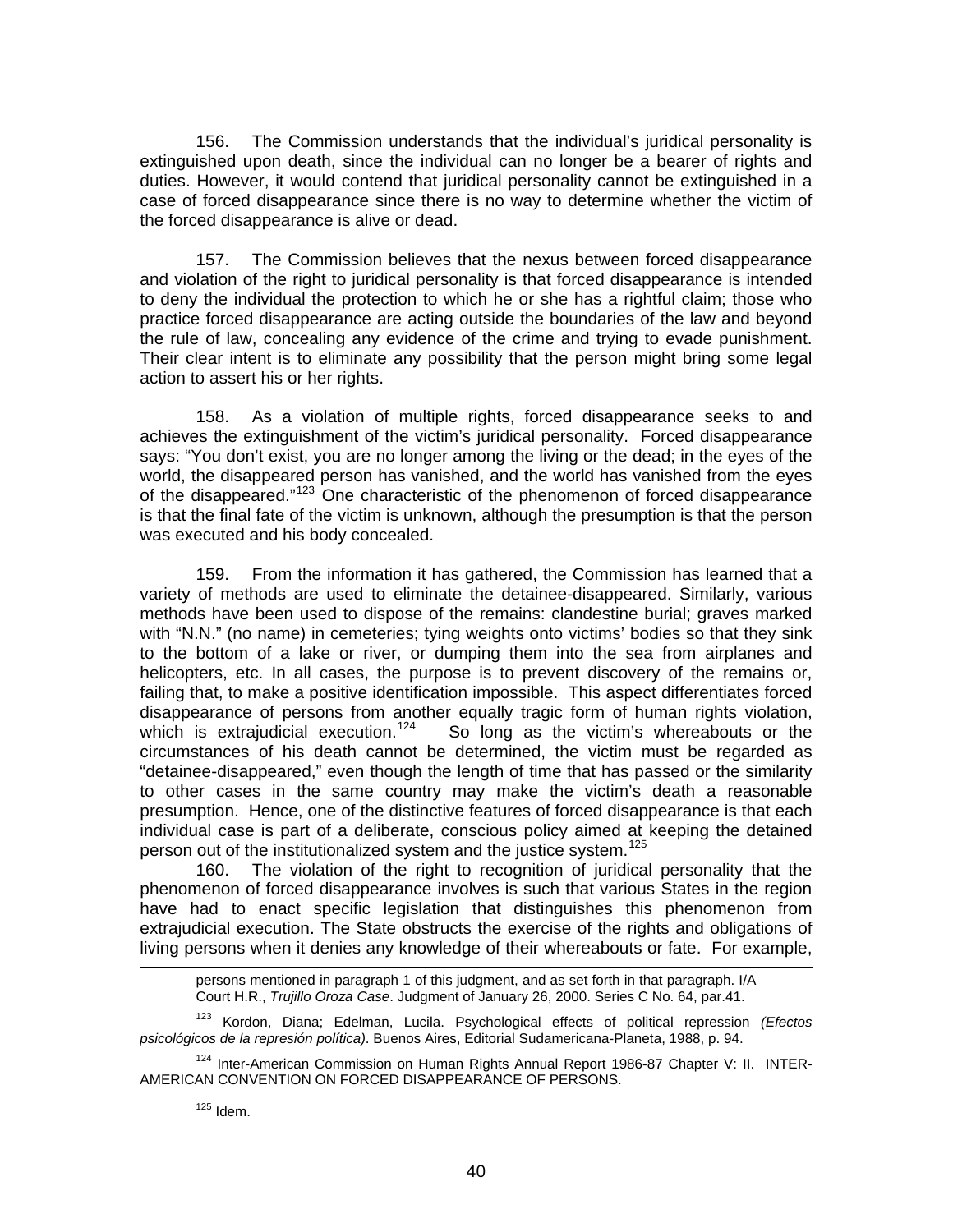156. The Commission understands that the individual's juridical personality is extinguished upon death, since the individual can no longer be a bearer of rights and duties. However, it would contend that juridical personality cannot be extinguished in a case of forced disappearance since there is no way to determine whether the victim of the forced disappearance is alive or dead.

157. The Commission believes that the nexus between forced disappearance and violation of the right to juridical personality is that forced disappearance is intended to deny the individual the protection to which he or she has a rightful claim; those who practice forced disappearance are acting outside the boundaries of the law and beyond the rule of law, concealing any evidence of the crime and trying to evade punishment. Their clear intent is to eliminate any possibility that the person might bring some legal action to assert his or her rights.

158. As a violation of multiple rights, forced disappearance seeks to and achieves the extinguishment of the victim's juridical personality. Forced disappearance says: "You don't exist, you are no longer among the living or the dead; in the eyes of the world, the disappeared person has vanished, and the world has vanished from the eyes of the disappeared."[123] One characteristic of the phenomenon of forced disappearance is that the final fate of the victim is unknown, although the presumption is that the person was executed and his body concealed.

159. From the information it has gathered, the Commission has learned that a variety of methods are used to eliminate the detainee-disappeared. Similarly, various methods have been used to dispose of the remains: clandestine burial; graves marked with "N.N." (no name) in cemeteries; tying weights onto victims' bodies so that they sink to the bottom of a lake or river, or dumping them into the sea from airplanes and helicopters, etc. In all cases, the purpose is to prevent discovery of the remains or, failing that, to make a positive identification impossible. This aspect differentiates forced disappearance of persons from another equally tragic form of human rights violation, which is extrajudicial execution.[124] So long as the victim's whereabouts or the circumstances of his death cannot be determined, the victim must be regarded as "detainee-disappeared," even though the length of time that has passed or the similarity to other cases in the same country may make the victim's death a reasonable presumption. Hence, one of the distinctive features of forced disappearance is that each individual case is part of a deliberate, conscious policy aimed at keeping the detained person out of the institutionalized system and the justice system.[125]

160. The violation of the right to recognition of juridical personality that the phenomenon of forced disappearance involves is such that various States in the region have had to enact specific legislation that distinguishes this phenomenon from extrajudicial execution. The State obstructs the exercise of the rights and obligations of living persons when it denies any knowledge of their whereabouts or fate. For example,

---

persons mentioned in paragraph 1 of this judgment, and as set forth in that paragraph. I/A Court H.R., *Trujillo Oroza Case*. Judgment of January 26, 2000. Series C No. 64, par.41.

[123] Kordon, Diana; Edelman, Lucila. Psychological effects of political repression *(Efectos psicológicos de la represión política)*. Buenos Aires, Editorial Sudamericana-Planeta, 1988, p. 94.

[124] Inter-American Commission on Human Rights Annual Report 1986-87 Chapter V: II. INTER-AMERICAN CONVENTION ON FORCED DISAPPEARANCE OF PERSONS.

[125] Idem.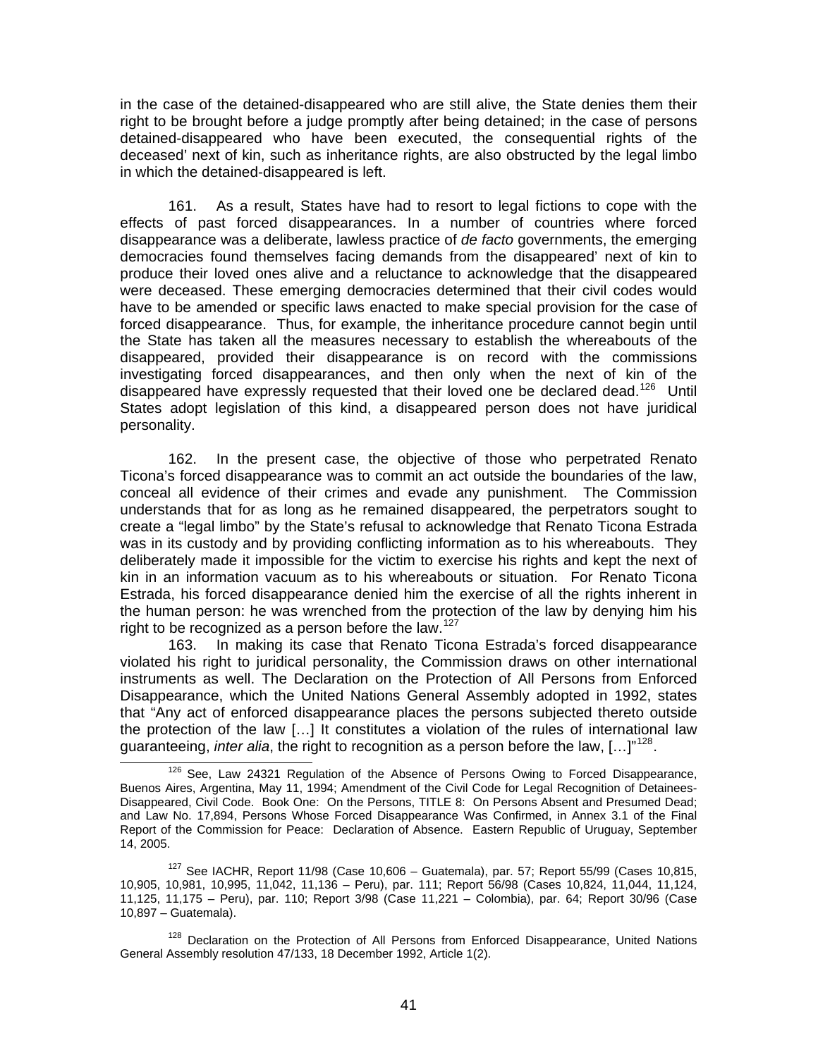in the case of the detained-disappeared who are still alive, the State denies them their right to be brought before a judge promptly after being detained; in the case of persons detained-disappeared who have been executed, the consequential rights of the deceased' next of kin, such as inheritance rights, are also obstructed by the legal limbo in which the detained-disappeared is left.

161. As a result, States have had to resort to legal fictions to cope with the effects of past forced disappearances. In a number of countries where forced disappearance was a deliberate, lawless practice of *de facto* governments, the emerging democracies found themselves facing demands from the disappeared' next of kin to produce their loved ones alive and a reluctance to acknowledge that the disappeared were deceased. These emerging democracies determined that their civil codes would have to be amended or specific laws enacted to make special provision for the case of forced disappearance. Thus, for example, the inheritance procedure cannot begin until the State has taken all the measures necessary to establish the whereabouts of the disappeared, provided their disappearance is on record with the commissions investigating forced disappearances, and then only when the next of kin of the disappeared have expressly requested that their loved one be declared dead.[126] Until States adopt legislation of this kind, a disappeared person does not have juridical personality.

162. In the present case, the objective of those who perpetrated Renato Ticona's forced disappearance was to commit an act outside the boundaries of the law, conceal all evidence of their crimes and evade any punishment. The Commission understands that for as long as he remained disappeared, the perpetrators sought to create a "legal limbo" by the State's refusal to acknowledge that Renato Ticona Estrada was in its custody and by providing conflicting information as to his whereabouts. They deliberately made it impossible for the victim to exercise his rights and kept the next of kin in an information vacuum as to his whereabouts or situation. For Renato Ticona Estrada, his forced disappearance denied him the exercise of all the rights inherent in the human person: he was wrenched from the protection of the law by denying him his right to be recognized as a person before the law.[127]

163. In making its case that Renato Ticona Estrada's forced disappearance violated his right to juridical personality, the Commission draws on other international instruments as well. The Declaration on the Protection of All Persons from Enforced Disappearance, which the United Nations General Assembly adopted in 1992, states that "Any act of enforced disappearance places the persons subjected thereto outside the protection of the law […] It constitutes a violation of the rules of international law guaranteeing, *inter alia*, the right to recognition as a person before the law, […]"[128].

---

[126] See, Law 24321 Regulation of the Absence of Persons Owing to Forced Disappearance, Buenos Aires, Argentina, May 11, 1994; Amendment of the Civil Code for Legal Recognition of Detainees-Disappeared, Civil Code. Book One: On the Persons, TITLE 8: On Persons Absent and Presumed Dead; and Law No. 17,894, Persons Whose Forced Disappearance Was Confirmed, in Annex 3.1 of the Final Report of the Commission for Peace: Declaration of Absence. Eastern Republic of Uruguay, September 14, 2005.

[127] See IACHR, Report 11/98 (Case 10,606 – Guatemala), par. 57; Report 55/99 (Cases 10,815, 10,905, 10,981, 10,995, 11,042, 11,136 – Peru), par. 111; Report 56/98 (Cases 10,824, 11,044, 11,124, 11,125, 11,175 – Peru), par. 110; Report 3/98 (Case 11,221 – Colombia), par. 64; Report 30/96 (Case 10,897 – Guatemala).

[128] Declaration on the Protection of All Persons from Enforced Disappearance, United Nations General Assembly resolution 47/133, 18 December 1992, Article 1(2).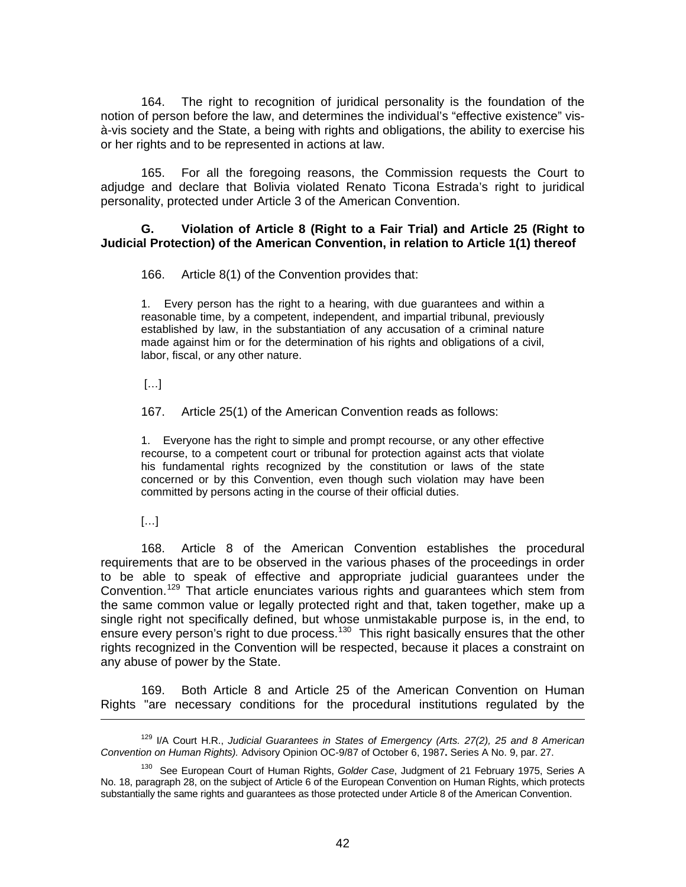164. The right to recognition of juridical personality is the foundation of the notion of person before the law, and determines the individual's "effective existence" vis-à-vis society and the State, a being with rights and obligations, the ability to exercise his or her rights and to be represented in actions at law.

165. For all the foregoing reasons, the Commission requests the Court to adjudge and declare that Bolivia violated Renato Ticona Estrada's right to juridical personality, protected under Article 3 of the American Convention.

**G. Violation of Article 8 (Right to a Fair Trial) and Article 25 (Right to Judicial Protection) of the American Convention, in relation to Article 1(1) thereof**

166. Article 8(1) of the Convention provides that:

> 1. Every person has the right to a hearing, with due guarantees and within a reasonable time, by a competent, independent, and impartial tribunal, previously established by law, in the substantiation of any accusation of a criminal nature made against him or for the determination of his rights and obligations of a civil, labor, fiscal, or any other nature.
>
> […]

167. Article 25(1) of the American Convention reads as follows:

> 1. Everyone has the right to simple and prompt recourse, or any other effective recourse, to a competent court or tribunal for protection against acts that violate his fundamental rights recognized by the constitution or laws of the state concerned or by this Convention, even though such violation may have been committed by persons acting in the course of their official duties.
>
> […]

168. Article 8 of the American Convention establishes the procedural requirements that are to be observed in the various phases of the proceedings in order to be able to speak of effective and appropriate judicial guarantees under the Convention.[129] That article enunciates various rights and guarantees which stem from the same common value or legally protected right and that, taken together, make up a single right not specifically defined, but whose unmistakable purpose is, in the end, to ensure every person's right to due process.[130] This right basically ensures that the other rights recognized in the Convention will be respected, because it places a constraint on any abuse of power by the State.

169. Both Article 8 and Article 25 of the American Convention on Human Rights "are necessary conditions for the procedural institutions regulated by the

---

[129] I/A Court H.R., *Judicial Guarantees in States of Emergency (Arts. 27(2), 25 and 8 American Convention on Human Rights).* Advisory Opinion OC-9/87 of October 6, 1987**.** Series A No. 9, par. 27.

[130] See European Court of Human Rights, *Golder Case*, Judgment of 21 February 1975, Series A No. 18, paragraph 28, on the subject of Article 6 of the European Convention on Human Rights, which protects substantially the same rights and guarantees as those protected under Article 8 of the American Convention.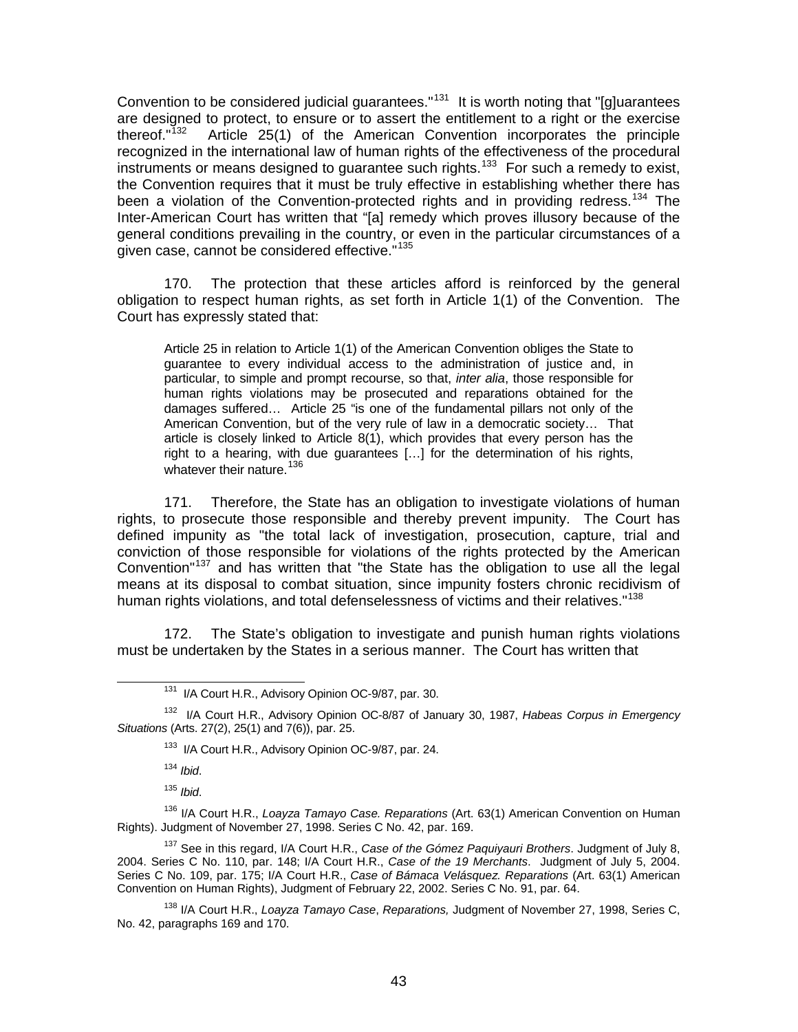Convention to be considered judicial guarantees."[131] It is worth noting that "[g]uarantees are designed to protect, to ensure or to assert the entitlement to a right or the exercise thereof."[132] Article 25(1) of the American Convention incorporates the principle recognized in the international law of human rights of the effectiveness of the procedural instruments or means designed to guarantee such rights.[133] For such a remedy to exist, the Convention requires that it must be truly effective in establishing whether there has been a violation of the Convention-protected rights and in providing redress.[134] The Inter-American Court has written that "[a] remedy which proves illusory because of the general conditions prevailing in the country, or even in the particular circumstances of a given case, cannot be considered effective."[135]

170. The protection that these articles afford is reinforced by the general obligation to respect human rights, as set forth in Article 1(1) of the Convention. The Court has expressly stated that:

> Article 25 in relation to Article 1(1) of the American Convention obliges the State to guarantee to every individual access to the administration of justice and, in particular, to simple and prompt recourse, so that, *inter alia*, those responsible for human rights violations may be prosecuted and reparations obtained for the damages suffered… Article 25 "is one of the fundamental pillars not only of the American Convention, but of the very rule of law in a democratic society… That article is closely linked to Article 8(1), which provides that every person has the right to a hearing, with due guarantees […] for the determination of his rights, whatever their nature.[136]

171. Therefore, the State has an obligation to investigate violations of human rights, to prosecute those responsible and thereby prevent impunity. The Court has defined impunity as "the total lack of investigation, prosecution, capture, trial and conviction of those responsible for violations of the rights protected by the American Convention"[137] and has written that "the State has the obligation to use all the legal means at its disposal to combat situation, since impunity fosters chronic recidivism of human rights violations, and total defenselessness of victims and their relatives."[138]

172. The State's obligation to investigate and punish human rights violations must be undertaken by the States in a serious manner. The Court has written that

---

[131] I/A Court H.R., Advisory Opinion OC-9/87, par. 30.

[132] I/A Court H.R., Advisory Opinion OC-8/87 of January 30, 1987, *Habeas Corpus in Emergency Situations* (Arts. 27(2), 25(1) and 7(6)), par. 25.

[133] I/A Court H.R., Advisory Opinion OC-9/87, par. 24.

[134] *Ibid*.

[135] *Ibid*.

[136] I/A Court H.R., *Loayza Tamayo Case. Reparations* (Art. 63(1) American Convention on Human Rights). Judgment of November 27, 1998. Series C No. 42, par. 169.

[137] See in this regard, I/A Court H.R., *Case of the Gómez Paquiyauri Brothers*. Judgment of July 8, 2004. Series C No. 110, par. 148; I/A Court H.R., *Case of the 19 Merchants*. Judgment of July 5, 2004. Series C No. 109, par. 175; I/A Court H.R., *Case of Bámaca Velásquez. Reparations* (Art. 63(1) American Convention on Human Rights), Judgment of February 22, 2002. Series C No. 91, par. 64.

[138] I/A Court H.R., *Loayza Tamayo Case*, *Reparations,* Judgment of November 27, 1998, Series C, No. 42, paragraphs 169 and 170.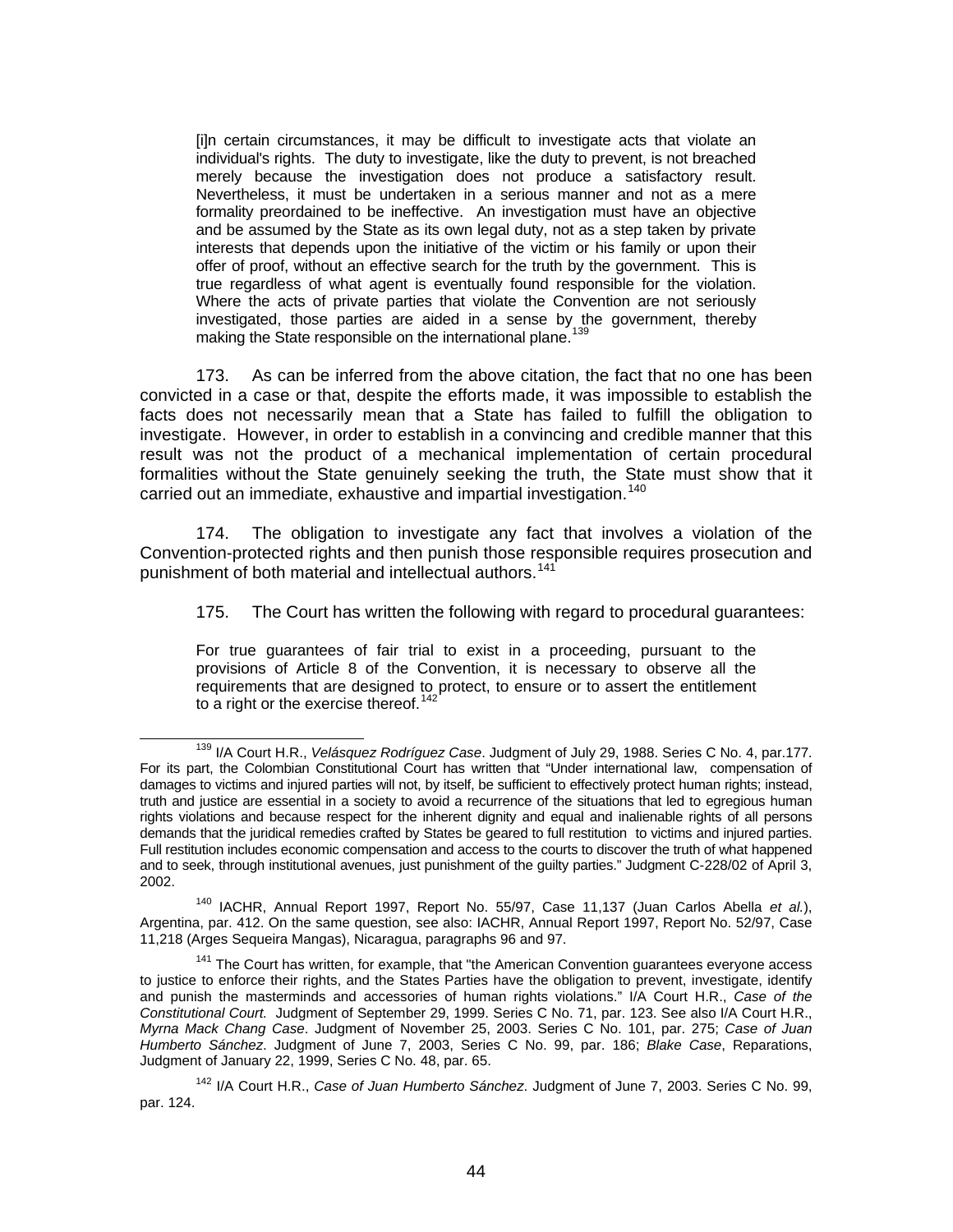> [i]n certain circumstances, it may be difficult to investigate acts that violate an individual's rights. The duty to investigate, like the duty to prevent, is not breached merely because the investigation does not produce a satisfactory result. Nevertheless, it must be undertaken in a serious manner and not as a mere formality preordained to be ineffective. An investigation must have an objective and be assumed by the State as its own legal duty, not as a step taken by private interests that depends upon the initiative of the victim or his family or upon their offer of proof, without an effective search for the truth by the government. This is true regardless of what agent is eventually found responsible for the violation. Where the acts of private parties that violate the Convention are not seriously investigated, those parties are aided in a sense by the government, thereby making the State responsible on the international plane.[139]

173. As can be inferred from the above citation, the fact that no one has been convicted in a case or that, despite the efforts made, it was impossible to establish the facts does not necessarily mean that a State has failed to fulfill the obligation to investigate. However, in order to establish in a convincing and credible manner that this result was not the product of a mechanical implementation of certain procedural formalities without the State genuinely seeking the truth, the State must show that it carried out an immediate, exhaustive and impartial investigation.[140]

174. The obligation to investigate any fact that involves a violation of the Convention-protected rights and then punish those responsible requires prosecution and punishment of both material and intellectual authors.[141]

175. The Court has written the following with regard to procedural guarantees:

> For true guarantees of fair trial to exist in a proceeding, pursuant to the provisions of Article 8 of the Convention, it is necessary to observe all the requirements that are designed to protect, to ensure or to assert the entitlement to a right or the exercise thereof.[142]

---

[139] I/A Court H.R., *Velásquez Rodríguez Case*. Judgment of July 29, 1988. Series C No. 4, par.177. For its part, the Colombian Constitutional Court has written that "Under international law, compensation of damages to victims and injured parties will not, by itself, be sufficient to effectively protect human rights; instead, truth and justice are essential in a society to avoid a recurrence of the situations that led to egregious human rights violations and because respect for the inherent dignity and equal and inalienable rights of all persons demands that the juridical remedies crafted by States be geared to full restitution to victims and injured parties. Full restitution includes economic compensation and access to the courts to discover the truth of what happened and to seek, through institutional avenues, just punishment of the guilty parties." Judgment C-228/02 of April 3, 2002.

[140] IACHR, Annual Report 1997, Report No. 55/97, Case 11,137 (Juan Carlos Abella *et al.*), Argentina, par. 412. On the same question, see also: IACHR, Annual Report 1997, Report No. 52/97, Case 11,218 (Arges Sequeira Mangas), Nicaragua, paragraphs 96 and 97.

[141] The Court has written, for example, that "the American Convention guarantees everyone access to justice to enforce their rights, and the States Parties have the obligation to prevent, investigate, identify and punish the masterminds and accessories of human rights violations." I/A Court H.R., *Case of the Constitutional Court.* Judgment of September 29, 1999. Series C No. 71, par. 123. See also I/A Court H.R., *Myrna Mack Chang Case*. Judgment of November 25, 2003. Series C No. 101, par. 275; *Case of Juan Humberto Sánchez*. Judgment of June 7, 2003, Series C No. 99, par. 186; *Blake Case*, Reparations, Judgment of January 22, 1999, Series C No. 48, par. 65.

[142] I/A Court H.R., *Case of Juan Humberto Sánchez*. Judgment of June 7, 2003. Series C No. 99, par. 124.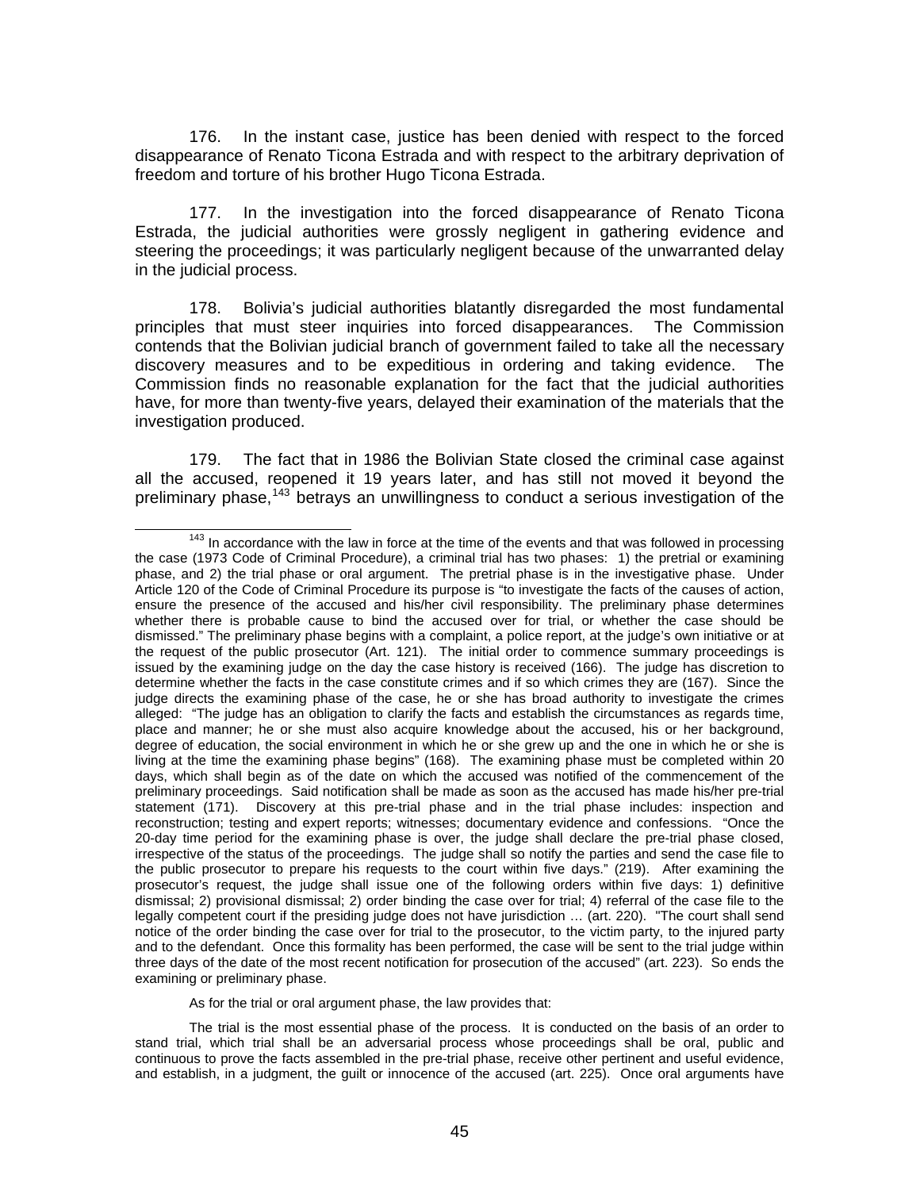176. In the instant case, justice has been denied with respect to the forced disappearance of Renato Ticona Estrada and with respect to the arbitrary deprivation of freedom and torture of his brother Hugo Ticona Estrada.

177. In the investigation into the forced disappearance of Renato Ticona Estrada, the judicial authorities were grossly negligent in gathering evidence and steering the proceedings; it was particularly negligent because of the unwarranted delay in the judicial process.

178. Bolivia's judicial authorities blatantly disregarded the most fundamental principles that must steer inquiries into forced disappearances. The Commission contends that the Bolivian judicial branch of government failed to take all the necessary discovery measures and to be expeditious in ordering and taking evidence. The Commission finds no reasonable explanation for the fact that the judicial authorities have, for more than twenty-five years, delayed their examination of the materials that the investigation produced.

179. The fact that in 1986 the Bolivian State closed the criminal case against all the accused, reopened it 19 years later, and has still not moved it beyond the preliminary phase,[143] betrays an unwillingness to conduct a serious investigation of the

---

[143] In accordance with the law in force at the time of the events and that was followed in processing the case (1973 Code of Criminal Procedure), a criminal trial has two phases: 1) the pretrial or examining phase, and 2) the trial phase or oral argument. The pretrial phase is in the investigative phase. Under Article 120 of the Code of Criminal Procedure its purpose is "to investigate the facts of the causes of action, ensure the presence of the accused and his/her civil responsibility. The preliminary phase determines whether there is probable cause to bind the accused over for trial, or whether the case should be dismissed." The preliminary phase begins with a complaint, a police report, at the judge's own initiative or at the request of the public prosecutor (Art. 121). The initial order to commence summary proceedings is issued by the examining judge on the day the case history is received (166). The judge has discretion to determine whether the facts in the case constitute crimes and if so which crimes they are (167). Since the judge directs the examining phase of the case, he or she has broad authority to investigate the crimes alleged: "The judge has an obligation to clarify the facts and establish the circumstances as regards time, place and manner; he or she must also acquire knowledge about the accused, his or her background, degree of education, the social environment in which he or she grew up and the one in which he or she is living at the time the examining phase begins" (168). The examining phase must be completed within 20 days, which shall begin as of the date on which the accused was notified of the commencement of the preliminary proceedings. Said notification shall be made as soon as the accused has made his/her pre-trial statement (171). Discovery at this pre-trial phase and in the trial phase includes: inspection and reconstruction; testing and expert reports; witnesses; documentary evidence and confessions. "Once the 20-day time period for the examining phase is over, the judge shall declare the pre-trial phase closed, irrespective of the status of the proceedings. The judge shall so notify the parties and send the case file to the public prosecutor to prepare his requests to the court within five days." (219). After examining the prosecutor's request, the judge shall issue one of the following orders within five days: 1) definitive dismissal; 2) provisional dismissal; 2) order binding the case over for trial; 4) referral of the case file to the legally competent court if the presiding judge does not have jurisdiction … (art. 220). "The court shall send notice of the order binding the case over for trial to the prosecutor, to the victim party, to the injured party and to the defendant. Once this formality has been performed, the case will be sent to the trial judge within three days of the date of the most recent notification for prosecution of the accused" (art. 223). So ends the examining or preliminary phase.

As for the trial or oral argument phase, the law provides that:

The trial is the most essential phase of the process. It is conducted on the basis of an order to stand trial, which trial shall be an adversarial process whose proceedings shall be oral, public and continuous to prove the facts assembled in the pre-trial phase, receive other pertinent and useful evidence, and establish, in a judgment, the guilt or innocence of the accused (art. 225). Once oral arguments have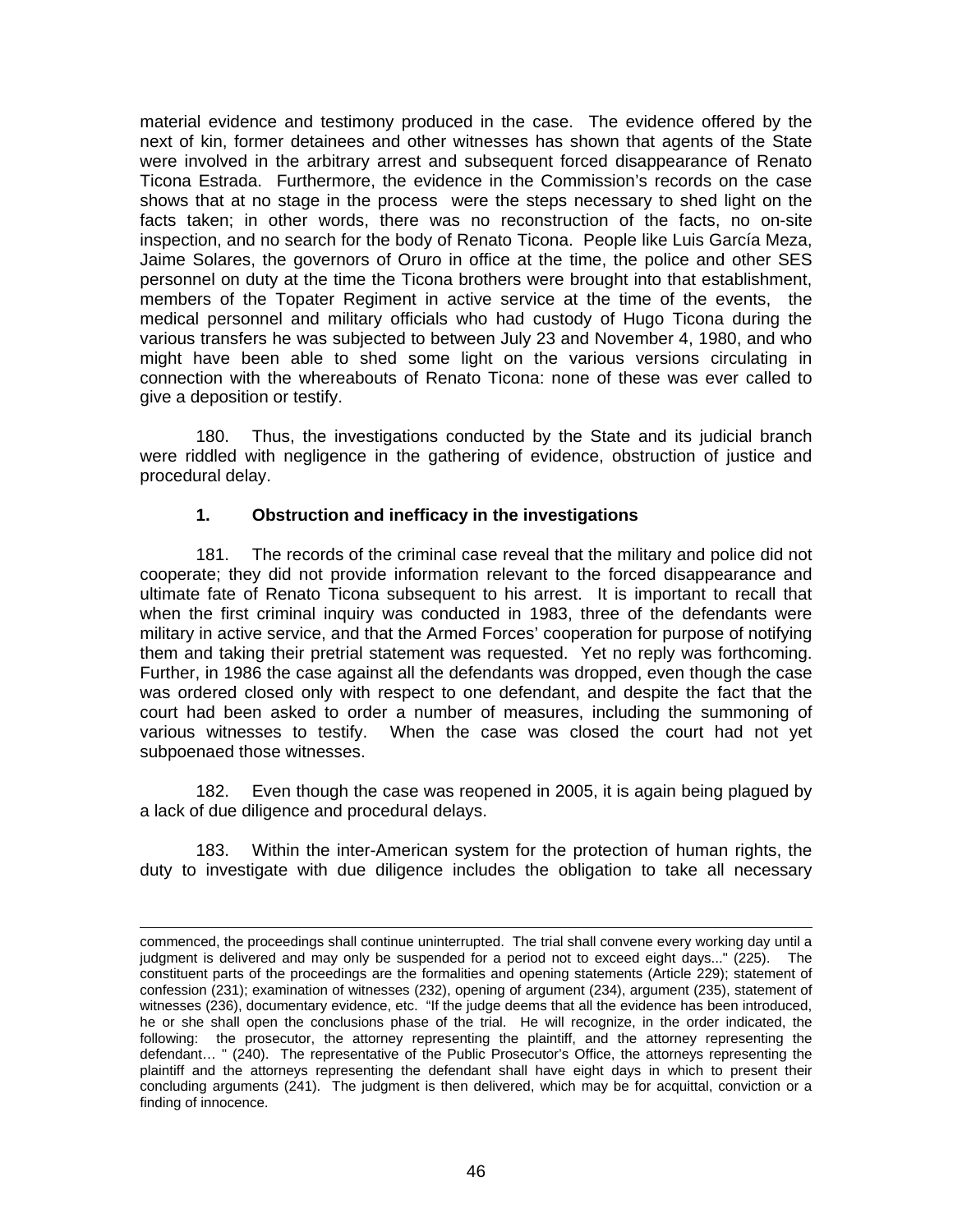material evidence and testimony produced in the case. The evidence offered by the next of kin, former detainees and other witnesses has shown that agents of the State were involved in the arbitrary arrest and subsequent forced disappearance of Renato Ticona Estrada. Furthermore, the evidence in the Commission's records on the case shows that at no stage in the process were the steps necessary to shed light on the facts taken; in other words, there was no reconstruction of the facts, no on-site inspection, and no search for the body of Renato Ticona. People like Luis García Meza, Jaime Solares, the governors of Oruro in office at the time, the police and other SES personnel on duty at the time the Ticona brothers were brought into that establishment, members of the Topater Regiment in active service at the time of the events, the medical personnel and military officials who had custody of Hugo Ticona during the various transfers he was subjected to between July 23 and November 4, 1980, and who might have been able to shed some light on the various versions circulating in connection with the whereabouts of Renato Ticona: none of these was ever called to give a deposition or testify.

180. Thus, the investigations conducted by the State and its judicial branch were riddled with negligence in the gathering of evidence, obstruction of justice and procedural delay.

**1. Obstruction and inefficacy in the investigations**

181. The records of the criminal case reveal that the military and police did not cooperate; they did not provide information relevant to the forced disappearance and ultimate fate of Renato Ticona subsequent to his arrest. It is important to recall that when the first criminal inquiry was conducted in 1983, three of the defendants were military in active service, and that the Armed Forces' cooperation for purpose of notifying them and taking their pretrial statement was requested. Yet no reply was forthcoming. Further, in 1986 the case against all the defendants was dropped, even though the case was ordered closed only with respect to one defendant, and despite the fact that the court had been asked to order a number of measures, including the summoning of various witnesses to testify. When the case was closed the court had not yet subpoenaed those witnesses.

182. Even though the case was reopened in 2005, it is again being plagued by a lack of due diligence and procedural delays.

183. Within the inter-American system for the protection of human rights, the duty to investigate with due diligence includes the obligation to take all necessary

---

commenced, the proceedings shall continue uninterrupted. The trial shall convene every working day until a judgment is delivered and may only be suspended for a period not to exceed eight days..." (225). The constituent parts of the proceedings are the formalities and opening statements (Article 229); statement of confession (231); examination of witnesses (232), opening of argument (234), argument (235), statement of witnesses (236), documentary evidence, etc. "If the judge deems that all the evidence has been introduced, he or she shall open the conclusions phase of the trial. He will recognize, in the order indicated, the following: the prosecutor, the attorney representing the plaintiff, and the attorney representing the defendant… " (240). The representative of the Public Prosecutor's Office, the attorneys representing the plaintiff and the attorneys representing the defendant shall have eight days in which to present their concluding arguments (241). The judgment is then delivered, which may be for acquittal, conviction or a finding of innocence.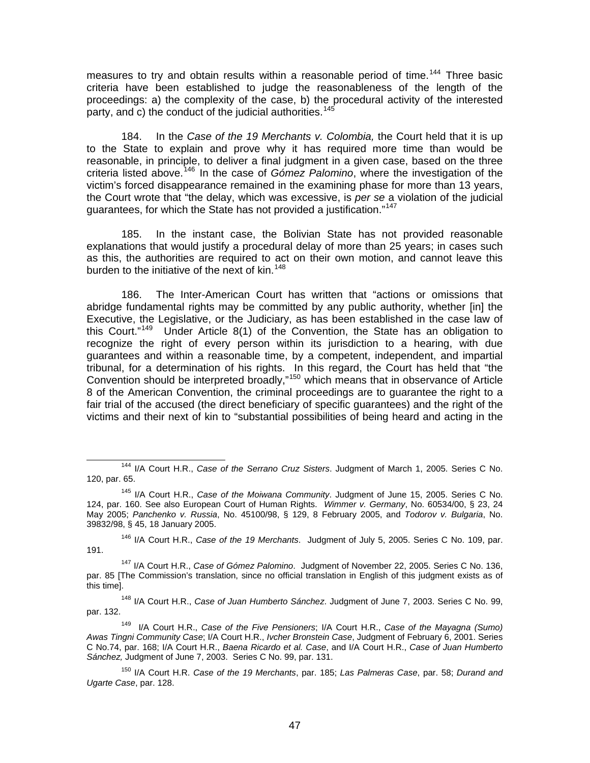measures to try and obtain results within a reasonable period of time.[144] Three basic criteria have been established to judge the reasonableness of the length of the proceedings: a) the complexity of the case, b) the procedural activity of the interested party, and c) the conduct of the judicial authorities.[145]

184. In the *Case of the 19 Merchants v. Colombia,* the Court held that it is up to the State to explain and prove why it has required more time than would be reasonable, in principle, to deliver a final judgment in a given case, based on the three criteria listed above.[146] In the case of *Gómez Palomino*, where the investigation of the victim's forced disappearance remained in the examining phase for more than 13 years, the Court wrote that "the delay, which was excessive, is *per se* a violation of the judicial guarantees, for which the State has not provided a justification."[147]

185. In the instant case, the Bolivian State has not provided reasonable explanations that would justify a procedural delay of more than 25 years; in cases such as this, the authorities are required to act on their own motion, and cannot leave this burden to the initiative of the next of kin.[148]

186. The Inter-American Court has written that "actions or omissions that abridge fundamental rights may be committed by any public authority, whether [in] the Executive, the Legislative, or the Judiciary, as has been established in the case law of this Court."[149] Under Article 8(1) of the Convention, the State has an obligation to recognize the right of every person within its jurisdiction to a hearing, with due guarantees and within a reasonable time, by a competent, independent, and impartial tribunal, for a determination of his rights. In this regard, the Court has held that "the Convention should be interpreted broadly,"[150] which means that in observance of Article 8 of the American Convention, the criminal proceedings are to guarantee the right to a fair trial of the accused (the direct beneficiary of specific guarantees) and the right of the victims and their next of kin to "substantial possibilities of being heard and acting in the

---

[144] I/A Court H.R., *Case of the Serrano Cruz Sisters*. Judgment of March 1, 2005. Series C No. 120, par. 65.

[145] I/A Court H.R., *Case of the Moiwana Community*. Judgment of June 15, 2005. Series C No. 124, par. 160. See also European Court of Human Rights. *Wimmer v. Germany*, No. 60534/00, § 23, 24 May 2005; *Panchenko v. Russia*, No. 45100/98, § 129, 8 February 2005, and *Todorov v. Bulgaria*, No. 39832/98, § 45, 18 January 2005.

[146] I/A Court H.R., *Case of the 19 Merchants*. Judgment of July 5, 2005. Series C No. 109, par. 191.

[147] I/A Court H.R., *Case of Gómez Palomino*. Judgment of November 22, 2005. Series C No. 136, par. 85 [The Commission's translation, since no official translation in English of this judgment exists as of this time].

[148] I/A Court H.R., *Case of Juan Humberto Sánchez*. Judgment of June 7, 2003. Series C No. 99, par. 132.

[149] I/A Court H.R., *Case of the Five Pensioners*; I/A Court H.R., *Case of the Mayagna (Sumo) Awas Tingni Community Case*; I/A Court H.R., *Ivcher Bronstein Case*, Judgment of February 6, 2001. Series C No.74, par. 168; I/A Court H.R., *Baena Ricardo et al. Case*, and I/A Court H.R., *Case of Juan Humberto Sánchez,* Judgment of June 7, 2003. Series C No. 99, par. 131.

[150] I/A Court H.R. *Case of the 19 Merchants*, par. 185; *Las Palmeras Case*, par. 58; *Durand and Ugarte Case*, par. 128.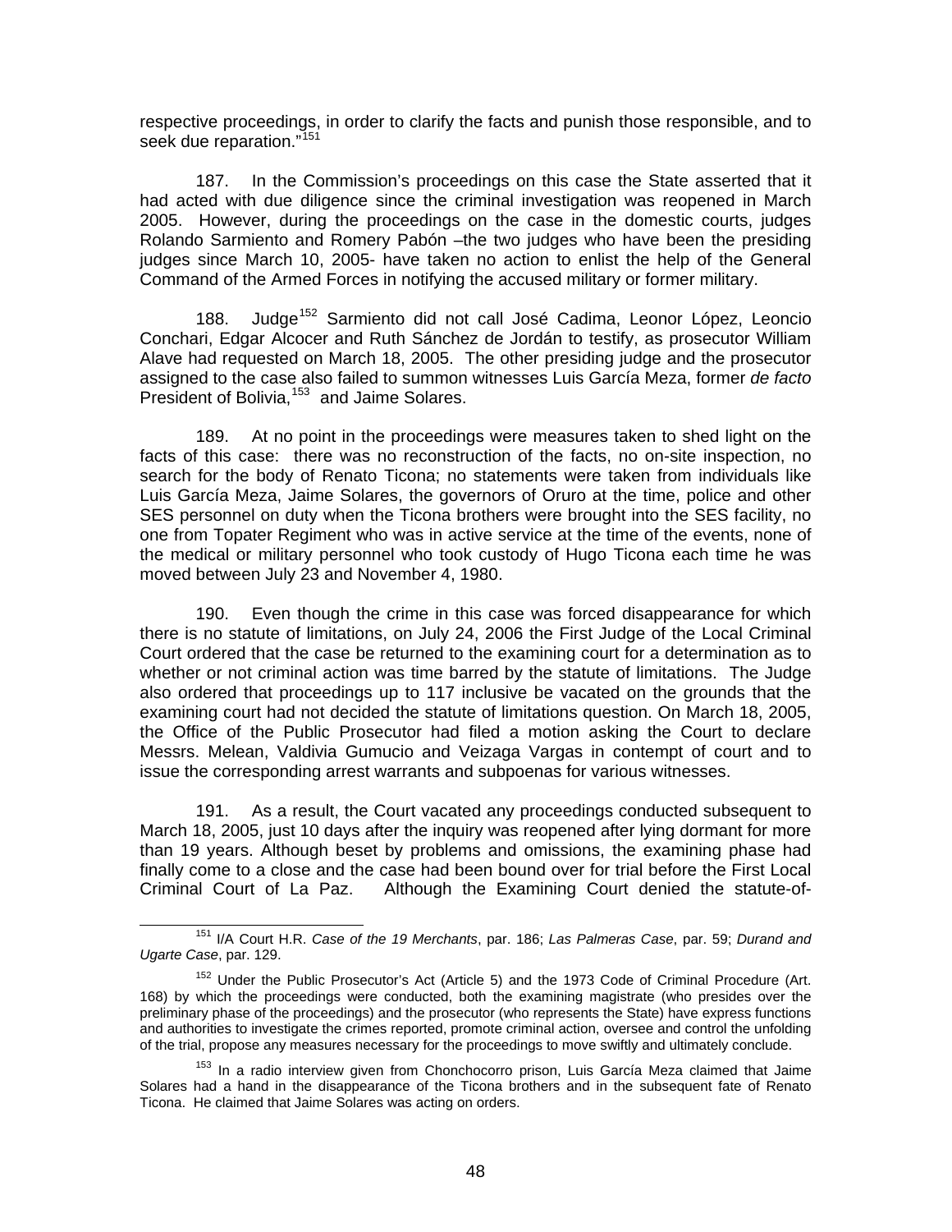respective proceedings, in order to clarify the facts and punish those responsible, and to seek due reparation."[151]

187. In the Commission's proceedings on this case the State asserted that it had acted with due diligence since the criminal investigation was reopened in March 2005. However, during the proceedings on the case in the domestic courts, judges Rolando Sarmiento and Romery Pabón –the two judges who have been the presiding judges since March 10, 2005- have taken no action to enlist the help of the General Command of the Armed Forces in notifying the accused military or former military.

188. Judge[152] Sarmiento did not call José Cadima, Leonor López, Leoncio Conchari, Edgar Alcocer and Ruth Sánchez de Jordán to testify, as prosecutor William Alave had requested on March 18, 2005. The other presiding judge and the prosecutor assigned to the case also failed to summon witnesses Luis García Meza, former *de facto* President of Bolivia,[153] and Jaime Solares.

189. At no point in the proceedings were measures taken to shed light on the facts of this case: there was no reconstruction of the facts, no on-site inspection, no search for the body of Renato Ticona; no statements were taken from individuals like Luis García Meza, Jaime Solares, the governors of Oruro at the time, police and other SES personnel on duty when the Ticona brothers were brought into the SES facility, no one from Topater Regiment who was in active service at the time of the events, none of the medical or military personnel who took custody of Hugo Ticona each time he was moved between July 23 and November 4, 1980.

190. Even though the crime in this case was forced disappearance for which there is no statute of limitations, on July 24, 2006 the First Judge of the Local Criminal Court ordered that the case be returned to the examining court for a determination as to whether or not criminal action was time barred by the statute of limitations. The Judge also ordered that proceedings up to 117 inclusive be vacated on the grounds that the examining court had not decided the statute of limitations question. On March 18, 2005, the Office of the Public Prosecutor had filed a motion asking the Court to declare Messrs. Melean, Valdivia Gumucio and Veizaga Vargas in contempt of court and to issue the corresponding arrest warrants and subpoenas for various witnesses.

191. As a result, the Court vacated any proceedings conducted subsequent to March 18, 2005, just 10 days after the inquiry was reopened after lying dormant for more than 19 years. Although beset by problems and omissions, the examining phase had finally come to a close and the case had been bound over for trial before the First Local Criminal Court of La Paz. Although the Examining Court denied the statute-of-

---

[151] I/A Court H.R. *Case of the 19 Merchants*, par. 186; *Las Palmeras Case*, par. 59; *Durand and Ugarte Case*, par. 129.

[152] Under the Public Prosecutor's Act (Article 5) and the 1973 Code of Criminal Procedure (Art. 168) by which the proceedings were conducted, both the examining magistrate (who presides over the preliminary phase of the proceedings) and the prosecutor (who represents the State) have express functions and authorities to investigate the crimes reported, promote criminal action, oversee and control the unfolding of the trial, propose any measures necessary for the proceedings to move swiftly and ultimately conclude.

[153] In a radio interview given from Chonchocorro prison, Luis García Meza claimed that Jaime Solares had a hand in the disappearance of the Ticona brothers and in the subsequent fate of Renato Ticona. He claimed that Jaime Solares was acting on orders.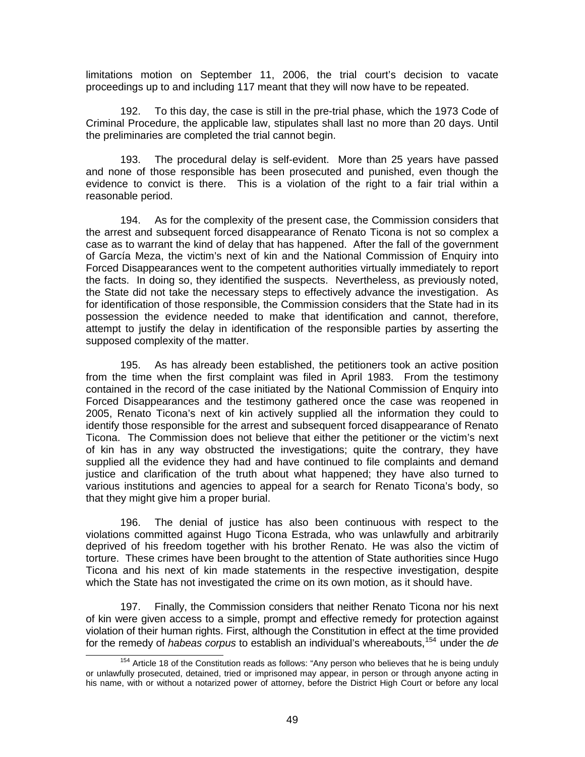limitations motion on September 11, 2006, the trial court's decision to vacate proceedings up to and including 117 meant that they will now have to be repeated.

192. To this day, the case is still in the pre-trial phase, which the 1973 Code of Criminal Procedure, the applicable law, stipulates shall last no more than 20 days. Until the preliminaries are completed the trial cannot begin.

193. The procedural delay is self-evident. More than 25 years have passed and none of those responsible has been prosecuted and punished, even though the evidence to convict is there. This is a violation of the right to a fair trial within a reasonable period.

194. As for the complexity of the present case, the Commission considers that the arrest and subsequent forced disappearance of Renato Ticona is not so complex a case as to warrant the kind of delay that has happened. After the fall of the government of García Meza, the victim's next of kin and the National Commission of Enquiry into Forced Disappearances went to the competent authorities virtually immediately to report the facts. In doing so, they identified the suspects. Nevertheless, as previously noted, the State did not take the necessary steps to effectively advance the investigation. As for identification of those responsible, the Commission considers that the State had in its possession the evidence needed to make that identification and cannot, therefore, attempt to justify the delay in identification of the responsible parties by asserting the supposed complexity of the matter.

195. As has already been established, the petitioners took an active position from the time when the first complaint was filed in April 1983. From the testimony contained in the record of the case initiated by the National Commission of Enquiry into Forced Disappearances and the testimony gathered once the case was reopened in 2005, Renato Ticona's next of kin actively supplied all the information they could to identify those responsible for the arrest and subsequent forced disappearance of Renato Ticona. The Commission does not believe that either the petitioner or the victim's next of kin has in any way obstructed the investigations; quite the contrary, they have supplied all the evidence they had and have continued to file complaints and demand justice and clarification of the truth about what happened; they have also turned to various institutions and agencies to appeal for a search for Renato Ticona's body, so that they might give him a proper burial.

196. The denial of justice has also been continuous with respect to the violations committed against Hugo Ticona Estrada, who was unlawfully and arbitrarily deprived of his freedom together with his brother Renato. He was also the victim of torture. These crimes have been brought to the attention of State authorities since Hugo Ticona and his next of kin made statements in the respective investigation, despite which the State has not investigated the crime on its own motion, as it should have.

197. Finally, the Commission considers that neither Renato Ticona nor his next of kin were given access to a simple, prompt and effective remedy for protection against violation of their human rights. First, although the Constitution in effect at the time provided for the remedy of *habeas corpus* to establish an individual's whereabouts,[154] under the *de*

---

[154] Article 18 of the Constitution reads as follows: "Any person who believes that he is being unduly or unlawfully prosecuted, detained, tried or imprisoned may appear, in person or through anyone acting in his name, with or without a notarized power of attorney, before the District High Court or before any local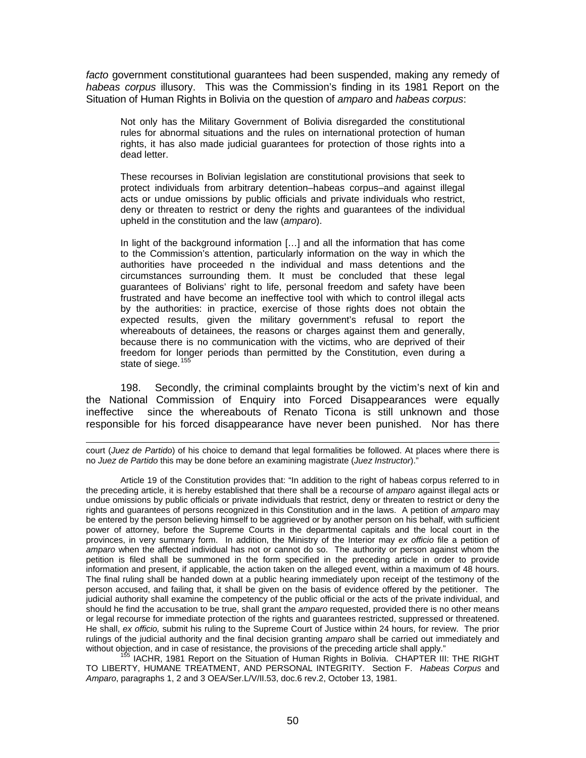*facto* government constitutional guarantees had been suspended, making any remedy of *habeas corpus* illusory. This was the Commission's finding in its 1981 Report on the Situation of Human Rights in Bolivia on the question of *amparo* and *habeas corpus*:

> Not only has the Military Government of Bolivia disregarded the constitutional rules for abnormal situations and the rules on international protection of human rights, it has also made judicial guarantees for protection of those rights into a dead letter.
>
> These recourses in Bolivian legislation are constitutional provisions that seek to protect individuals from arbitrary detention–habeas corpus–and against illegal acts or undue omissions by public officials and private individuals who restrict, deny or threaten to restrict or deny the rights and guarantees of the individual upheld in the constitution and the law (*amparo*).
>
> In light of the background information […] and all the information that has come to the Commission's attention, particularly information on the way in which the authorities have proceeded n the individual and mass detentions and the circumstances surrounding them. It must be concluded that these legal guarantees of Bolivians' right to life, personal freedom and safety have been frustrated and have become an ineffective tool with which to control illegal acts by the authorities: in practice, exercise of those rights does not obtain the expected results, given the military government's refusal to report the whereabouts of detainees, the reasons or charges against them and generally, because there is no communication with the victims, who are deprived of their freedom for longer periods than permitted by the Constitution, even during a state of siege.[155]

198. Secondly, the criminal complaints brought by the victim's next of kin and the National Commission of Enquiry into Forced Disappearances were equally ineffective since the whereabouts of Renato Ticona is still unknown and those responsible for his forced disappearance have never been punished. Nor has there

---

court (*Juez de Partido*) of his choice to demand that legal formalities be followed. At places where there is no *Juez de Partido* this may be done before an examining magistrate (*Juez Instructor*)."

Article 19 of the Constitution provides that: "In addition to the right of habeas corpus referred to in the preceding article, it is hereby established that there shall be a recourse of *amparo* against illegal acts or undue omissions by public officials or private individuals that restrict, deny or threaten to restrict or deny the rights and guarantees of persons recognized in this Constitution and in the laws. A petition of *amparo* may be entered by the person believing himself to be aggrieved or by another person on his behalf, with sufficient power of attorney, before the Supreme Courts in the departmental capitals and the local court in the provinces, in very summary form. In addition, the Ministry of the Interior may *ex officio* file a petition of *amparo* when the affected individual has not or cannot do so. The authority or person against whom the petition is filed shall be summoned in the form specified in the preceding article in order to provide information and present, if applicable, the action taken on the alleged event, within a maximum of 48 hours. The final ruling shall be handed down at a public hearing immediately upon receipt of the testimony of the person accused, and failing that, it shall be given on the basis of evidence offered by the petitioner. The judicial authority shall examine the competency of the public official or the acts of the private individual, and should he find the accusation to be true, shall grant the *amparo* requested, provided there is no other means or legal recourse for immediate protection of the rights and guarantees restricted, suppressed or threatened. He shall, *ex officio,* submit his ruling to the Supreme Court of Justice within 24 hours, for review. The prior rulings of the judicial authority and the final decision granting *amparo* shall be carried out immediately and without objection, and in case of resistance, the provisions of the preceding article shall apply."

[155] IACHR, 1981 Report on the Situation of Human Rights in Bolivia. CHAPTER III: THE RIGHT TO LIBERTY, HUMANE TREATMENT, AND PERSONAL INTEGRITY. Section F. *Habeas Corpus* and *Amparo*, paragraphs 1, 2 and 3 OEA/Ser.L/V/II.53, doc.6 rev.2, October 13, 1981.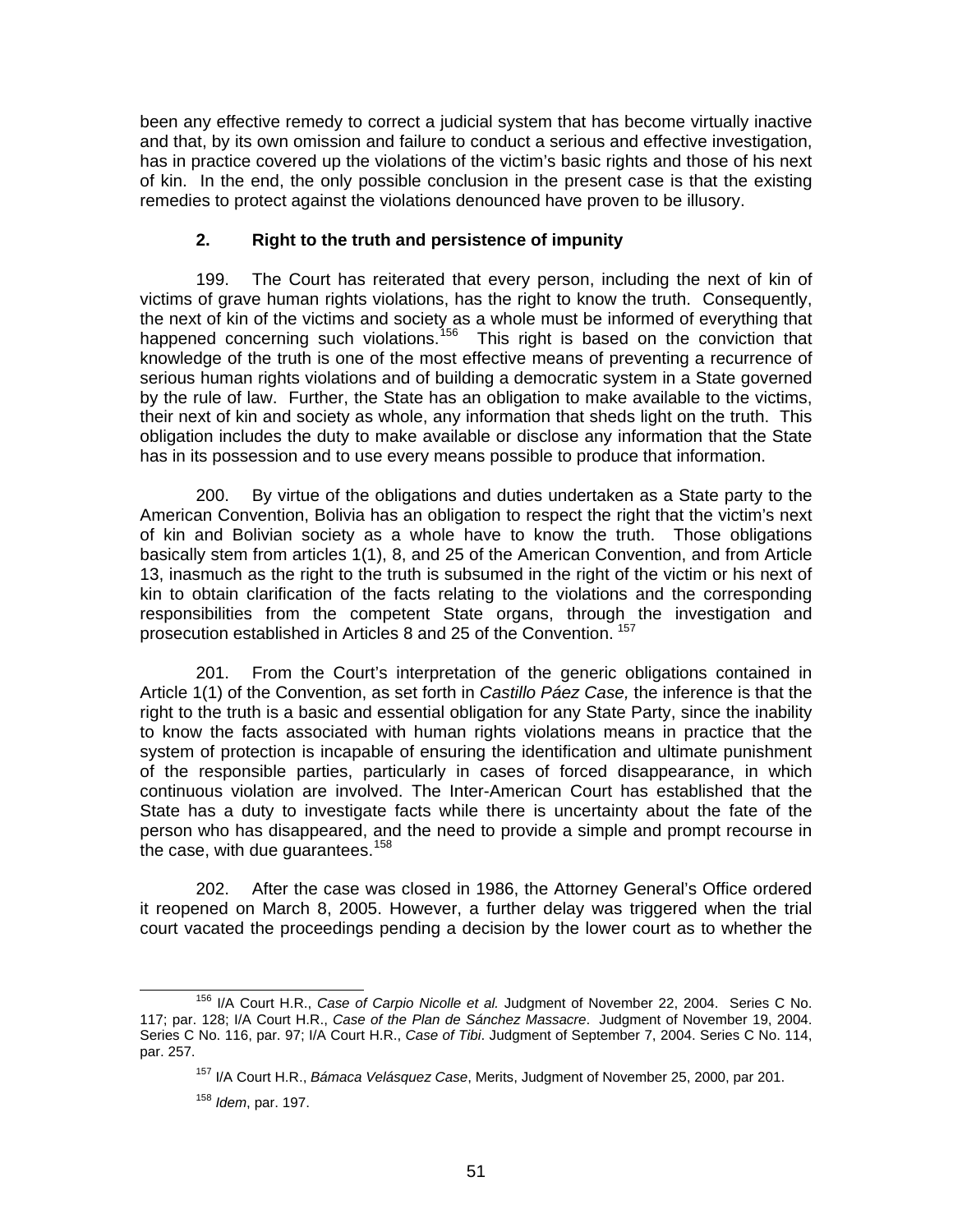been any effective remedy to correct a judicial system that has become virtually inactive and that, by its own omission and failure to conduct a serious and effective investigation, has in practice covered up the violations of the victim's basic rights and those of his next of kin. In the end, the only possible conclusion in the present case is that the existing remedies to protect against the violations denounced have proven to be illusory.

### 2. Right to the truth and persistence of impunity

199. The Court has reiterated that every person, including the next of kin of victims of grave human rights violations, has the right to know the truth. Consequently, the next of kin of the victims and society as a whole must be informed of everything that happened concerning such violations.[156] This right is based on the conviction that knowledge of the truth is one of the most effective means of preventing a recurrence of serious human rights violations and of building a democratic system in a State governed by the rule of law. Further, the State has an obligation to make available to the victims, their next of kin and society as whole, any information that sheds light on the truth. This obligation includes the duty to make available or disclose any information that the State has in its possession and to use every means possible to produce that information.

200. By virtue of the obligations and duties undertaken as a State party to the American Convention, Bolivia has an obligation to respect the right that the victim's next of kin and Bolivian society as a whole have to know the truth. Those obligations basically stem from articles 1(1), 8, and 25 of the American Convention, and from Article 13, inasmuch as the right to the truth is subsumed in the right of the victim or his next of kin to obtain clarification of the facts relating to the violations and the corresponding responsibilities from the competent State organs, through the investigation and prosecution established in Articles 8 and 25 of the Convention.[157]

201. From the Court's interpretation of the generic obligations contained in Article 1(1) of the Convention, as set forth in *Castillo Páez Case,* the inference is that the right to the truth is a basic and essential obligation for any State Party, since the inability to know the facts associated with human rights violations means in practice that the system of protection is incapable of ensuring the identification and ultimate punishment of the responsible parties, particularly in cases of forced disappearance, in which continuous violation are involved. The Inter-American Court has established that the State has a duty to investigate facts while there is uncertainty about the fate of the person who has disappeared, and the need to provide a simple and prompt recourse in the case, with due guarantees.[158]

202. After the case was closed in 1986, the Attorney General's Office ordered it reopened on March 8, 2005. However, a further delay was triggered when the trial court vacated the proceedings pending a decision by the lower court as to whether the

---

[156] I/A Court H.R., *Case of Carpio Nicolle et al.* Judgment of November 22, 2004. Series C No. 117; par. 128; I/A Court H.R., *Case of the Plan de Sánchez Massacre*. Judgment of November 19, 2004. Series C No. 116, par. 97; I/A Court H.R., *Case of Tibi*. Judgment of September 7, 2004. Series C No. 114, par. 257.

[157] I/A Court H.R., *Bámaca Velásquez Case*, Merits, Judgment of November 25, 2000, par 201.

[158] *Idem*, par. 197.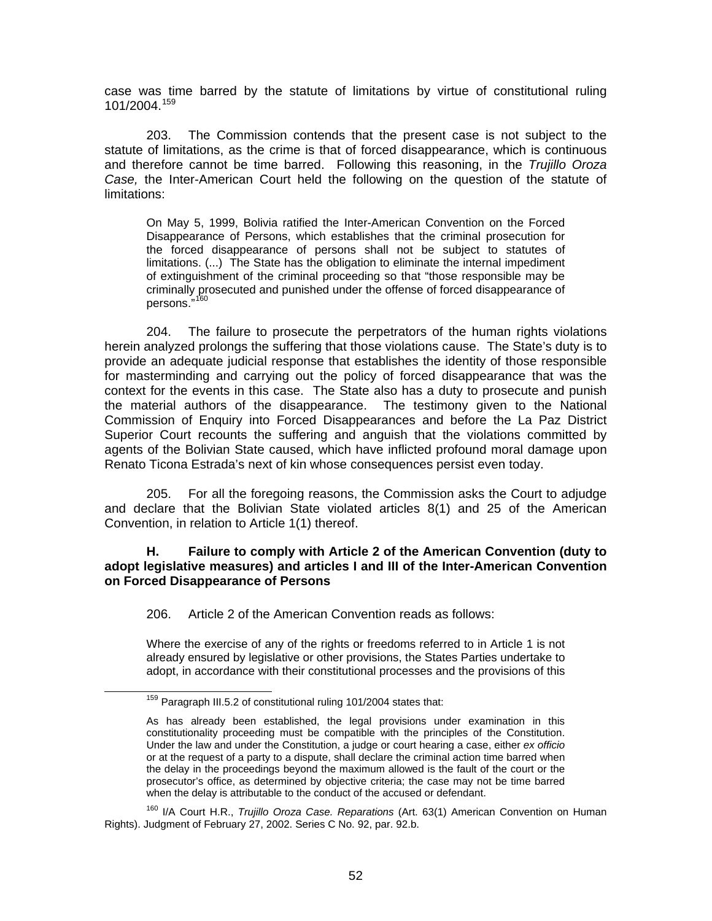case was time barred by the statute of limitations by virtue of constitutional ruling 101/2004.[159]

203. The Commission contends that the present case is not subject to the statute of limitations, as the crime is that of forced disappearance, which is continuous and therefore cannot be time barred. Following this reasoning, in the *Trujillo Oroza Case,* the Inter-American Court held the following on the question of the statute of limitations:

> On May 5, 1999, Bolivia ratified the Inter-American Convention on the Forced Disappearance of Persons, which establishes that the criminal prosecution for the forced disappearance of persons shall not be subject to statutes of limitations. (...) The State has the obligation to eliminate the internal impediment of extinguishment of the criminal proceeding so that "those responsible may be criminally prosecuted and punished under the offense of forced disappearance of persons."[160]

204. The failure to prosecute the perpetrators of the human rights violations herein analyzed prolongs the suffering that those violations cause. The State's duty is to provide an adequate judicial response that establishes the identity of those responsible for masterminding and carrying out the policy of forced disappearance that was the context for the events in this case. The State also has a duty to prosecute and punish the material authors of the disappearance. The testimony given to the National Commission of Enquiry into Forced Disappearances and before the La Paz District Superior Court recounts the suffering and anguish that the violations committed by agents of the Bolivian State caused, which have inflicted profound moral damage upon Renato Ticona Estrada's next of kin whose consequences persist even today.

205. For all the foregoing reasons, the Commission asks the Court to adjudge and declare that the Bolivian State violated articles 8(1) and 25 of the American Convention, in relation to Article 1(1) thereof.

### H. Failure to comply with Article 2 of the American Convention (duty to adopt legislative measures) and articles I and III of the Inter-American Convention on Forced Disappearance of Persons

206. Article 2 of the American Convention reads as follows:

> Where the exercise of any of the rights or freedoms referred to in Article 1 is not already ensured by legislative or other provisions, the States Parties undertake to adopt, in accordance with their constitutional processes and the provisions of this

---

[159] Paragraph III.5.2 of constitutional ruling 101/2004 states that:

> As has already been established, the legal provisions under examination in this constitutionality proceeding must be compatible with the principles of the Constitution. Under the law and under the Constitution, a judge or court hearing a case, either *ex officio* or at the request of a party to a dispute, shall declare the criminal action time barred when the delay in the proceedings beyond the maximum allowed is the fault of the court or the prosecutor's office, as determined by objective criteria; the case may not be time barred when the delay is attributable to the conduct of the accused or defendant.

[160] I/A Court H.R., *Trujillo Oroza Case. Reparations* (Art. 63(1) American Convention on Human Rights). Judgment of February 27, 2002. Series C No. 92, par. 92.b.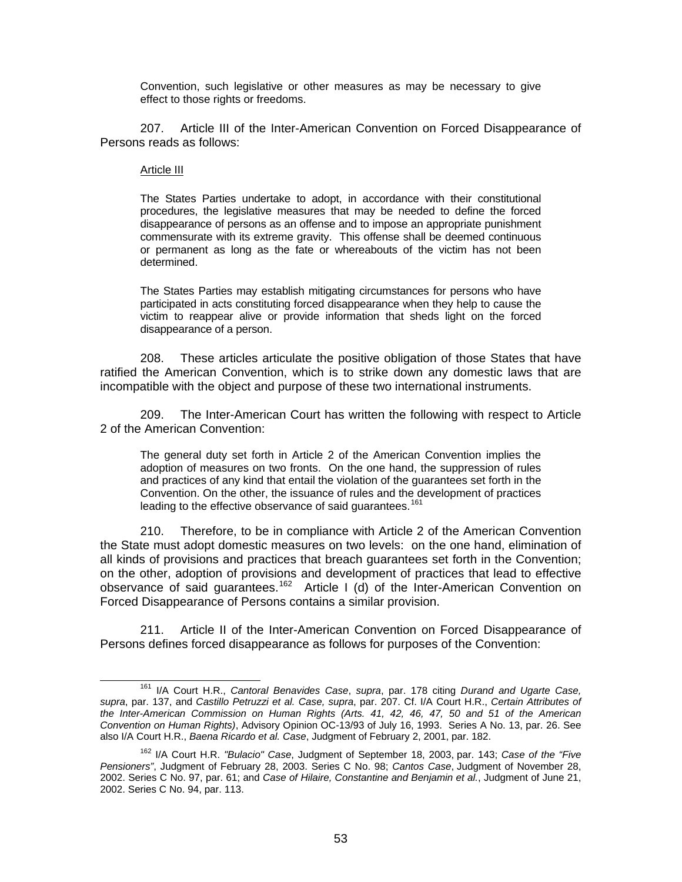> Convention, such legislative or other measures as may be necessary to give effect to those rights or freedoms.

207. Article III of the Inter-American Convention on Forced Disappearance of Persons reads as follows:

> Article III
>
> The States Parties undertake to adopt, in accordance with their constitutional procedures, the legislative measures that may be needed to define the forced disappearance of persons as an offense and to impose an appropriate punishment commensurate with its extreme gravity. This offense shall be deemed continuous or permanent as long as the fate or whereabouts of the victim has not been determined.
>
> The States Parties may establish mitigating circumstances for persons who have participated in acts constituting forced disappearance when they help to cause the victim to reappear alive or provide information that sheds light on the forced disappearance of a person.

208. These articles articulate the positive obligation of those States that have ratified the American Convention, which is to strike down any domestic laws that are incompatible with the object and purpose of these two international instruments.

209. The Inter-American Court has written the following with respect to Article 2 of the American Convention:

> The general duty set forth in Article 2 of the American Convention implies the adoption of measures on two fronts. On the one hand, the suppression of rules and practices of any kind that entail the violation of the guarantees set forth in the Convention. On the other, the issuance of rules and the development of practices leading to the effective observance of said guarantees.[161]

210. Therefore, to be in compliance with Article 2 of the American Convention the State must adopt domestic measures on two levels: on the one hand, elimination of all kinds of provisions and practices that breach guarantees set forth in the Convention; on the other, adoption of provisions and development of practices that lead to effective observance of said guarantees.[162] Article I (d) of the Inter-American Convention on Forced Disappearance of Persons contains a similar provision.

211. Article II of the Inter-American Convention on Forced Disappearance of Persons defines forced disappearance as follows for purposes of the Convention:

---

[161] I/A Court H.R., *Cantoral Benavides Case*, *supra*, par. 178 citing *Durand and Ugarte Case, supra*, par. 137, and *Castillo Petruzzi et al. Case, supra*, par. 207. Cf. I/A Court H.R., *Certain Attributes of the Inter-American Commission on Human Rights (Arts. 41, 42, 46, 47, 50 and 51 of the American Convention on Human Rights)*, Advisory Opinion OC-13/93 of July 16, 1993. Series A No. 13, par. 26. See also I/A Court H.R., *Baena Ricardo et al. Case*, Judgment of February 2, 2001, par. 182.

[162] I/A Court H.R. *"Bulacio" Case*, Judgment of September 18, 2003, par. 143; *Case of the "Five Pensioners"*, Judgment of February 28, 2003. Series C No. 98; *Cantos Case*, Judgment of November 28, 2002. Series C No. 97, par. 61; and *Case of Hilaire, Constantine and Benjamin et al.*, Judgment of June 21, 2002. Series C No. 94, par. 113.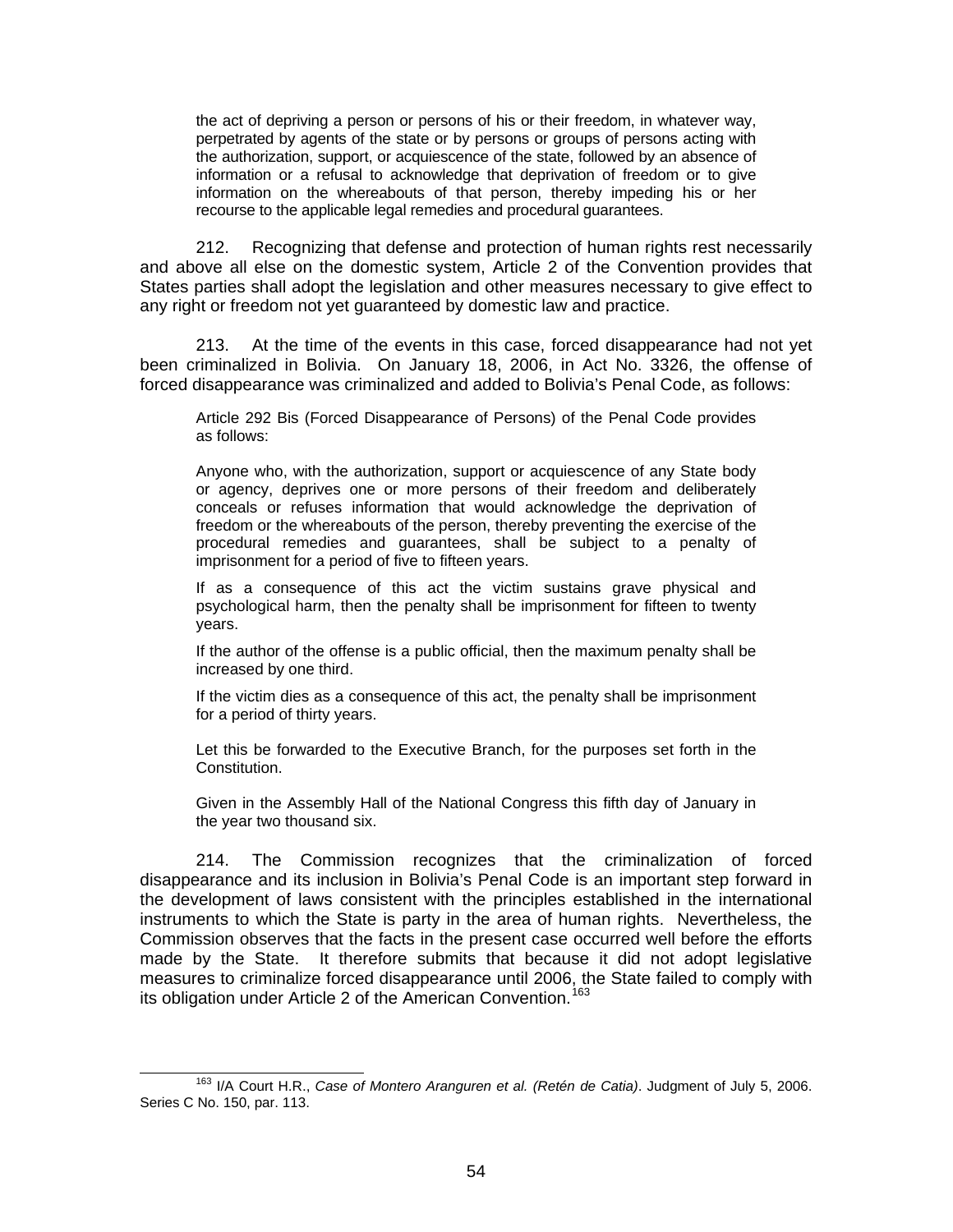> the act of depriving a person or persons of his or their freedom, in whatever way, perpetrated by agents of the state or by persons or groups of persons acting with the authorization, support, or acquiescence of the state, followed by an absence of information or a refusal to acknowledge that deprivation of freedom or to give information on the whereabouts of that person, thereby impeding his or her recourse to the applicable legal remedies and procedural guarantees.

212. Recognizing that defense and protection of human rights rest necessarily and above all else on the domestic system, Article 2 of the Convention provides that States parties shall adopt the legislation and other measures necessary to give effect to any right or freedom not yet guaranteed by domestic law and practice.

213. At the time of the events in this case, forced disappearance had not yet been criminalized in Bolivia. On January 18, 2006, in Act No. 3326, the offense of forced disappearance was criminalized and added to Bolivia's Penal Code, as follows:

> Article 292 Bis (Forced Disappearance of Persons) of the Penal Code provides as follows:
>
> Anyone who, with the authorization, support or acquiescence of any State body or agency, deprives one or more persons of their freedom and deliberately conceals or refuses information that would acknowledge the deprivation of freedom or the whereabouts of the person, thereby preventing the exercise of the procedural remedies and guarantees, shall be subject to a penalty of imprisonment for a period of five to fifteen years.
>
> If as a consequence of this act the victim sustains grave physical and psychological harm, then the penalty shall be imprisonment for fifteen to twenty years.
>
> If the author of the offense is a public official, then the maximum penalty shall be increased by one third.
>
> If the victim dies as a consequence of this act, the penalty shall be imprisonment for a period of thirty years.
>
> Let this be forwarded to the Executive Branch, for the purposes set forth in the Constitution.
>
> Given in the Assembly Hall of the National Congress this fifth day of January in the year two thousand six.

214. The Commission recognizes that the criminalization of forced disappearance and its inclusion in Bolivia's Penal Code is an important step forward in the development of laws consistent with the principles established in the international instruments to which the State is party in the area of human rights. Nevertheless, the Commission observes that the facts in the present case occurred well before the efforts made by the State. It therefore submits that because it did not adopt legislative measures to criminalize forced disappearance until 2006, the State failed to comply with its obligation under Article 2 of the American Convention.[163]

---

[163] I/A Court H.R., *Case of Montero Aranguren et al. (Retén de Catia)*. Judgment of July 5, 2006. Series C No. 150, par. 113.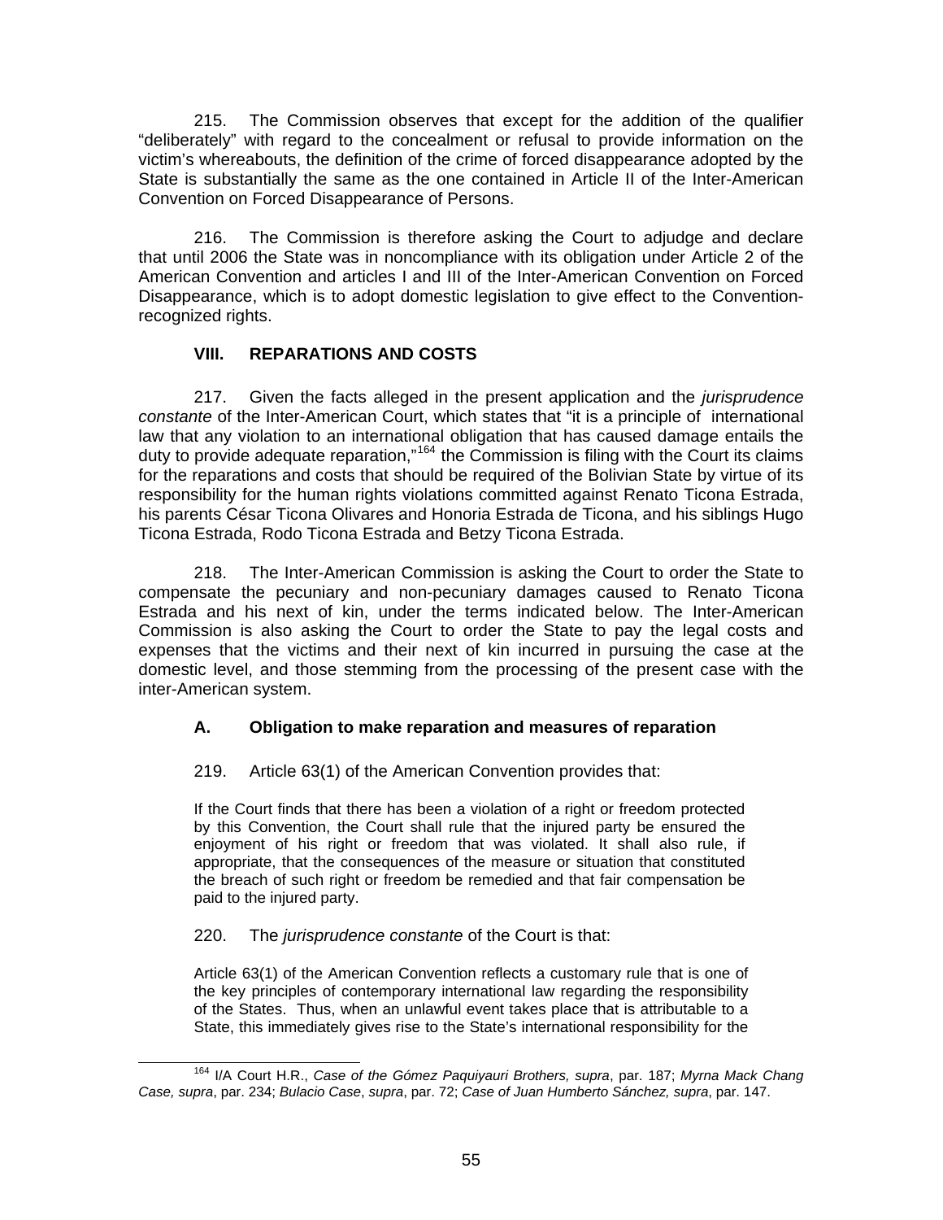215. The Commission observes that except for the addition of the qualifier "deliberately" with regard to the concealment or refusal to provide information on the victim's whereabouts, the definition of the crime of forced disappearance adopted by the State is substantially the same as the one contained in Article II of the Inter-American Convention on Forced Disappearance of Persons.

216. The Commission is therefore asking the Court to adjudge and declare that until 2006 the State was in noncompliance with its obligation under Article 2 of the American Convention and articles I and III of the Inter-American Convention on Forced Disappearance, which is to adopt domestic legislation to give effect to the Convention-recognized rights.

## VIII. REPARATIONS AND COSTS

217. Given the facts alleged in the present application and the *jurisprudence constante* of the Inter-American Court, which states that "it is a principle of international law that any violation to an international obligation that has caused damage entails the duty to provide adequate reparation,"[164] the Commission is filing with the Court its claims for the reparations and costs that should be required of the Bolivian State by virtue of its responsibility for the human rights violations committed against Renato Ticona Estrada, his parents César Ticona Olivares and Honoria Estrada de Ticona, and his siblings Hugo Ticona Estrada, Rodo Ticona Estrada and Betzy Ticona Estrada.

218. The Inter-American Commission is asking the Court to order the State to compensate the pecuniary and non-pecuniary damages caused to Renato Ticona Estrada and his next of kin, under the terms indicated below. The Inter-American Commission is also asking the Court to order the State to pay the legal costs and expenses that the victims and their next of kin incurred in pursuing the case at the domestic level, and those stemming from the processing of the present case with the inter-American system.

### A. Obligation to make reparation and measures of reparation

219. Article 63(1) of the American Convention provides that:

> If the Court finds that there has been a violation of a right or freedom protected by this Convention, the Court shall rule that the injured party be ensured the enjoyment of his right or freedom that was violated. It shall also rule, if appropriate, that the consequences of the measure or situation that constituted the breach of such right or freedom be remedied and that fair compensation be paid to the injured party.

220. The *jurisprudence constante* of the Court is that:

> Article 63(1) of the American Convention reflects a customary rule that is one of the key principles of contemporary international law regarding the responsibility of the States. Thus, when an unlawful event takes place that is attributable to a State, this immediately gives rise to the State's international responsibility for the

[164] I/A Court H.R., *Case of the Gómez Paquiyauri Brothers, supra*, par. 187; *Myrna Mack Chang Case, supra*, par. 234; *Bulacio Case*, *supra*, par. 72; *Case of Juan Humberto Sánchez, supra*, par. 147.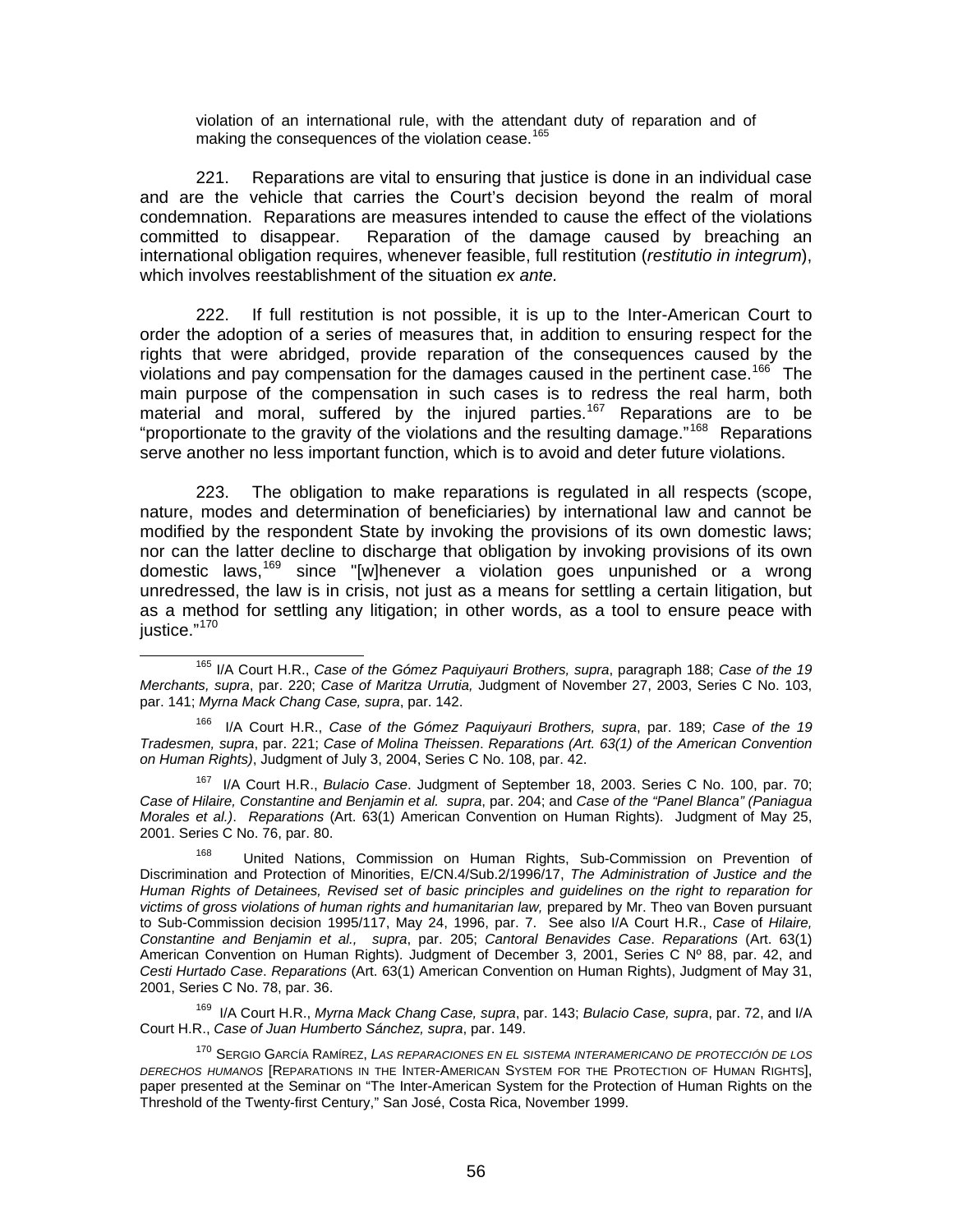violation of an international rule, with the attendant duty of reparation and of making the consequences of the violation cease.[165]

221. Reparations are vital to ensuring that justice is done in an individual case and are the vehicle that carries the Court's decision beyond the realm of moral condemnation. Reparations are measures intended to cause the effect of the violations committed to disappear. Reparation of the damage caused by breaching an international obligation requires, whenever feasible, full restitution (*restitutio in integrum*), which involves reestablishment of the situation *ex ante.*

222. If full restitution is not possible, it is up to the Inter-American Court to order the adoption of a series of measures that, in addition to ensuring respect for the rights that were abridged, provide reparation of the consequences caused by the violations and pay compensation for the damages caused in the pertinent case.[166] The main purpose of the compensation in such cases is to redress the real harm, both material and moral, suffered by the injured parties.[167] Reparations are to be "proportionate to the gravity of the violations and the resulting damage."[168] Reparations serve another no less important function, which is to avoid and deter future violations.

223. The obligation to make reparations is regulated in all respects (scope, nature, modes and determination of beneficiaries) by international law and cannot be modified by the respondent State by invoking the provisions of its own domestic laws; nor can the latter decline to discharge that obligation by invoking provisions of its own domestic laws,[169] since "[w]henever a violation goes unpunished or a wrong unredressed, the law is in crisis, not just as a means for settling a certain litigation, but as a method for settling any litigation; in other words, as a tool to ensure peace with justice."[170]

---

[165] I/A Court H.R., *Case of the Gómez Paquiyauri Brothers, supra*, paragraph 188; *Case of the 19 Merchants, supra*, par. 220; *Case of Maritza Urrutia,* Judgment of November 27, 2003, Series C No. 103, par. 141; *Myrna Mack Chang Case, supra*, par. 142.

[166] I/A Court H.R., *Case of the Gómez Paquiyauri Brothers, supra*, par. 189; *Case of the 19 Tradesmen, supra*, par. 221; *Case of Molina Theissen*. *Reparations (Art. 63(1) of the American Convention on Human Rights)*, Judgment of July 3, 2004, Series C No. 108, par. 42.

[167] I/A Court H.R., *Bulacio Case*. Judgment of September 18, 2003. Series C No. 100, par. 70; *Case of Hilaire, Constantine and Benjamin et al. supra*, par. 204; and *Case of the "Panel Blanca" (Paniagua Morales et al.)*. *Reparations* (Art. 63(1) American Convention on Human Rights). Judgment of May 25, 2001. Series C No. 76, par. 80.

[168] United Nations, Commission on Human Rights, Sub-Commission on Prevention of Discrimination and Protection of Minorities, E/CN.4/Sub.2/1996/17, *The Administration of Justice and the Human Rights of Detainees, Revised set of basic principles and guidelines on the right to reparation for victims of gross violations of human rights and humanitarian law,* prepared by Mr. Theo van Boven pursuant to Sub-Commission decision 1995/117, May 24, 1996, par. 7. See also I/A Court H.R., *Case* of *Hilaire, Constantine and Benjamin et al., supra*, par. 205; *Cantoral Benavides Case*. *Reparations* (Art. 63(1) American Convention on Human Rights). Judgment of December 3, 2001, Series C Nº 88, par. 42, and *Cesti Hurtado Case*. *Reparations* (Art. 63(1) American Convention on Human Rights), Judgment of May 31, 2001, Series C No. 78, par. 36.

[169] I/A Court H.R., *Myrna Mack Chang Case, supra*, par. 143; *Bulacio Case, supra*, par. 72, and I/A Court H.R., *Case of Juan Humberto Sánchez, supra*, par. 149.

[170] SERGIO GARCÍA RAMÍREZ, *LAS REPARACIONES EN EL SISTEMA INTERAMERICANO DE PROTECCIÓN DE LOS DERECHOS HUMANOS* [REPARATIONS IN THE INTER-AMERICAN SYSTEM FOR THE PROTECTION OF HUMAN RIGHTS], paper presented at the Seminar on "The Inter-American System for the Protection of Human Rights on the Threshold of the Twenty-first Century," San José, Costa Rica, November 1999.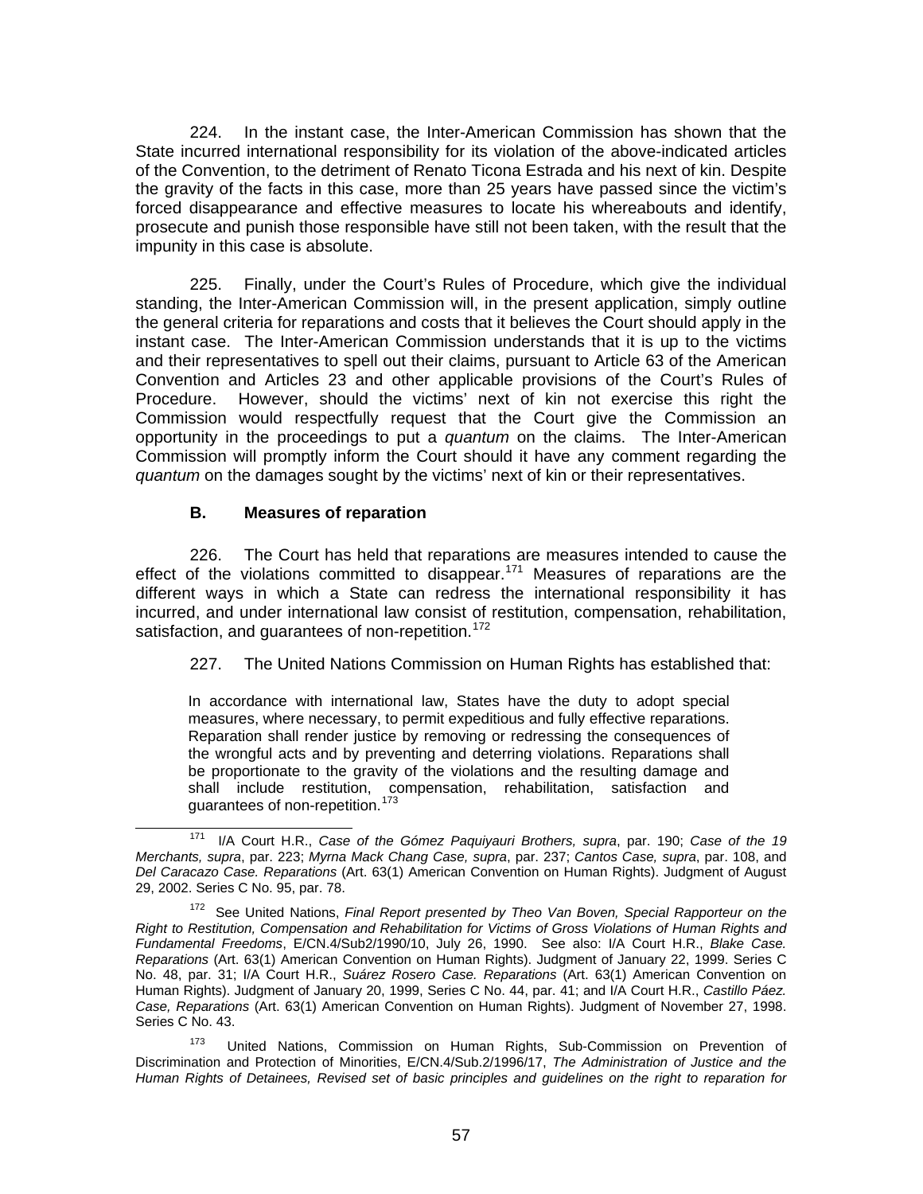224. In the instant case, the Inter-American Commission has shown that the State incurred international responsibility for its violation of the above-indicated articles of the Convention, to the detriment of Renato Ticona Estrada and his next of kin. Despite the gravity of the facts in this case, more than 25 years have passed since the victim's forced disappearance and effective measures to locate his whereabouts and identify, prosecute and punish those responsible have still not been taken, with the result that the impunity in this case is absolute.

225. Finally, under the Court's Rules of Procedure, which give the individual standing, the Inter-American Commission will, in the present application, simply outline the general criteria for reparations and costs that it believes the Court should apply in the instant case. The Inter-American Commission understands that it is up to the victims and their representatives to spell out their claims, pursuant to Article 63 of the American Convention and Articles 23 and other applicable provisions of the Court's Rules of Procedure. However, should the victims' next of kin not exercise this right the Commission would respectfully request that the Court give the Commission an opportunity in the proceedings to put a *quantum* on the claims. The Inter-American Commission will promptly inform the Court should it have any comment regarding the *quantum* on the damages sought by the victims' next of kin or their representatives.

### B. Measures of reparation

226. The Court has held that reparations are measures intended to cause the effect of the violations committed to disappear.[171] Measures of reparations are the different ways in which a State can redress the international responsibility it has incurred, and under international law consist of restitution, compensation, rehabilitation, satisfaction, and guarantees of non-repetition.[172]

227. The United Nations Commission on Human Rights has established that:

> In accordance with international law, States have the duty to adopt special measures, where necessary, to permit expeditious and fully effective reparations. Reparation shall render justice by removing or redressing the consequences of the wrongful acts and by preventing and deterring violations. Reparations shall be proportionate to the gravity of the violations and the resulting damage and shall include restitution, compensation, rehabilitation, satisfaction and guarantees of non-repetition.[173]

---

[171] I/A Court H.R., *Case of the Gómez Paquiyauri Brothers, supra*, par. 190; *Case of the 19 Merchants, supra*, par. 223; *Myrna Mack Chang Case, supra*, par. 237; *Cantos Case, supra*, par. 108, and *Del Caracazo Case. Reparations* (Art. 63(1) American Convention on Human Rights). Judgment of August 29, 2002. Series C No. 95, par. 78.

[172] See United Nations, *Final Report presented by Theo Van Boven, Special Rapporteur on the Right to Restitution, Compensation and Rehabilitation for Victims of Gross Violations of Human Rights and Fundamental Freedoms*, E/CN.4/Sub2/1990/10, July 26, 1990. See also: I/A Court H.R., *Blake Case. Reparations* (Art. 63(1) American Convention on Human Rights). Judgment of January 22, 1999. Series C No. 48, par. 31; I/A Court H.R., *Suárez Rosero Case. Reparations* (Art. 63(1) American Convention on Human Rights). Judgment of January 20, 1999, Series C No. 44, par. 41; and I/A Court H.R., *Castillo Páez. Case, Reparations* (Art. 63(1) American Convention on Human Rights). Judgment of November 27, 1998. Series C No. 43.

[173] United Nations, Commission on Human Rights, Sub-Commission on Prevention of Discrimination and Protection of Minorities, E/CN.4/Sub.2/1996/17, *The Administration of Justice and the Human Rights of Detainees, Revised set of basic principles and guidelines on the right to reparation for*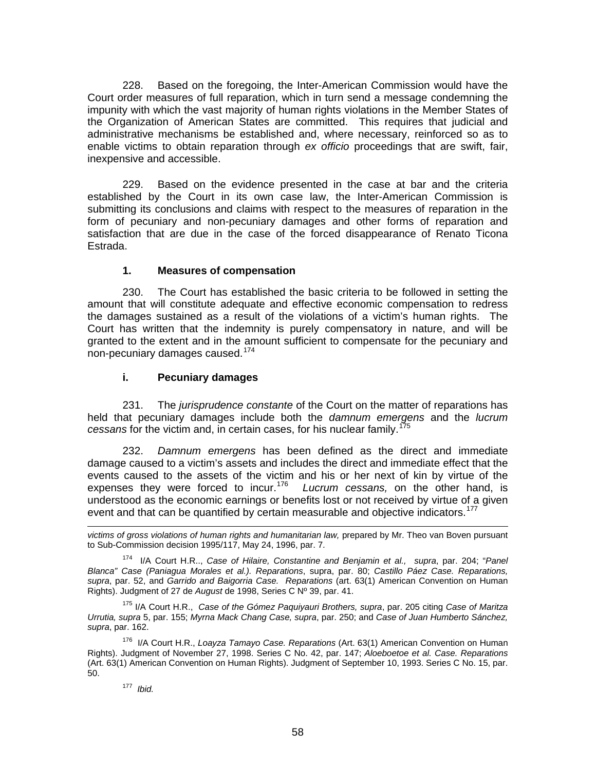228. Based on the foregoing, the Inter-American Commission would have the Court order measures of full reparation, which in turn send a message condemning the impunity with which the vast majority of human rights violations in the Member States of the Organization of American States are committed. This requires that judicial and administrative mechanisms be established and, where necessary, reinforced so as to enable victims to obtain reparation through *ex officio* proceedings that are swift, fair, inexpensive and accessible.

229. Based on the evidence presented in the case at bar and the criteria established by the Court in its own case law, the Inter-American Commission is submitting its conclusions and claims with respect to the measures of reparation in the form of pecuniary and non-pecuniary damages and other forms of reparation and satisfaction that are due in the case of the forced disappearance of Renato Ticona Estrada.

### 1. Measures of compensation

230. The Court has established the basic criteria to be followed in setting the amount that will constitute adequate and effective economic compensation to redress the damages sustained as a result of the violations of a victim's human rights. The Court has written that the indemnity is purely compensatory in nature, and will be granted to the extent and in the amount sufficient to compensate for the pecuniary and non-pecuniary damages caused.[174]

#### i. Pecuniary damages

231. The *jurisprudence constante* of the Court on the matter of reparations has held that pecuniary damages include both the *damnum emergens* and the *lucrum cessans* for the victim and, in certain cases, for his nuclear family.[175]

232. *Damnum emergens* has been defined as the direct and immediate damage caused to a victim's assets and includes the direct and immediate effect that the events caused to the assets of the victim and his or her next of kin by virtue of the expenses they were forced to incur.[176] *Lucrum cessans,* on the other hand, is understood as the economic earnings or benefits lost or not received by virtue of a given event and that can be quantified by certain measurable and objective indicators.[177]

---

*victims of gross violations of human rights and humanitarian law,* prepared by Mr. Theo van Boven pursuant to Sub-Commission decision 1995/117, May 24, 1996, par. 7.

[174] I/A Court H.R.., *Case of Hilaire, Constantine and Benjamin et al., supra*, par. 204; "*Panel Blanca" Case (Paniagua Morales et al.). Reparations*, supra, par. 80; *Castillo Páez Case. Reparations, supra*, par. 52, and *Garrido and Baigorria Case. Reparations* (art. 63(1) American Convention on Human Rights). Judgment of 27 de *August* de 1998, Series C Nº 39, par. 41.

[175] I/A Court H.R., *Case of the Gómez Paquiyauri Brothers, supra*, par. 205 citing *Case of Maritza Urrutia, supra* 5, par. 155; *Myrna Mack Chang Case, supra*, par. 250; and *Case of Juan Humberto Sánchez, supra*, par. 162.

[176] I/A Court H.R., *Loayza Tamayo Case. Reparations* (Art. 63(1) American Convention on Human Rights). Judgment of November 27, 1998. Series C No. 42, par. 147; *Aloeboetoe et al. Case. Reparations* (Art. 63(1) American Convention on Human Rights). Judgment of September 10, 1993. Series C No. 15, par. 50.

[177] *Ibid.*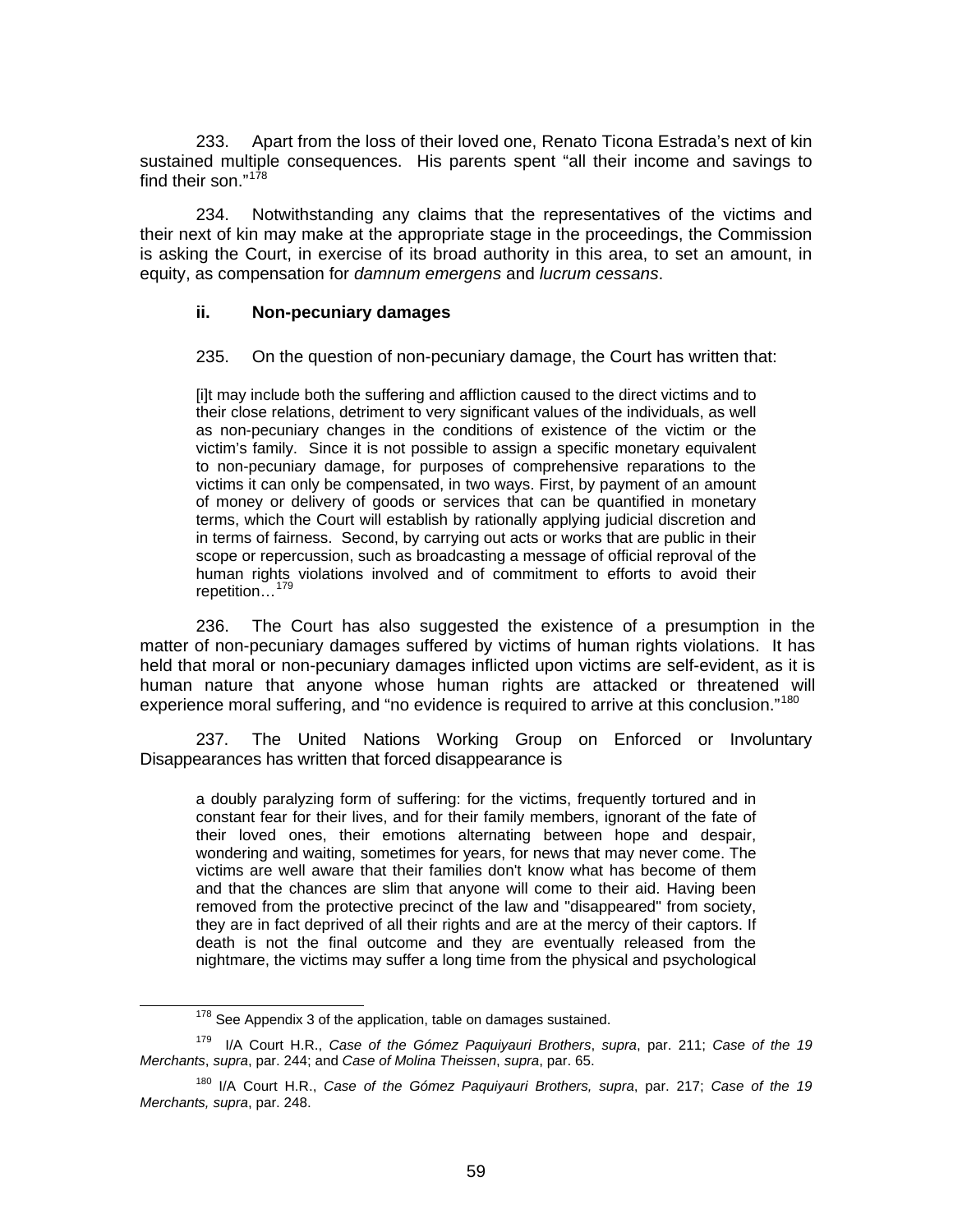233. Apart from the loss of their loved one, Renato Ticona Estrada's next of kin sustained multiple consequences. His parents spent "all their income and savings to find their son."[178]

234. Notwithstanding any claims that the representatives of the victims and their next of kin may make at the appropriate stage in the proceedings, the Commission is asking the Court, in exercise of its broad authority in this area, to set an amount, in equity, as compensation for *damnum emergens* and *lucrum cessans*.

**ii. Non-pecuniary damages**

235. On the question of non-pecuniary damage, the Court has written that:

> [i]t may include both the suffering and affliction caused to the direct victims and to their close relations, detriment to very significant values of the individuals, as well as non-pecuniary changes in the conditions of existence of the victim or the victim's family. Since it is not possible to assign a specific monetary equivalent to non-pecuniary damage, for purposes of comprehensive reparations to the victims it can only be compensated, in two ways. First, by payment of an amount of money or delivery of goods or services that can be quantified in monetary terms, which the Court will establish by rationally applying judicial discretion and in terms of fairness. Second, by carrying out acts or works that are public in their scope or repercussion, such as broadcasting a message of official reproval of the human rights violations involved and of commitment to efforts to avoid their repetition…[179]

236. The Court has also suggested the existence of a presumption in the matter of non-pecuniary damages suffered by victims of human rights violations. It has held that moral or non-pecuniary damages inflicted upon victims are self-evident, as it is human nature that anyone whose human rights are attacked or threatened will experience moral suffering, and "no evidence is required to arrive at this conclusion."[180]

237. The United Nations Working Group on Enforced or Involuntary Disappearances has written that forced disappearance is

> a doubly paralyzing form of suffering: for the victims, frequently tortured and in constant fear for their lives, and for their family members, ignorant of the fate of their loved ones, their emotions alternating between hope and despair, wondering and waiting, sometimes for years, for news that may never come. The victims are well aware that their families don't know what has become of them and that the chances are slim that anyone will come to their aid. Having been removed from the protective precinct of the law and "disappeared" from society, they are in fact deprived of all their rights and are at the mercy of their captors. If death is not the final outcome and they are eventually released from the nightmare, the victims may suffer a long time from the physical and psychological

---

[178] See Appendix 3 of the application, table on damages sustained.

[179] I/A Court H.R., *Case of the Gómez Paquiyauri Brothers*, *supra*, par. 211; *Case of the 19 Merchants*, *supra*, par. 244; and *Case of Molina Theissen*, *supra*, par. 65.

[180] I/A Court H.R., *Case of the Gómez Paquiyauri Brothers, supra*, par. 217; *Case of the 19 Merchants, supra*, par. 248.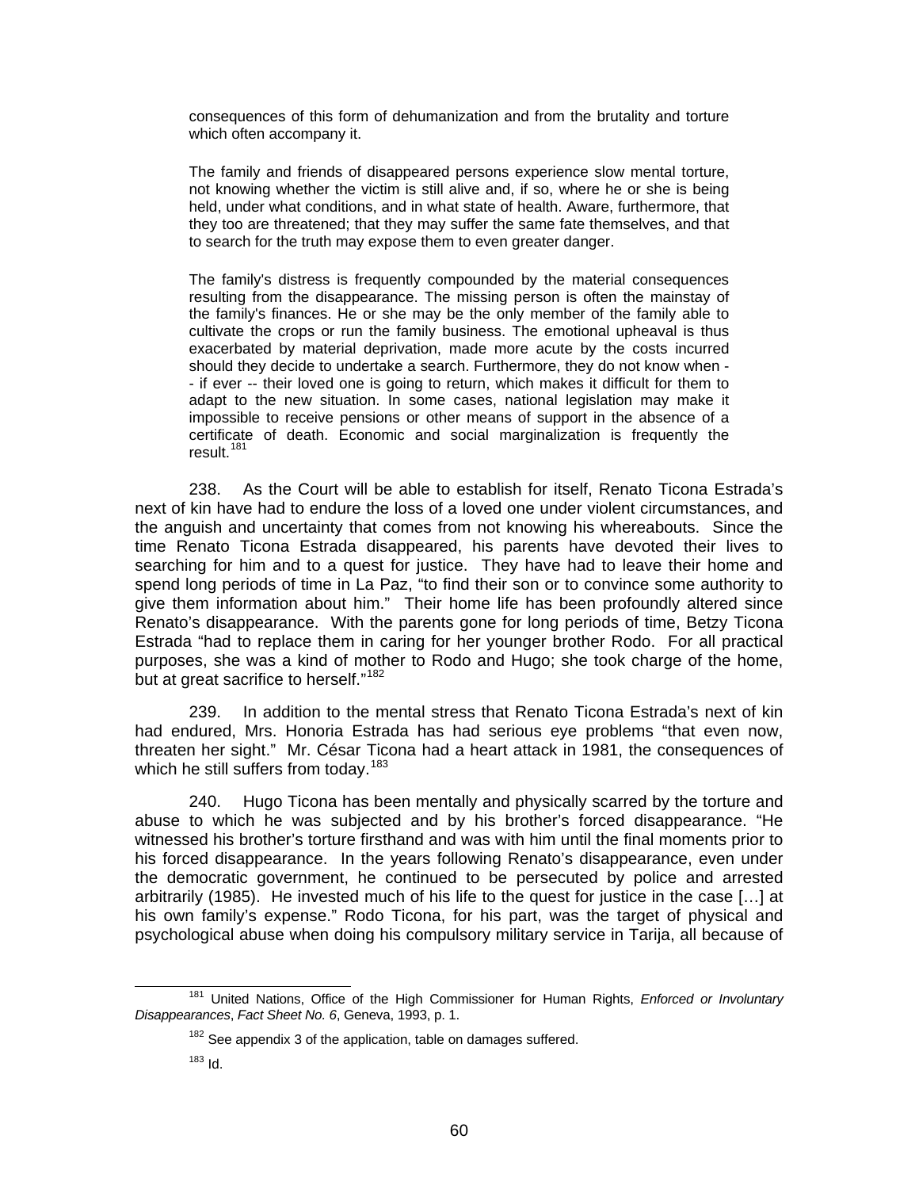> consequences of this form of dehumanization and from the brutality and torture which often accompany it.
>
> The family and friends of disappeared persons experience slow mental torture, not knowing whether the victim is still alive and, if so, where he or she is being held, under what conditions, and in what state of health. Aware, furthermore, that they too are threatened; that they may suffer the same fate themselves, and that to search for the truth may expose them to even greater danger.
>
> The family's distress is frequently compounded by the material consequences resulting from the disappearance. The missing person is often the mainstay of the family's finances. He or she may be the only member of the family able to cultivate the crops or run the family business. The emotional upheaval is thus exacerbated by material deprivation, made more acute by the costs incurred should they decide to undertake a search. Furthermore, they do not know when -- if ever -- their loved one is going to return, which makes it difficult for them to adapt to the new situation. In some cases, national legislation may make it impossible to receive pensions or other means of support in the absence of a certificate of death. Economic and social marginalization is frequently the result.[181]

238. As the Court will be able to establish for itself, Renato Ticona Estrada's next of kin have had to endure the loss of a loved one under violent circumstances, and the anguish and uncertainty that comes from not knowing his whereabouts. Since the time Renato Ticona Estrada disappeared, his parents have devoted their lives to searching for him and to a quest for justice. They have had to leave their home and spend long periods of time in La Paz, "to find their son or to convince some authority to give them information about him." Their home life has been profoundly altered since Renato's disappearance. With the parents gone for long periods of time, Betzy Ticona Estrada "had to replace them in caring for her younger brother Rodo. For all practical purposes, she was a kind of mother to Rodo and Hugo; she took charge of the home, but at great sacrifice to herself."[182]

239. In addition to the mental stress that Renato Ticona Estrada's next of kin had endured, Mrs. Honoria Estrada has had serious eye problems "that even now, threaten her sight." Mr. César Ticona had a heart attack in 1981, the consequences of which he still suffers from today.[183]

240. Hugo Ticona has been mentally and physically scarred by the torture and abuse to which he was subjected and by his brother's forced disappearance. "He witnessed his brother's torture firsthand and was with him until the final moments prior to his forced disappearance. In the years following Renato's disappearance, even under the democratic government, he continued to be persecuted by police and arrested arbitrarily (1985). He invested much of his life to the quest for justice in the case […] at his own family's expense." Rodo Ticona, for his part, was the target of physical and psychological abuse when doing his compulsory military service in Tarija, all because of

---

[181] United Nations, Office of the High Commissioner for Human Rights, *Enforced or Involuntary Disappearances*, *Fact Sheet No. 6*, Geneva, 1993, p. 1.

[182] See appendix 3 of the application, table on damages suffered.

[183] Id.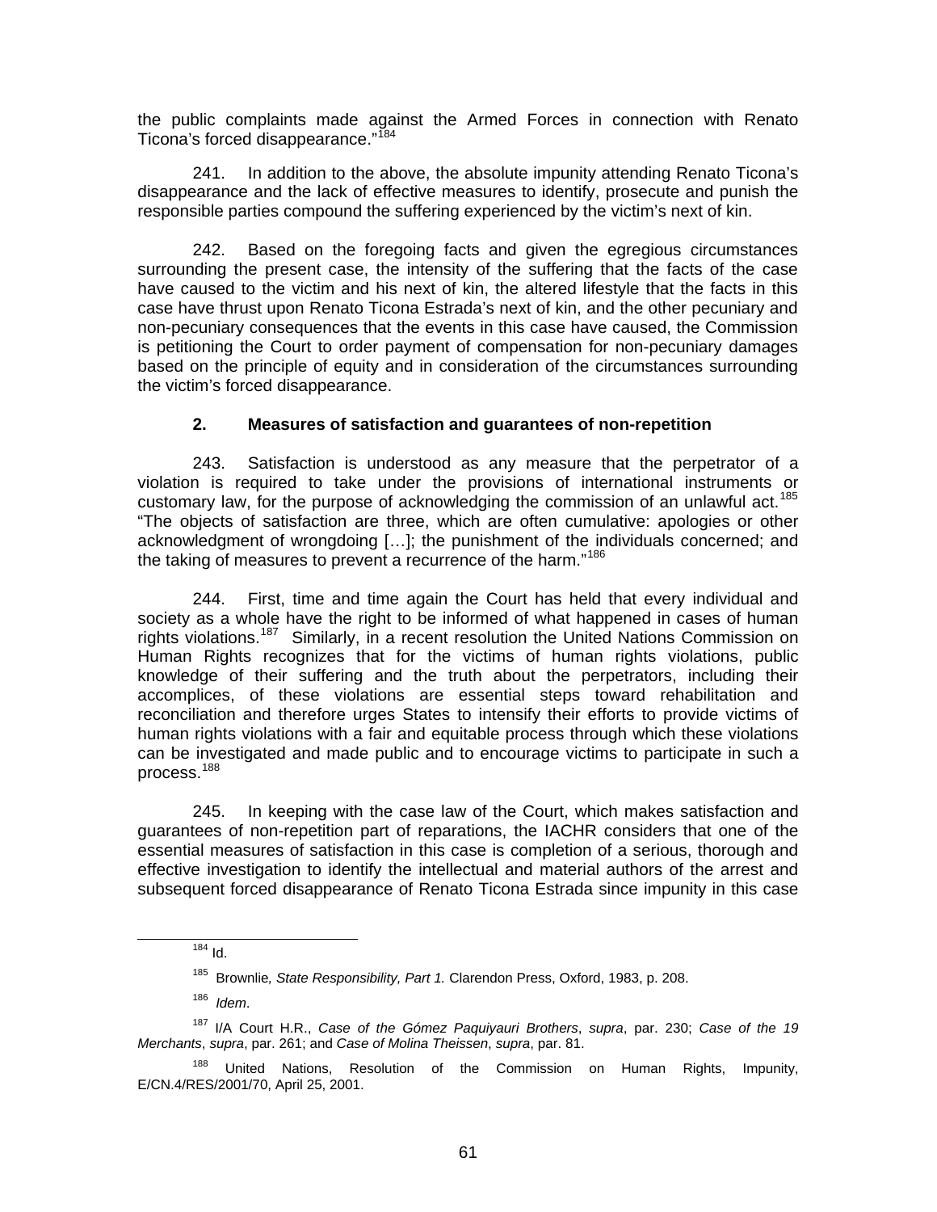the public complaints made against the Armed Forces in connection with Renato Ticona's forced disappearance."[184]

241. In addition to the above, the absolute impunity attending Renato Ticona's disappearance and the lack of effective measures to identify, prosecute and punish the responsible parties compound the suffering experienced by the victim's next of kin.

242. Based on the foregoing facts and given the egregious circumstances surrounding the present case, the intensity of the suffering that the facts of the case have caused to the victim and his next of kin, the altered lifestyle that the facts in this case have thrust upon Renato Ticona Estrada's next of kin, and the other pecuniary and non-pecuniary consequences that the events in this case have caused, the Commission is petitioning the Court to order payment of compensation for non-pecuniary damages based on the principle of equity and in consideration of the circumstances surrounding the victim's forced disappearance.

### 2. Measures of satisfaction and guarantees of non-repetition

243. Satisfaction is understood as any measure that the perpetrator of a violation is required to take under the provisions of international instruments or customary law, for the purpose of acknowledging the commission of an unlawful act.[185] "The objects of satisfaction are three, which are often cumulative: apologies or other acknowledgment of wrongdoing […]; the punishment of the individuals concerned; and the taking of measures to prevent a recurrence of the harm."[186]

244. First, time and time again the Court has held that every individual and society as a whole have the right to be informed of what happened in cases of human rights violations.[187] Similarly, in a recent resolution the United Nations Commission on Human Rights recognizes that for the victims of human rights violations, public knowledge of their suffering and the truth about the perpetrators, including their accomplices, of these violations are essential steps toward rehabilitation and reconciliation and therefore urges States to intensify their efforts to provide victims of human rights violations with a fair and equitable process through which these violations can be investigated and made public and to encourage victims to participate in such a process.[188]

245. In keeping with the case law of the Court, which makes satisfaction and guarantees of non-repetition part of reparations, the IACHR considers that one of the essential measures of satisfaction in this case is completion of a serious, thorough and effective investigation to identify the intellectual and material authors of the arrest and subsequent forced disappearance of Renato Ticona Estrada since impunity in this case

---

[184] Id.

[185] Brownlie*, State Responsibility, Part 1.* Clarendon Press, Oxford, 1983, p. 208.

[186] *Idem*.

[187] I/A Court H.R., *Case of the Gómez Paquiyauri Brothers*, *supra*, par. 230; *Case of the 19 Merchants*, *supra*, par. 261; and *Case of Molina Theissen*, *supra*, par. 81.

[188] United Nations, Resolution of the Commission on Human Rights, Impunity, E/CN.4/RES/2001/70, April 25, 2001.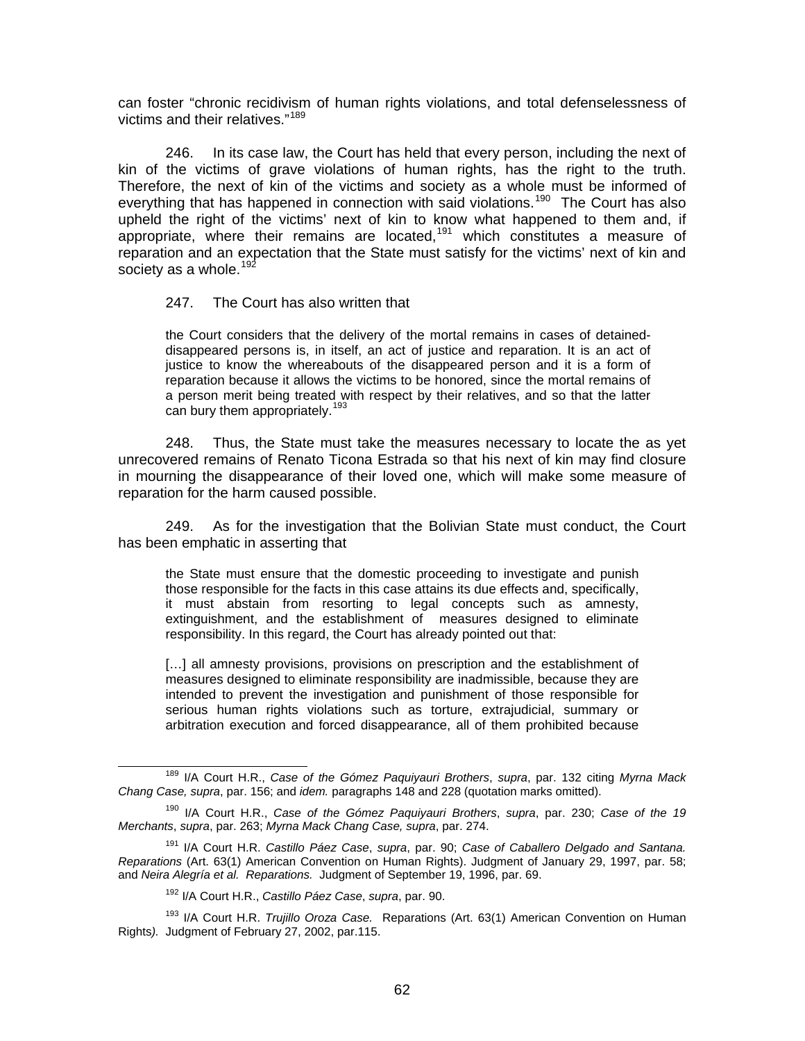can foster "chronic recidivism of human rights violations, and total defenselessness of victims and their relatives."[189]

246. In its case law, the Court has held that every person, including the next of kin of the victims of grave violations of human rights, has the right to the truth. Therefore, the next of kin of the victims and society as a whole must be informed of everything that has happened in connection with said violations.[190] The Court has also upheld the right of the victims' next of kin to know what happened to them and, if appropriate, where their remains are located,[191] which constitutes a measure of reparation and an expectation that the State must satisfy for the victims' next of kin and society as a whole.[192]

247. The Court has also written that

> the Court considers that the delivery of the mortal remains in cases of detained-disappeared persons is, in itself, an act of justice and reparation. It is an act of justice to know the whereabouts of the disappeared person and it is a form of reparation because it allows the victims to be honored, since the mortal remains of a person merit being treated with respect by their relatives, and so that the latter can bury them appropriately.[193]

248. Thus, the State must take the measures necessary to locate the as yet unrecovered remains of Renato Ticona Estrada so that his next of kin may find closure in mourning the disappearance of their loved one, which will make some measure of reparation for the harm caused possible.

249. As for the investigation that the Bolivian State must conduct, the Court has been emphatic in asserting that

> the State must ensure that the domestic proceeding to investigate and punish those responsible for the facts in this case attains its due effects and, specifically, it must abstain from resorting to legal concepts such as amnesty, extinguishment, and the establishment of measures designed to eliminate responsibility. In this regard, the Court has already pointed out that:
>
> […] all amnesty provisions, provisions on prescription and the establishment of measures designed to eliminate responsibility are inadmissible, because they are intended to prevent the investigation and punishment of those responsible for serious human rights violations such as torture, extrajudicial, summary or arbitration execution and forced disappearance, all of them prohibited because

---

[189] I/A Court H.R., *Case of the Gómez Paquiyauri Brothers*, *supra*, par. 132 citing *Myrna Mack Chang Case, supra*, par. 156; and *idem.* paragraphs 148 and 228 (quotation marks omitted).

[190] I/A Court H.R., *Case of the Gómez Paquiyauri Brothers*, *supra*, par. 230; *Case of the 19 Merchants*, *supra*, par. 263; *Myrna Mack Chang Case, supra*, par. 274.

[191] I/A Court H.R. *Castillo Páez Case*, *supra*, par. 90; *Case of Caballero Delgado and Santana. Reparations* (Art. 63(1) American Convention on Human Rights). Judgment of January 29, 1997, par. 58; and *Neira Alegría et al. Reparations.* Judgment of September 19, 1996, par. 69.

[192] I/A Court H.R., *Castillo Páez Case*, *supra*, par. 90.

[193] I/A Court H.R. *Trujillo Oroza Case.* Reparations (Art. 63(1) American Convention on Human Rights*).* Judgment of February 27, 2002, par.115.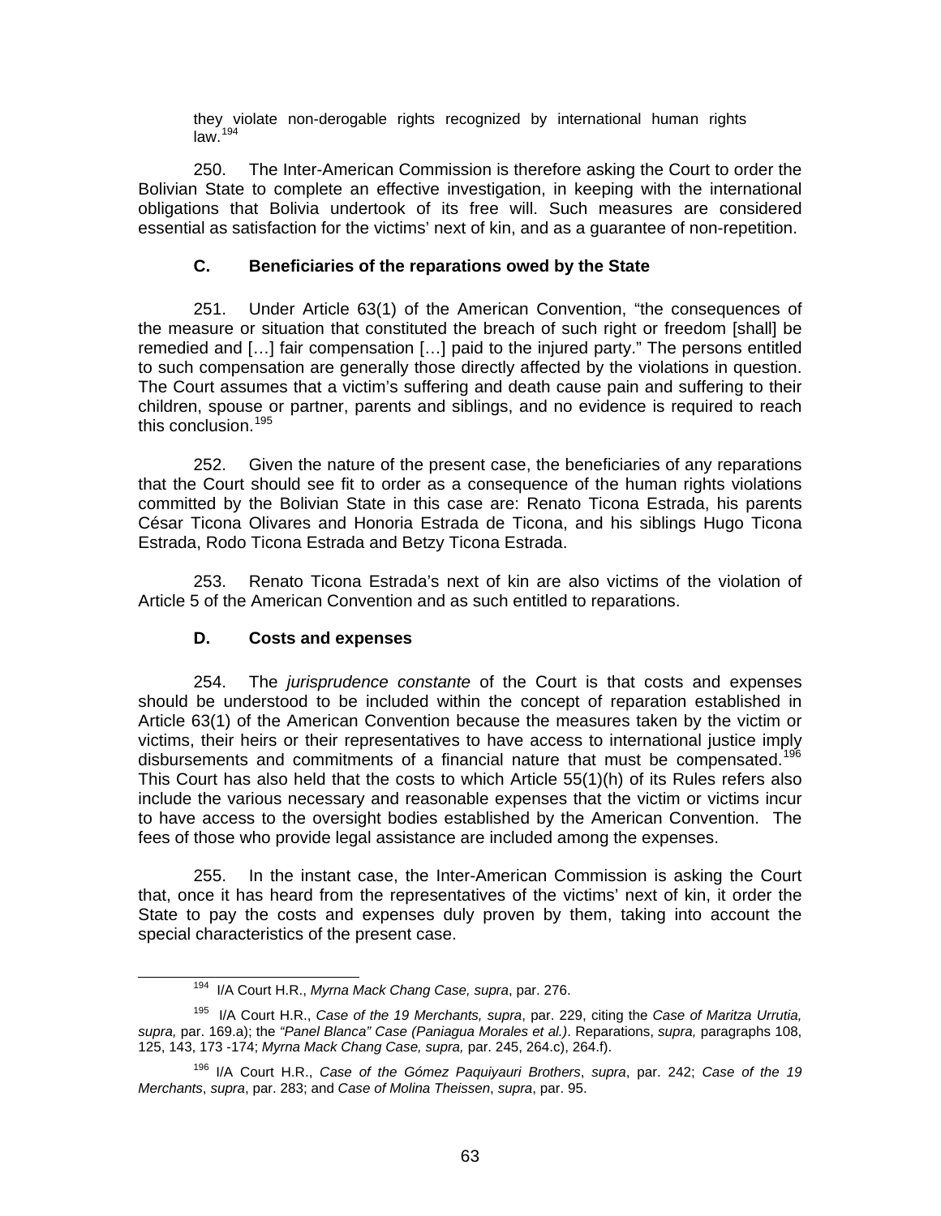they violate non-derogable rights recognized by international human rights law.[194]

250. The Inter-American Commission is therefore asking the Court to order the Bolivian State to complete an effective investigation, in keeping with the international obligations that Bolivia undertook of its free will. Such measures are considered essential as satisfaction for the victims' next of kin, and as a guarantee of non-repetition.

### C. Beneficiaries of the reparations owed by the State

251. Under Article 63(1) of the American Convention, "the consequences of the measure or situation that constituted the breach of such right or freedom [shall] be remedied and […] fair compensation […] paid to the injured party." The persons entitled to such compensation are generally those directly affected by the violations in question. The Court assumes that a victim's suffering and death cause pain and suffering to their children, spouse or partner, parents and siblings, and no evidence is required to reach this conclusion.[195]

252. Given the nature of the present case, the beneficiaries of any reparations that the Court should see fit to order as a consequence of the human rights violations committed by the Bolivian State in this case are: Renato Ticona Estrada, his parents César Ticona Olivares and Honoria Estrada de Ticona, and his siblings Hugo Ticona Estrada, Rodo Ticona Estrada and Betzy Ticona Estrada.

253. Renato Ticona Estrada's next of kin are also victims of the violation of Article 5 of the American Convention and as such entitled to reparations.

### D. Costs and expenses

254. The *jurisprudence constante* of the Court is that costs and expenses should be understood to be included within the concept of reparation established in Article 63(1) of the American Convention because the measures taken by the victim or victims, their heirs or their representatives to have access to international justice imply disbursements and commitments of a financial nature that must be compensated.[196] This Court has also held that the costs to which Article 55(1)(h) of its Rules refers also include the various necessary and reasonable expenses that the victim or victims incur to have access to the oversight bodies established by the American Convention. The fees of those who provide legal assistance are included among the expenses.

255. In the instant case, the Inter-American Commission is asking the Court that, once it has heard from the representatives of the victims' next of kin, it order the State to pay the costs and expenses duly proven by them, taking into account the special characteristics of the present case.

---

[194] I/A Court H.R., *Myrna Mack Chang Case, supra*, par. 276.

[195] I/A Court H.R., *Case of the 19 Merchants, supra*, par. 229, citing the *Case of Maritza Urrutia, supra,* par. 169.a); the *"Panel Blanca" Case (Paniagua Morales et al.)*. Reparations, *supra,* paragraphs 108, 125, 143, 173 -174; *Myrna Mack Chang Case, supra,* par. 245, 264.c), 264.f).

[196] I/A Court H.R., *Case of the Gómez Paquiyauri Brothers*, *supra*, par. 242; *Case of the 19 Merchants*, *supra*, par. 283; and *Case of Molina Theissen*, *supra*, par. 95.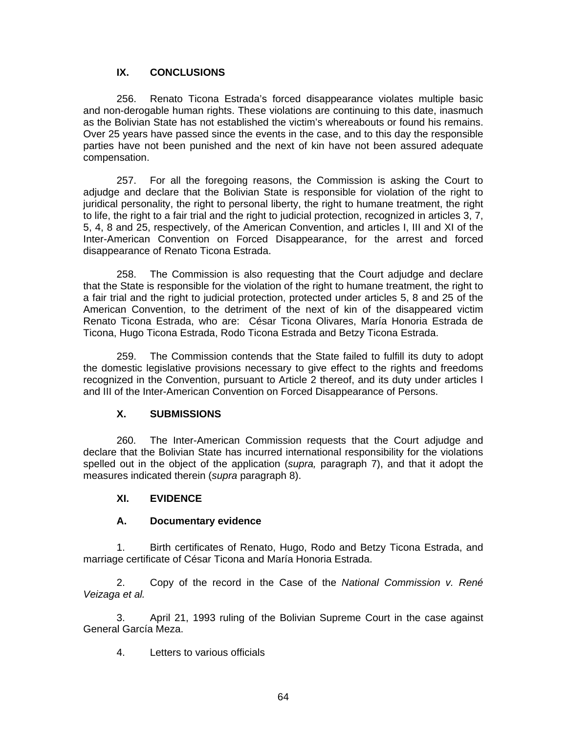## IX. CONCLUSIONS

256. Renato Ticona Estrada's forced disappearance violates multiple basic and non-derogable human rights. These violations are continuing to this date, inasmuch as the Bolivian State has not established the victim's whereabouts or found his remains. Over 25 years have passed since the events in the case, and to this day the responsible parties have not been punished and the next of kin have not been assured adequate compensation.

257. For all the foregoing reasons, the Commission is asking the Court to adjudge and declare that the Bolivian State is responsible for violation of the right to juridical personality, the right to personal liberty, the right to humane treatment, the right to life, the right to a fair trial and the right to judicial protection, recognized in articles 3, 7, 5, 4, 8 and 25, respectively, of the American Convention, and articles I, III and XI of the Inter-American Convention on Forced Disappearance, for the arrest and forced disappearance of Renato Ticona Estrada.

258. The Commission is also requesting that the Court adjudge and declare that the State is responsible for the violation of the right to humane treatment, the right to a fair trial and the right to judicial protection, protected under articles 5, 8 and 25 of the American Convention, to the detriment of the next of kin of the disappeared victim Renato Ticona Estrada, who are: César Ticona Olivares, María Honoria Estrada de Ticona, Hugo Ticona Estrada, Rodo Ticona Estrada and Betzy Ticona Estrada.

259. The Commission contends that the State failed to fulfill its duty to adopt the domestic legislative provisions necessary to give effect to the rights and freedoms recognized in the Convention, pursuant to Article 2 thereof, and its duty under articles I and III of the Inter-American Convention on Forced Disappearance of Persons.

## X. SUBMISSIONS

260. The Inter-American Commission requests that the Court adjudge and declare that the Bolivian State has incurred international responsibility for the violations spelled out in the object of the application (*supra,* paragraph 7), and that it adopt the measures indicated therein (*supra* paragraph 8).

## XI. EVIDENCE

### A. Documentary evidence

1. Birth certificates of Renato, Hugo, Rodo and Betzy Ticona Estrada, and marriage certificate of César Ticona and María Honoria Estrada.

2. Copy of the record in the Case of the *National Commission v. René Veizaga et al.*

3. April 21, 1993 ruling of the Bolivian Supreme Court in the case against General García Meza.

4. Letters to various officials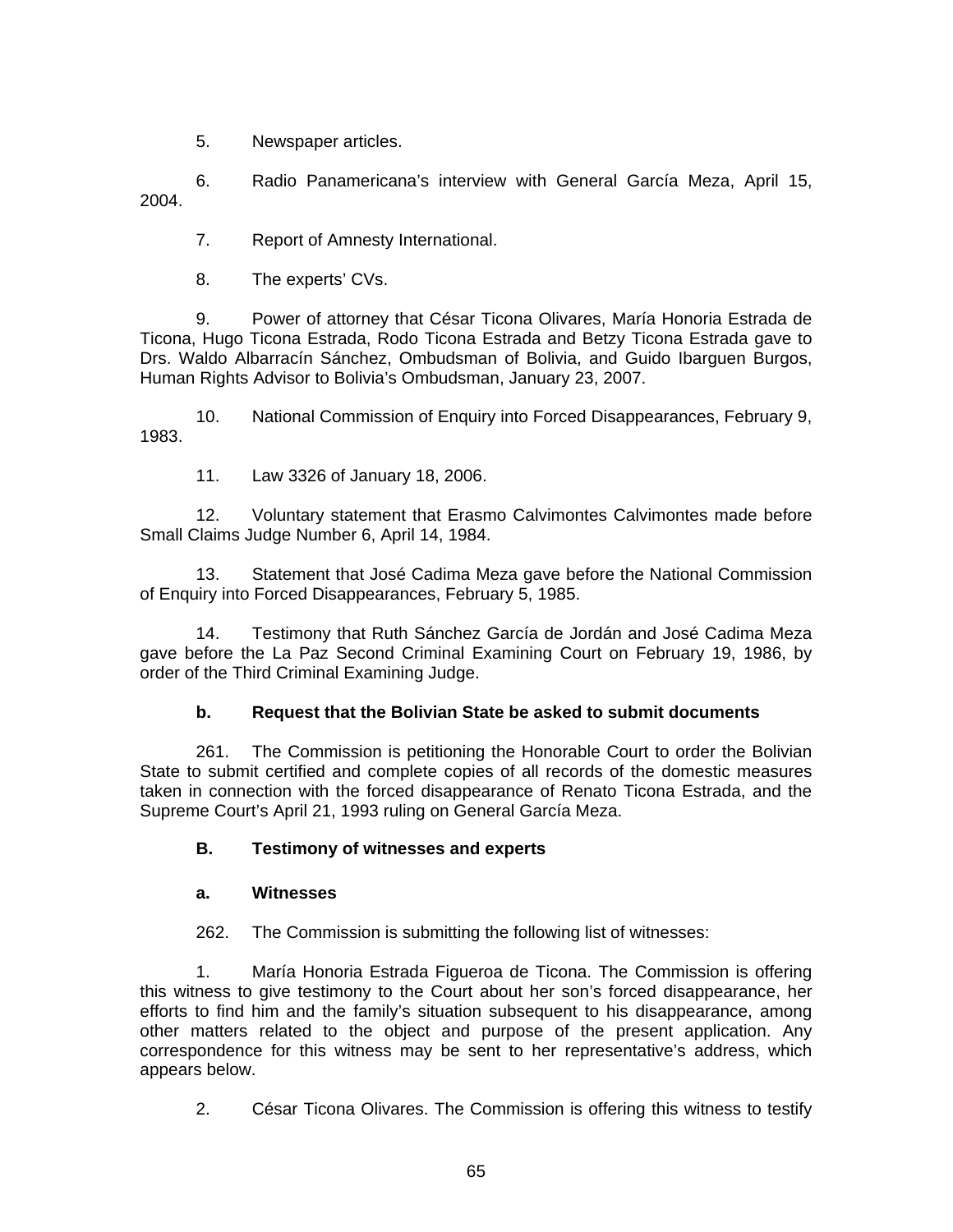5. Newspaper articles.

6. Radio Panamericana's interview with General García Meza, April 15, 2004.

7. Report of Amnesty International.

8. The experts' CVs.

9. Power of attorney that César Ticona Olivares, María Honoria Estrada de Ticona, Hugo Ticona Estrada, Rodo Ticona Estrada and Betzy Ticona Estrada gave to Drs. Waldo Albarracín Sánchez, Ombudsman of Bolivia, and Guido Ibarguen Burgos, Human Rights Advisor to Bolivia's Ombudsman, January 23, 2007.

10. National Commission of Enquiry into Forced Disappearances, February 9, 1983.

11. Law 3326 of January 18, 2006.

12. Voluntary statement that Erasmo Calvimontes Calvimontes made before Small Claims Judge Number 6, April 14, 1984.

13. Statement that José Cadima Meza gave before the National Commission of Enquiry into Forced Disappearances, February 5, 1985.

14. Testimony that Ruth Sánchez García de Jordán and José Cadima Meza gave before the La Paz Second Criminal Examining Court on February 19, 1986, by order of the Third Criminal Examining Judge.

**b. Request that the Bolivian State be asked to submit documents**

261. The Commission is petitioning the Honorable Court to order the Bolivian State to submit certified and complete copies of all records of the domestic measures taken in connection with the forced disappearance of Renato Ticona Estrada, and the Supreme Court's April 21, 1993 ruling on General García Meza.

**B. Testimony of witnesses and experts**

**a. Witnesses**

262. The Commission is submitting the following list of witnesses:

1. María Honoria Estrada Figueroa de Ticona. The Commission is offering this witness to give testimony to the Court about her son's forced disappearance, her efforts to find him and the family's situation subsequent to his disappearance, among other matters related to the object and purpose of the present application. Any correspondence for this witness may be sent to her representative's address, which appears below.

2. César Ticona Olivares. The Commission is offering this witness to testify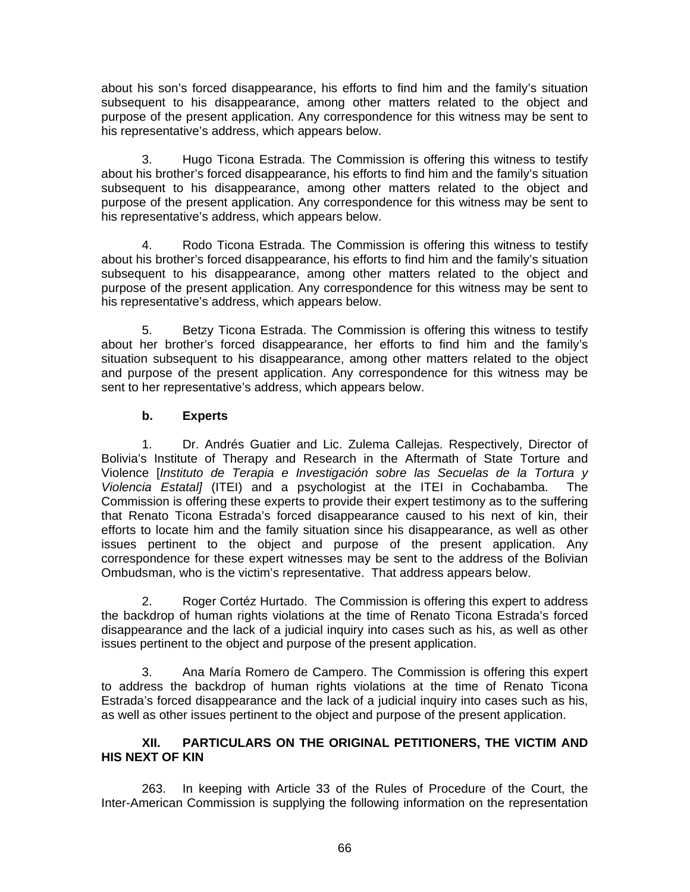about his son's forced disappearance, his efforts to find him and the family's situation subsequent to his disappearance, among other matters related to the object and purpose of the present application. Any correspondence for this witness may be sent to his representative's address, which appears below.

3. Hugo Ticona Estrada. The Commission is offering this witness to testify about his brother's forced disappearance, his efforts to find him and the family's situation subsequent to his disappearance, among other matters related to the object and purpose of the present application. Any correspondence for this witness may be sent to his representative's address, which appears below.

4. Rodo Ticona Estrada. The Commission is offering this witness to testify about his brother's forced disappearance, his efforts to find him and the family's situation subsequent to his disappearance, among other matters related to the object and purpose of the present application. Any correspondence for this witness may be sent to his representative's address, which appears below.

5. Betzy Ticona Estrada. The Commission is offering this witness to testify about her brother's forced disappearance, her efforts to find him and the family's situation subsequent to his disappearance, among other matters related to the object and purpose of the present application. Any correspondence for this witness may be sent to her representative's address, which appears below.

### b. Experts

1. Dr. Andrés Guatier and Lic. Zulema Callejas. Respectively, Director of Bolivia's Institute of Therapy and Research in the Aftermath of State Torture and Violence [*Instituto de Terapia e Investigación sobre las Secuelas de la Tortura y Violencia Estatal]* (ITEI) and a psychologist at the ITEI in Cochabamba. The Commission is offering these experts to provide their expert testimony as to the suffering that Renato Ticona Estrada's forced disappearance caused to his next of kin, their efforts to locate him and the family situation since his disappearance, as well as other issues pertinent to the object and purpose of the present application. Any correspondence for these expert witnesses may be sent to the address of the Bolivian Ombudsman, who is the victim's representative. That address appears below.

2. Roger Cortéz Hurtado. The Commission is offering this expert to address the backdrop of human rights violations at the time of Renato Ticona Estrada's forced disappearance and the lack of a judicial inquiry into cases such as his, as well as other issues pertinent to the object and purpose of the present application.

3. Ana María Romero de Campero. The Commission is offering this expert to address the backdrop of human rights violations at the time of Renato Ticona Estrada's forced disappearance and the lack of a judicial inquiry into cases such as his, as well as other issues pertinent to the object and purpose of the present application.

## XII. PARTICULARS ON THE ORIGINAL PETITIONERS, THE VICTIM AND HIS NEXT OF KIN

263. In keeping with Article 33 of the Rules of Procedure of the Court, the Inter-American Commission is supplying the following information on the representation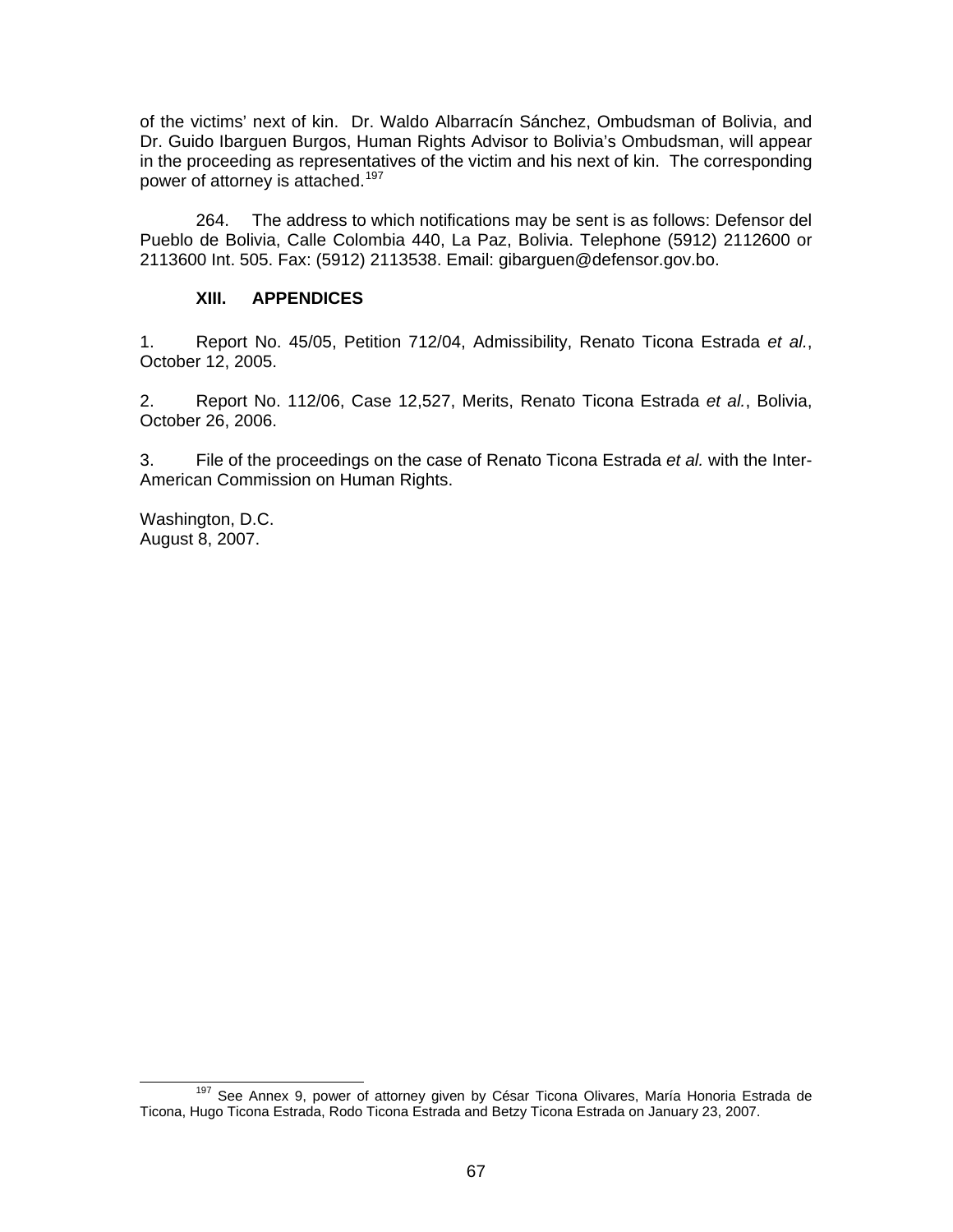of the victims' next of kin. Dr. Waldo Albarracín Sánchez, Ombudsman of Bolivia, and Dr. Guido Ibarguen Burgos, Human Rights Advisor to Bolivia's Ombudsman, will appear in the proceeding as representatives of the victim and his next of kin. The corresponding power of attorney is attached.[197]

264. The address to which notifications may be sent is as follows: Defensor del Pueblo de Bolivia, Calle Colombia 440, La Paz, Bolivia. Telephone (5912) 2112600 or 2113600 Int. 505. Fax: (5912) 2113538. Email: gibarguen@defensor.gov.bo.

## XIII. APPENDICES

1. Report No. 45/05, Petition 712/04, Admissibility, Renato Ticona Estrada *et al.*, October 12, 2005.

2. Report No. 112/06, Case 12,527, Merits, Renato Ticona Estrada *et al.*, Bolivia, October 26, 2006.

3. File of the proceedings on the case of Renato Ticona Estrada *et al.* with the Inter-American Commission on Human Rights.

Washington, D.C.
August 8, 2007.

[197] See Annex 9, power of attorney given by César Ticona Olivares, María Honoria Estrada de Ticona, Hugo Ticona Estrada, Rodo Ticona Estrada and Betzy Ticona Estrada on January 23, 2007.